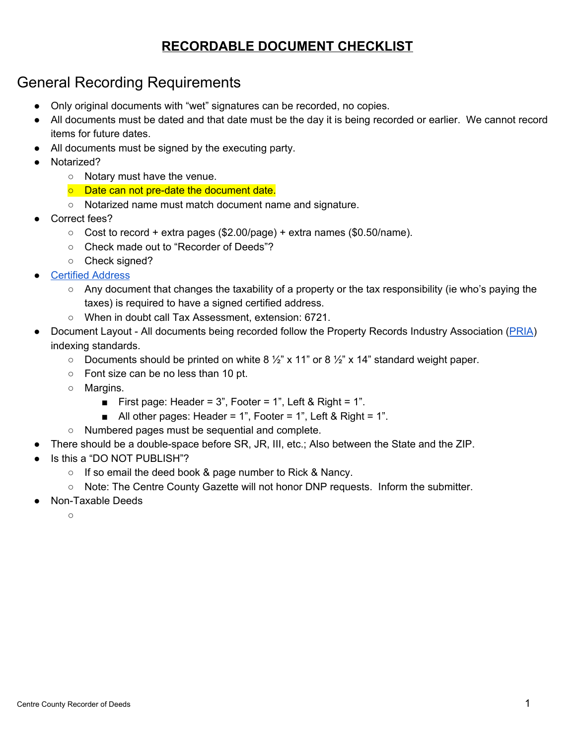# RECORDABLE DOCUMENT CHECKLIST

## General Recording Requirements

- Only original documents with "wet" signatures can be recorded, no copies.
- All documents must be dated and that date must be the day it is being recorded or earlier. We cannot record items for future dates.
- All documents must be signed by the executing party.
- Notarized?
  - Notary must have the venue.
  - Date can not pre-date the document date.
  - Notarized name must match document name and signature.
- Correct fees?
  - Cost to record + extra pages ($2.00/page) + extra names ($0.50/name).
  - Check made out to "Recorder of Deeds"?
  - Check signed?
- Certified Address
  - Any document that changes the taxability of a property or the tax responsibility (ie who's paying the taxes) is required to have a signed certified address.
  - When in doubt call Tax Assessment, extension: 6721.
- Document Layout - All documents being recorded follow the Property Records Industry Association (PRIA) indexing standards.
  - Documents should be printed on white 8 ½" x 11" or 8 ½" x 14" standard weight paper.
  - Font size can be no less than 10 pt.
  - Margins.
    - First page: Header = 3", Footer = 1", Left & Right = 1".
    - All other pages: Header = 1", Footer = 1", Left & Right = 1".
  - Numbered pages must be sequential and complete.
- There should be a double-space before SR, JR, III, etc.; Also between the State and the ZIP.
- Is this a "DO NOT PUBLISH"?
  - If so email the deed book & page number to Rick & Nancy.
  - Note: The Centre County Gazette will not honor DNP requests. Inform the submitter.
- Non-Taxable Deeds
  -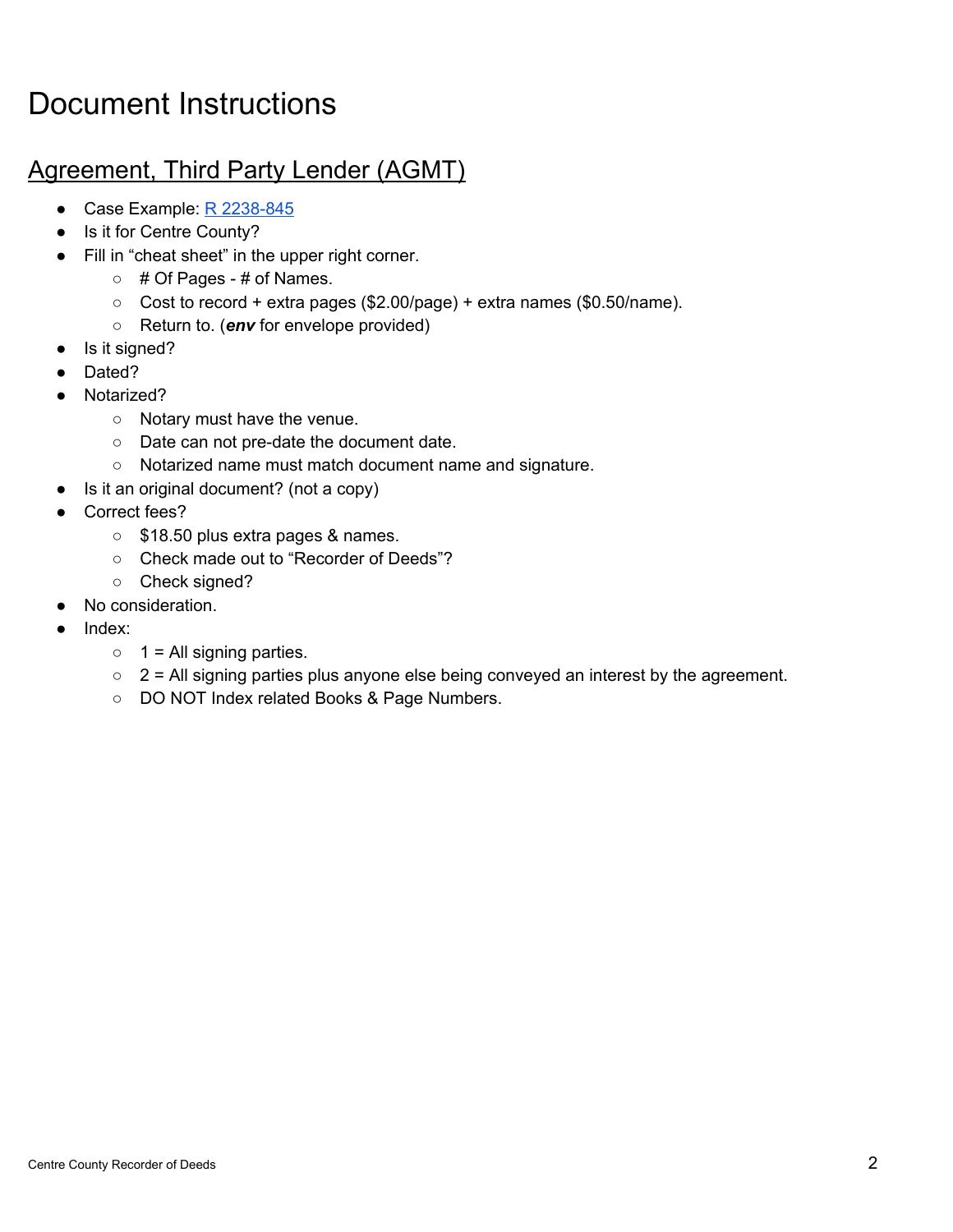# Document Instructions

## Agreement, Third Party Lender (AGMT)

- Case Example: R 2238-845
- Is it for Centre County?
- Fill in "cheat sheet" in the upper right corner.
  - # Of Pages - # of Names.
  - Cost to record + extra pages ($2.00/page) + extra names ($0.50/name).
  - Return to. (***env*** for envelope provided)
- Is it signed?
- Dated?
- Notarized?
  - Notary must have the venue.
  - Date can not pre-date the document date.
  - Notarized name must match document name and signature.
- Is it an original document? (not a copy)
- Correct fees?
  - $18.50 plus extra pages & names.
  - Check made out to "Recorder of Deeds"?
  - Check signed?
- No consideration.
- Index:
  - 1 = All signing parties.
  - 2 = All signing parties plus anyone else being conveyed an interest by the agreement.
  - DO NOT Index related Books & Page Numbers.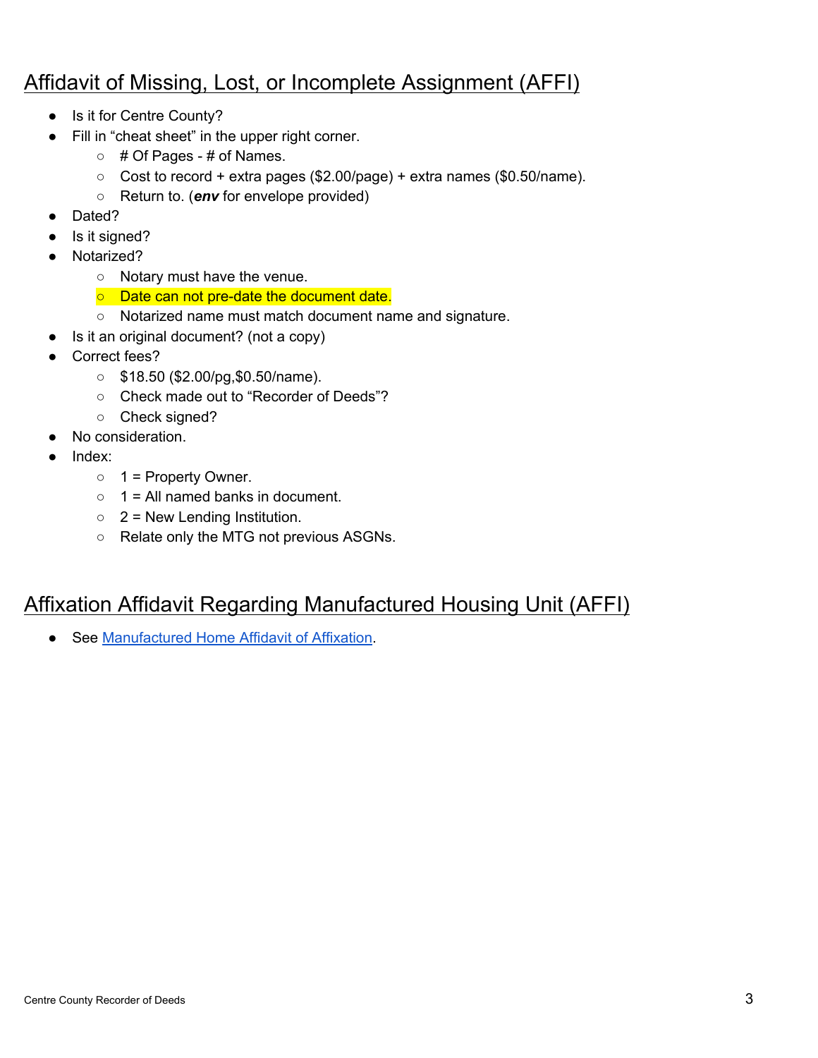## Affidavit of Missing, Lost, or Incomplete Assignment (AFFI)

- Is it for Centre County?
- Fill in "cheat sheet" in the upper right corner.
  - # Of Pages - # of Names.
  - Cost to record + extra pages ($2.00/page) + extra names ($0.50/name).
  - Return to. (***env*** for envelope provided)
- Dated?
- Is it signed?
- Notarized?
  - Notary must have the venue.
  - Date can not pre-date the document date.
  - Notarized name must match document name and signature.
- Is it an original document? (not a copy)
- Correct fees?
  - $18.50 ($2.00/pg,$0.50/name).
  - Check made out to "Recorder of Deeds"?
  - Check signed?
- No consideration.
- Index:
  - 1 = Property Owner.
  - 1 = All named banks in document.
  - 2 = New Lending Institution.
  - Relate only the MTG not previous ASGNs.

## Affixation Affidavit Regarding Manufactured Housing Unit (AFFI)

- See Manufactured Home Affidavit of Affixation.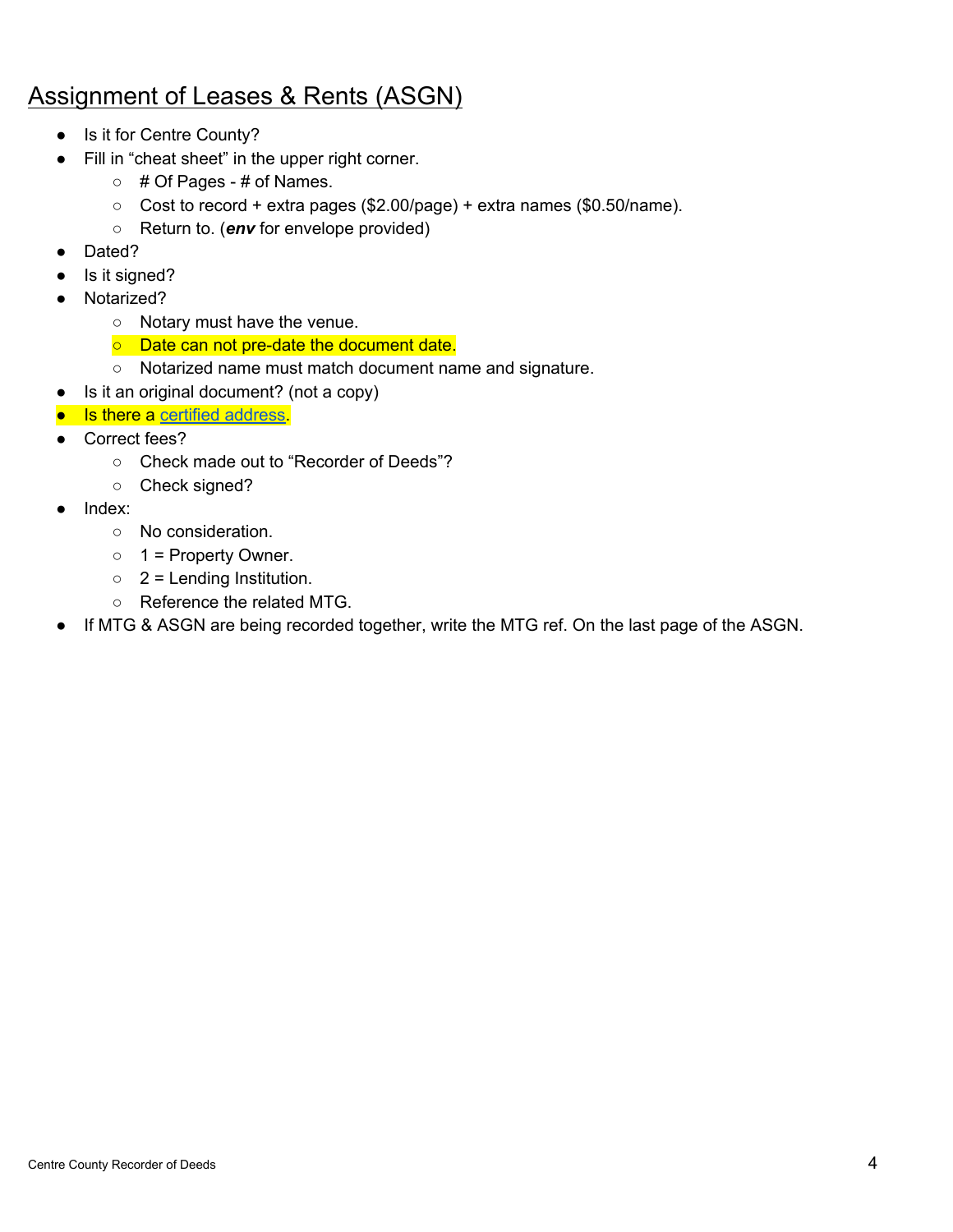# Assignment of Leases & Rents (ASGN)

- Is it for Centre County?
- Fill in "cheat sheet" in the upper right corner.
  - # Of Pages - # of Names.
  - Cost to record + extra pages ($2.00/page) + extra names ($0.50/name).
  - Return to. (***env*** for envelope provided)
- Dated?
- Is it signed?
- Notarized?
  - Notary must have the venue.
  - Date can not pre-date the document date.
  - Notarized name must match document name and signature.
- Is it an original document? (not a copy)
- Is there a certified address.
- Correct fees?
  - Check made out to "Recorder of Deeds"?
  - Check signed?
- Index:
  - No consideration.
  - 1 = Property Owner.
  - 2 = Lending Institution.
  - Reference the related MTG.
- If MTG & ASGN are being recorded together, write the MTG ref. On the last page of the ASGN.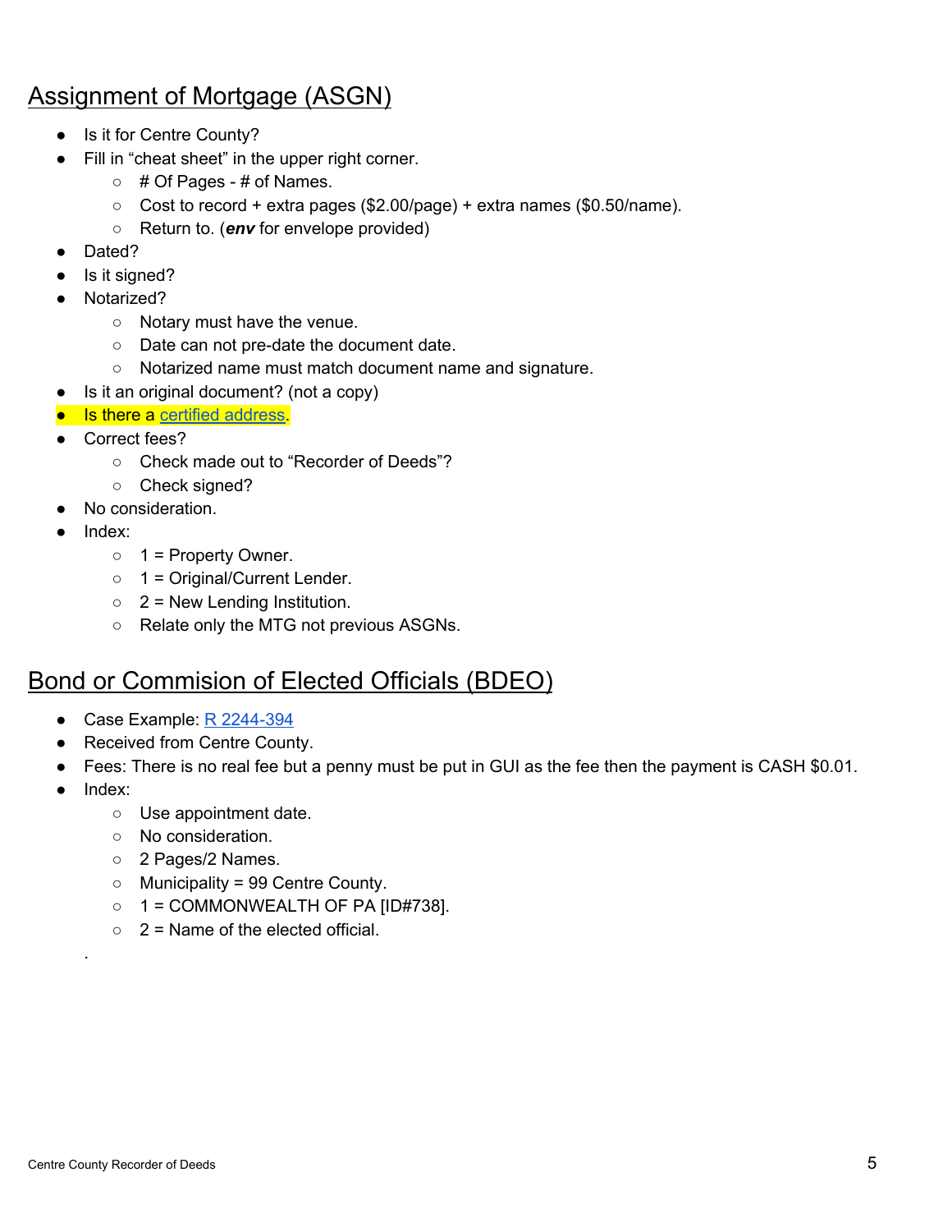## Assignment of Mortgage (ASGN)

- Is it for Centre County?
- Fill in "cheat sheet" in the upper right corner.
  - # Of Pages - # of Names.
  - Cost to record + extra pages ($2.00/page) + extra names ($0.50/name).
  - Return to. (***env*** for envelope provided)
- Dated?
- Is it signed?
- Notarized?
  - Notary must have the venue.
  - Date can not pre-date the document date.
  - Notarized name must match document name and signature.
- Is it an original document? (not a copy)
- Is there a certified address.
- Correct fees?
  - Check made out to "Recorder of Deeds"?
  - Check signed?
- No consideration.
- Index:
  - 1 = Property Owner.
  - 1 = Original/Current Lender.
  - 2 = New Lending Institution.
  - Relate only the MTG not previous ASGNs.

## Bond or Commision of Elected Officials (BDEO)

- Case Example: R 2244-394
- Received from Centre County.
- Fees: There is no real fee but a penny must be put in GUI as the fee then the payment is CASH $0.01.
- Index:
  - Use appointment date.
  - No consideration.
  - 2 Pages/2 Names.
  - Municipality = 99 Centre County.
  - 1 = COMMONWEALTH OF PA [ID#738].
  - 2 = Name of the elected official.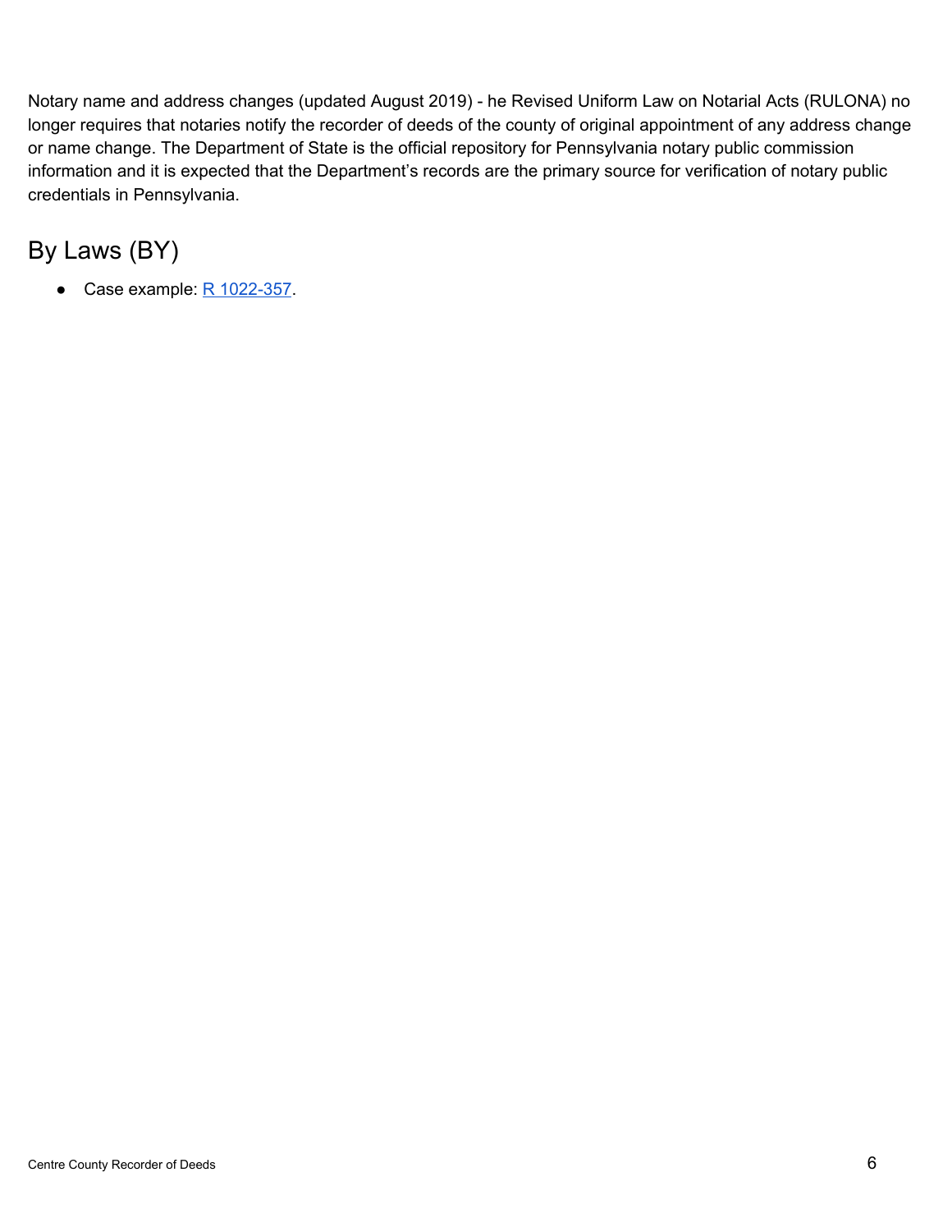Notary name and address changes (updated August 2019) - he Revised Uniform Law on Notarial Acts (RULONA) no longer requires that notaries notify the recorder of deeds of the county of original appointment of any address change or name change. The Department of State is the official repository for Pennsylvania notary public commission information and it is expected that the Department's records are the primary source for verification of notary public credentials in Pennsylvania.

## By Laws (BY)

- Case example: R 1022-357.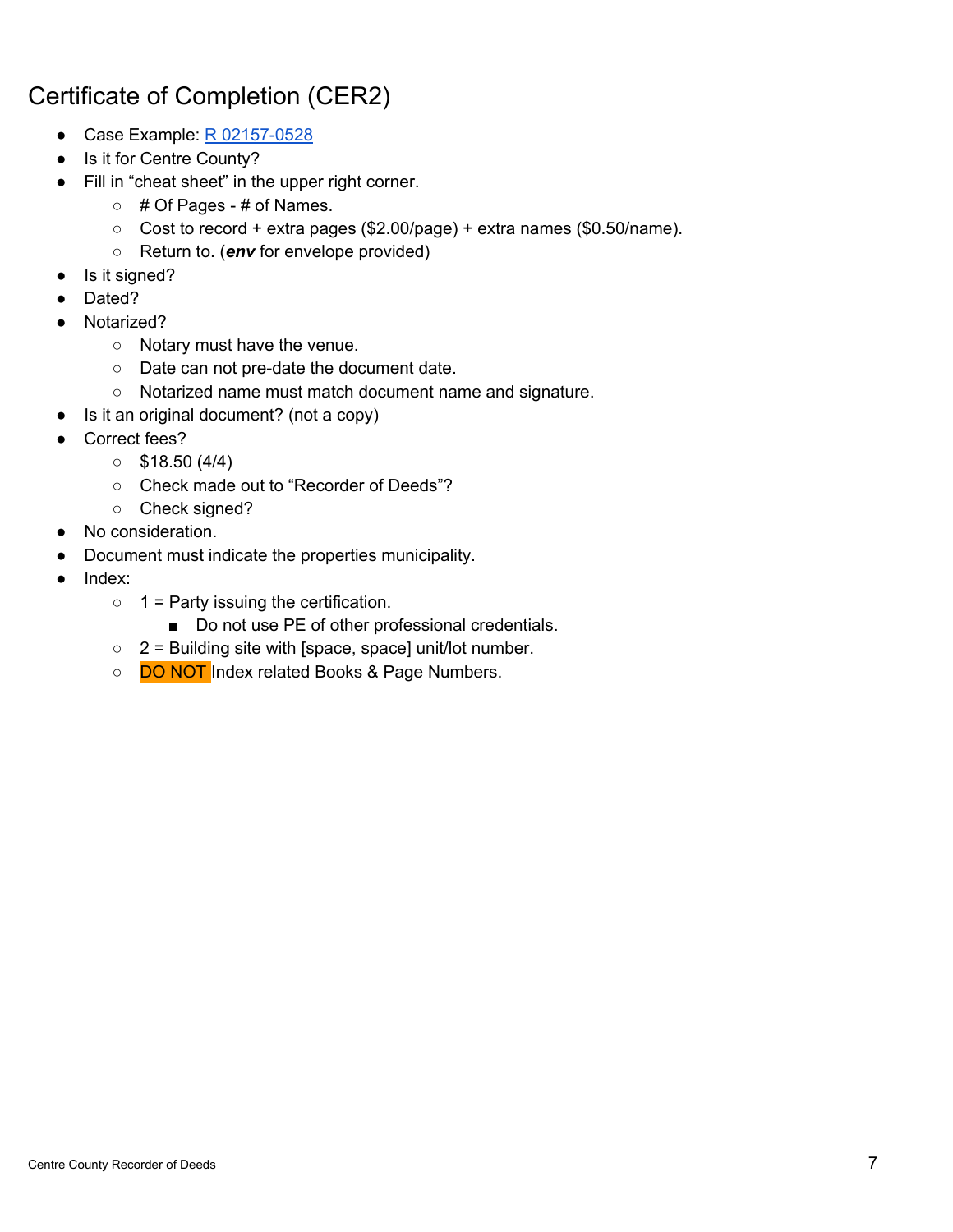# Certificate of Completion (CER2)

- Case Example: R 02157-0528
- Is it for Centre County?
- Fill in "cheat sheet" in the upper right corner.
  - # Of Pages - # of Names.
  - Cost to record + extra pages ($2.00/page) + extra names ($0.50/name).
  - Return to. (***env*** for envelope provided)
- Is it signed?
- Dated?
- Notarized?
  - Notary must have the venue.
  - Date can not pre-date the document date.
  - Notarized name must match document name and signature.
- Is it an original document? (not a copy)
- Correct fees?
  - $18.50 (4/4)
  - Check made out to "Recorder of Deeds"?
  - Check signed?
- No consideration.
- Document must indicate the properties municipality.
- Index:
  - 1 = Party issuing the certification.
    - Do not use PE of other professional credentials.
  - 2 = Building site with [space, space] unit/lot number.
  - DO NOT Index related Books & Page Numbers.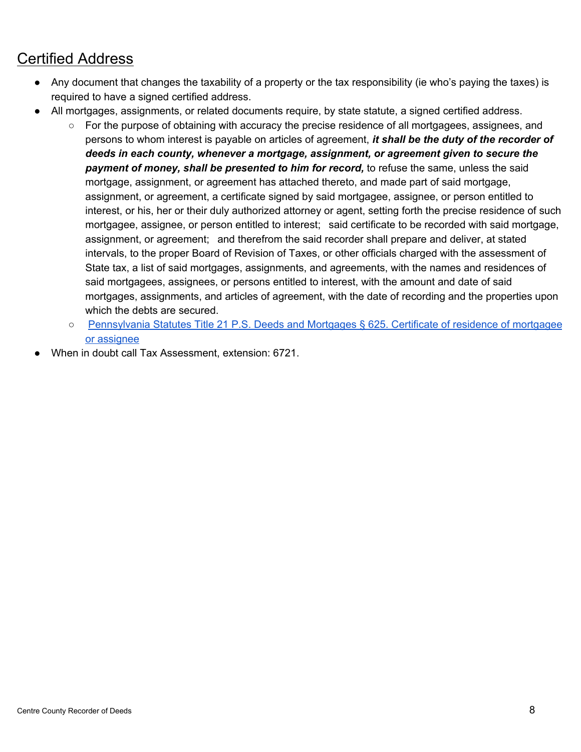## Certified Address

- Any document that changes the taxability of a property or the tax responsibility (ie who's paying the taxes) is required to have a signed certified address.
- All mortgages, assignments, or related documents require, by state statute, a signed certified address.
  - For the purpose of obtaining with accuracy the precise residence of all mortgagees, assignees, and persons to whom interest is payable on articles of agreement, ***it shall be the duty of the recorder of deeds in each county, whenever a mortgage, assignment, or agreement given to secure the payment of money, shall be presented to him for record,*** to refuse the same, unless the said mortgage, assignment, or agreement has attached thereto, and made part of said mortgage, assignment, or agreement, a certificate signed by said mortgagee, assignee, or person entitled to interest, or his, her or their duly authorized attorney or agent, setting forth the precise residence of such mortgagee, assignee, or person entitled to interest; said certificate to be recorded with said mortgage, assignment, or agreement; and therefrom the said recorder shall prepare and deliver, at stated intervals, to the proper Board of Revision of Taxes, or other officials charged with the assessment of State tax, a list of said mortgages, assignments, and agreements, with the names and residences of said mortgagees, assignees, or persons entitled to interest, with the amount and date of said mortgages, assignments, and articles of agreement, with the date of recording and the properties upon which the debts are secured.
  - Pennsylvania Statutes Title 21 P.S. Deeds and Mortgages § 625. Certificate of residence of mortgagee or assignee
- When in doubt call Tax Assessment, extension: 6721.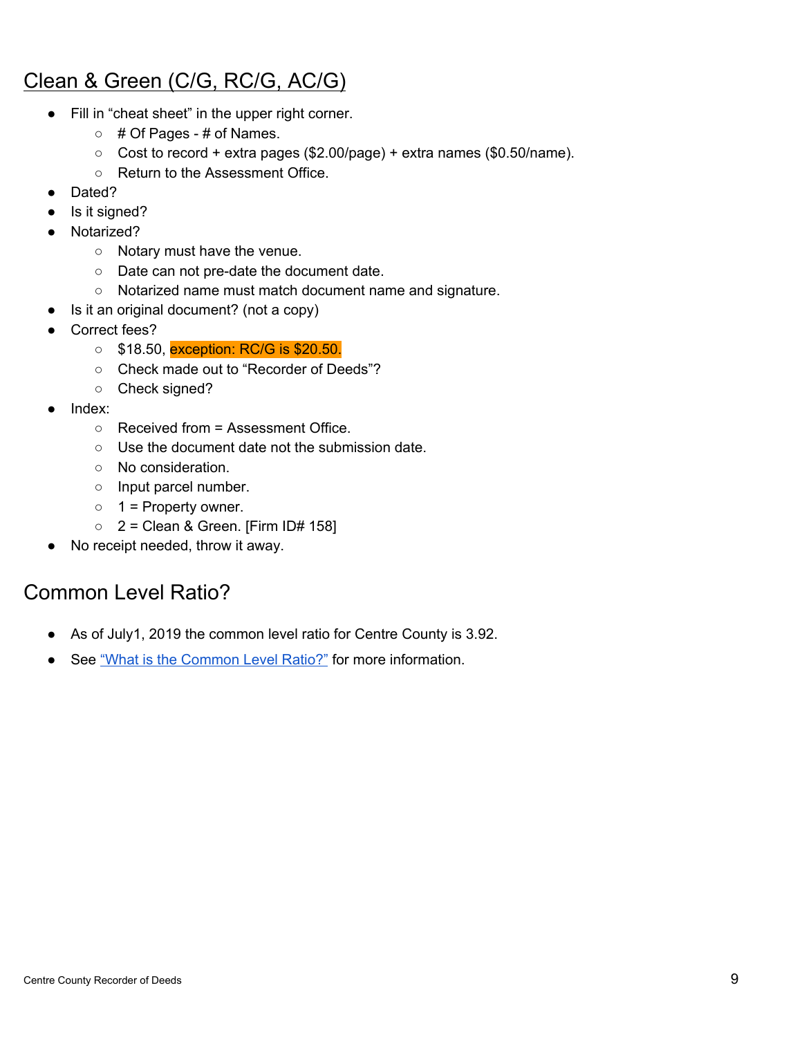## Clean & Green (C/G, RC/G, AC/G)

- Fill in “cheat sheet” in the upper right corner.
  - # Of Pages - # of Names.
  - Cost to record + extra pages ($2.00/page) + extra names ($0.50/name).
  - Return to the Assessment Office.
- Dated?
- Is it signed?
- Notarized?
  - Notary must have the venue.
  - Date can not pre-date the document date.
  - Notarized name must match document name and signature.
- Is it an original document? (not a copy)
- Correct fees?
  - $18.50, exception: RC/G is $20.50.
  - Check made out to “Recorder of Deeds”?
  - Check signed?
- Index:
  - Received from = Assessment Office.
  - Use the document date not the submission date.
  - No consideration.
  - Input parcel number.
  - 1 = Property owner.
  - 2 = Clean & Green. [Firm ID# 158]
- No receipt needed, throw it away.

## Common Level Ratio?

- As of July1, 2019 the common level ratio for Centre County is 3.92.
- See “What is the Common Level Ratio?” for more information.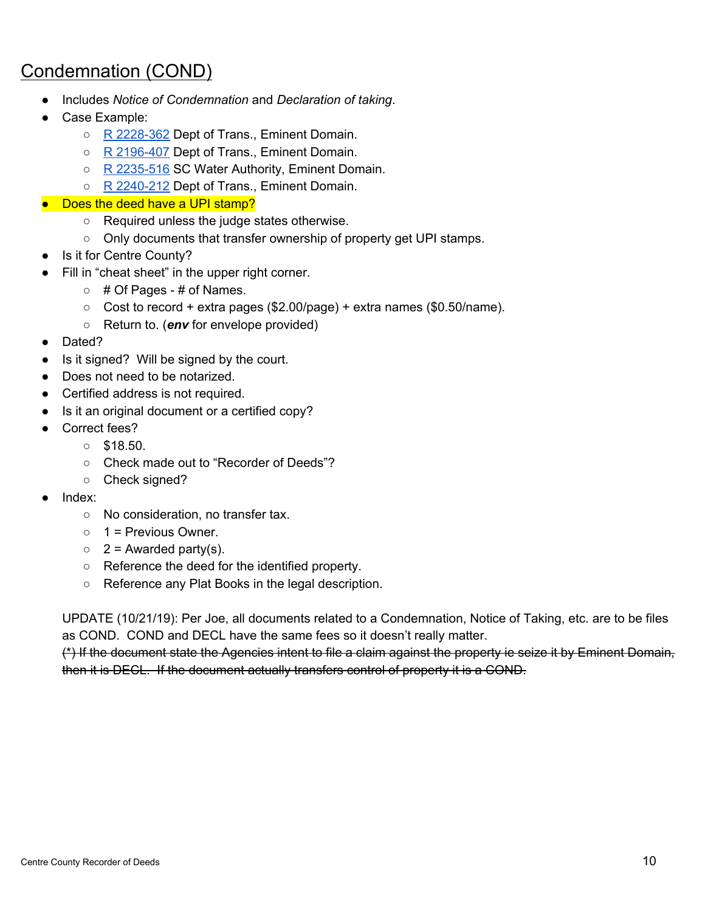# Condemnation (COND)

- Includes *Notice of Condemnation* and *Declaration of taking*.
- Case Example:
  - R 2228-362 Dept of Trans., Eminent Domain.
  - R 2196-407 Dept of Trans., Eminent Domain.
  - R 2235-516 SC Water Authority, Eminent Domain.
  - R 2240-212 Dept of Trans., Eminent Domain.
- Does the deed have a UPI stamp?
  - Required unless the judge states otherwise.
  - Only documents that transfer ownership of property get UPI stamps.
- Is it for Centre County?
- Fill in "cheat sheet" in the upper right corner.
  - # Of Pages - # of Names.
  - Cost to record + extra pages ($2.00/page) + extra names ($0.50/name).
  - Return to. (***env*** for envelope provided)
- Dated?
- Is it signed? Will be signed by the court.
- Does not need to be notarized.
- Certified address is not required.
- Is it an original document or a certified copy?
- Correct fees?
  - $18.50.
  - Check made out to "Recorder of Deeds"?
  - Check signed?
- Index:
  - No consideration, no transfer tax.
  - 1 = Previous Owner.
  - 2 = Awarded party(s).
  - Reference the deed for the identified property.
  - Reference any Plat Books in the legal description.

UPDATE (10/21/19): Per Joe, all documents related to a Condemnation, Notice of Taking, etc. are to be files as COND. COND and DECL have the same fees so it doesn't really matter.
~~(*) If the document state the Agencies intent to file a claim against the property ie seize it by Eminent Domain, then it is DECL. If the document actually transfers control of property it is a COND.~~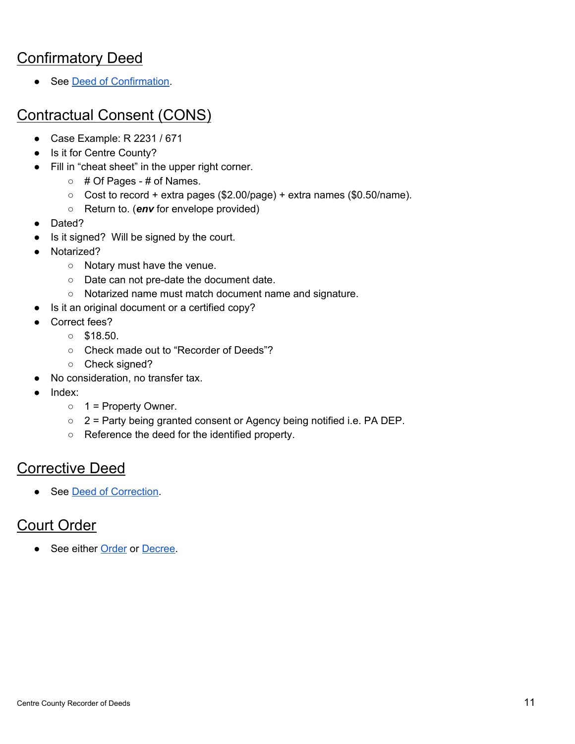## Confirmatory Deed

- See Deed of Confirmation.

## Contractual Consent (CONS)

- Case Example: R 2231 / 671
- Is it for Centre County?
- Fill in "cheat sheet" in the upper right corner.
  - # Of Pages - # of Names.
  - Cost to record + extra pages ($2.00/page) + extra names ($0.50/name).
  - Return to. (***env*** for envelope provided)
- Dated?
- Is it signed? Will be signed by the court.
- Notarized?
  - Notary must have the venue.
  - Date can not pre-date the document date.
  - Notarized name must match document name and signature.
- Is it an original document or a certified copy?
- Correct fees?
  - $18.50.
  - Check made out to "Recorder of Deeds"?
  - Check signed?
- No consideration, no transfer tax.
- Index:
  - 1 = Property Owner.
  - 2 = Party being granted consent or Agency being notified i.e. PA DEP.
  - Reference the deed for the identified property.

## Corrective Deed

- See Deed of Correction.

## Court Order

- See either Order or Decree.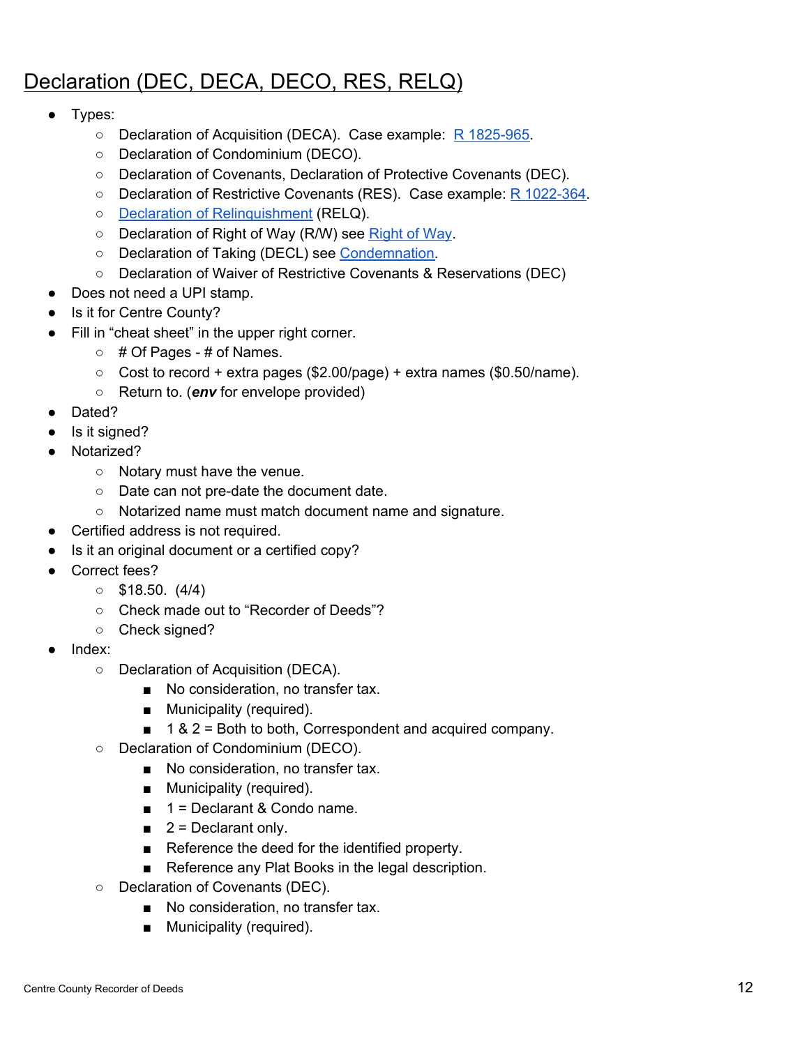# Declaration (DEC, DECA, DECO, RES, RELQ)

- Types:
  - Declaration of Acquisition (DECA). Case example: R 1825-965.
  - Declaration of Condominium (DECO).
  - Declaration of Covenants, Declaration of Protective Covenants (DEC).
  - Declaration of Restrictive Covenants (RES). Case example: R 1022-364.
  - Declaration of Relinquishment (RELQ).
  - Declaration of Right of Way (R/W) see Right of Way.
  - Declaration of Taking (DECL) see Condemnation.
  - Declaration of Waiver of Restrictive Covenants & Reservations (DEC)
- Does not need a UPI stamp.
- Is it for Centre County?
- Fill in "cheat sheet" in the upper right corner.
  - # Of Pages - # of Names.
  - Cost to record + extra pages ($2.00/page) + extra names ($0.50/name).
  - Return to. (***env*** for envelope provided)
- Dated?
- Is it signed?
- Notarized?
  - Notary must have the venue.
  - Date can not pre-date the document date.
  - Notarized name must match document name and signature.
- Certified address is not required.
- Is it an original document or a certified copy?
- Correct fees?
  - $18.50. (4/4)
  - Check made out to "Recorder of Deeds"?
  - Check signed?
- Index:
  - Declaration of Acquisition (DECA).
    - No consideration, no transfer tax.
    - Municipality (required).
    - 1 & 2 = Both to both, Correspondent and acquired company.
  - Declaration of Condominium (DECO).
    - No consideration, no transfer tax.
    - Municipality (required).
    - 1 = Declarant & Condo name.
    - 2 = Declarant only.
    - Reference the deed for the identified property.
    - Reference any Plat Books in the legal description.
  - Declaration of Covenants (DEC).
    - No consideration, no transfer tax.
    - Municipality (required).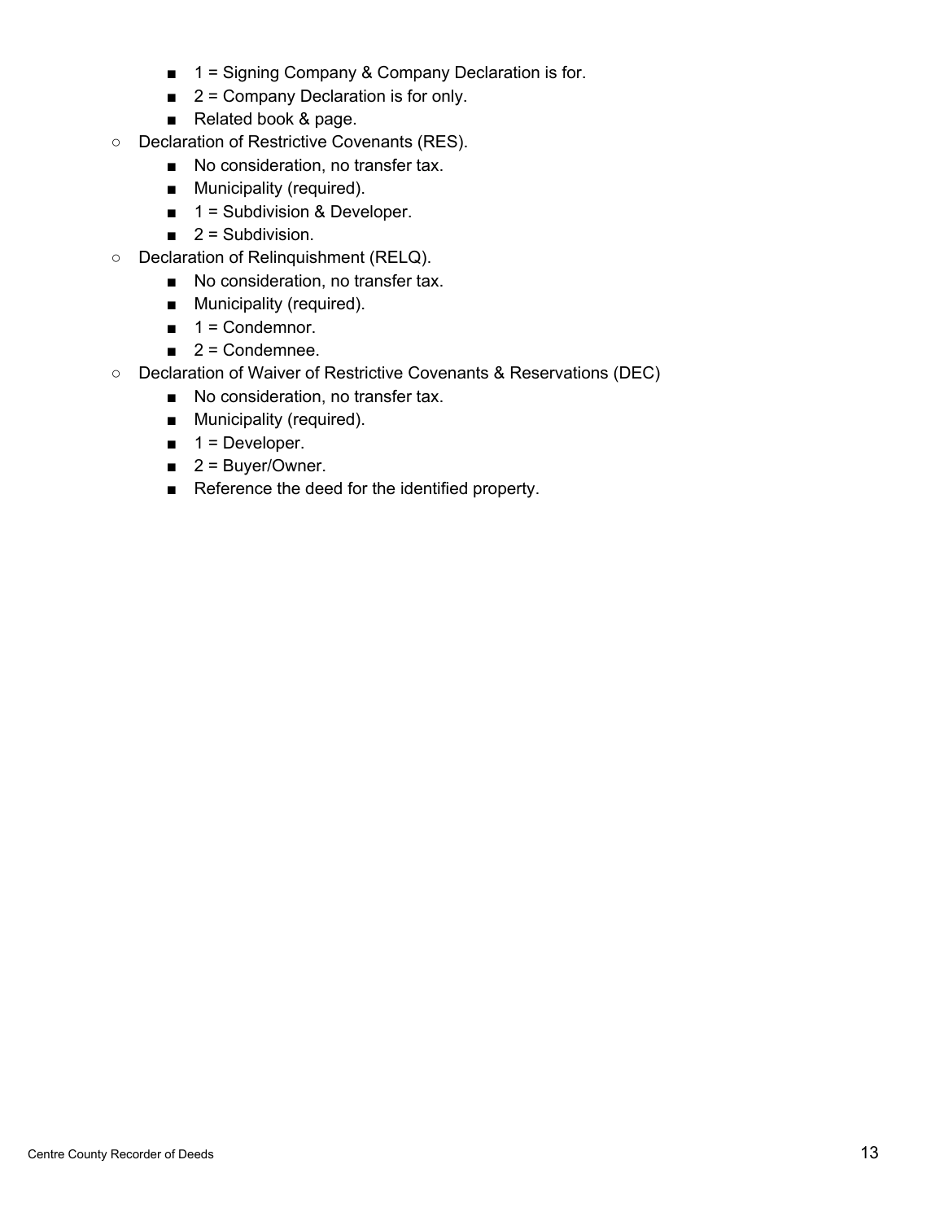- 1 = Signing Company & Company Declaration is for.
        - 2 = Company Declaration is for only.
        - Related book & page.
    - Declaration of Restrictive Covenants (RES).
        - No consideration, no transfer tax.
        - Municipality (required).
        - 1 = Subdivision & Developer.
        - 2 = Subdivision.
    - Declaration of Relinquishment (RELQ).
        - No consideration, no transfer tax.
        - Municipality (required).
        - 1 = Condemnor.
        - 2 = Condemnee.
    - Declaration of Waiver of Restrictive Covenants & Reservations (DEC)
        - No consideration, no transfer tax.
        - Municipality (required).
        - 1 = Developer.
        - 2 = Buyer/Owner.
        - Reference the deed for the identified property.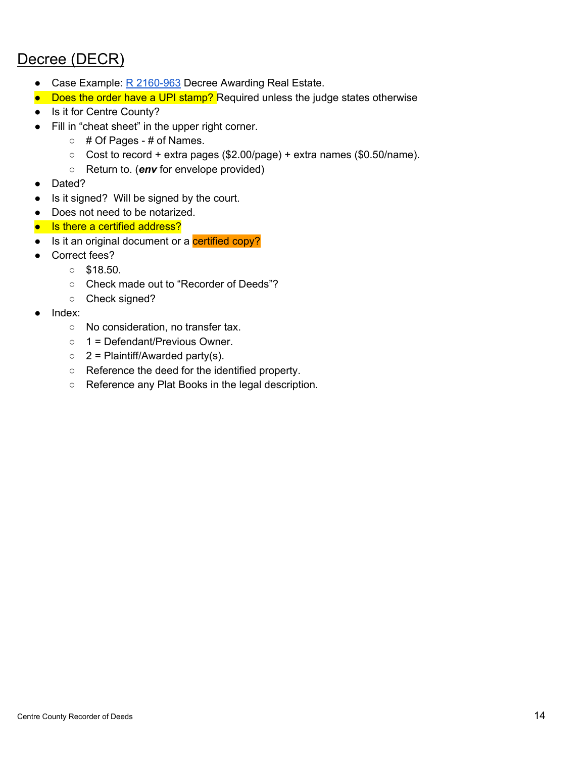# Decree (DECR)

- Case Example: R 2160-963 Decree Awarding Real Estate.
- Does the order have a UPI stamp? Required unless the judge states otherwise
- Is it for Centre County?
- Fill in "cheat sheet" in the upper right corner.
  - # Of Pages - # of Names.
  - Cost to record + extra pages ($2.00/page) + extra names ($0.50/name).
  - Return to. (***env*** for envelope provided)
- Dated?
- Is it signed? Will be signed by the court.
- Does not need to be notarized.
- Is there a certified address?
- Is it an original document or a certified copy?
- Correct fees?
  - $18.50.
  - Check made out to "Recorder of Deeds"?
  - Check signed?
- Index:
  - No consideration, no transfer tax.
  - 1 = Defendant/Previous Owner.
  - 2 = Plaintiff/Awarded party(s).
  - Reference the deed for the identified property.
  - Reference any Plat Books in the legal description.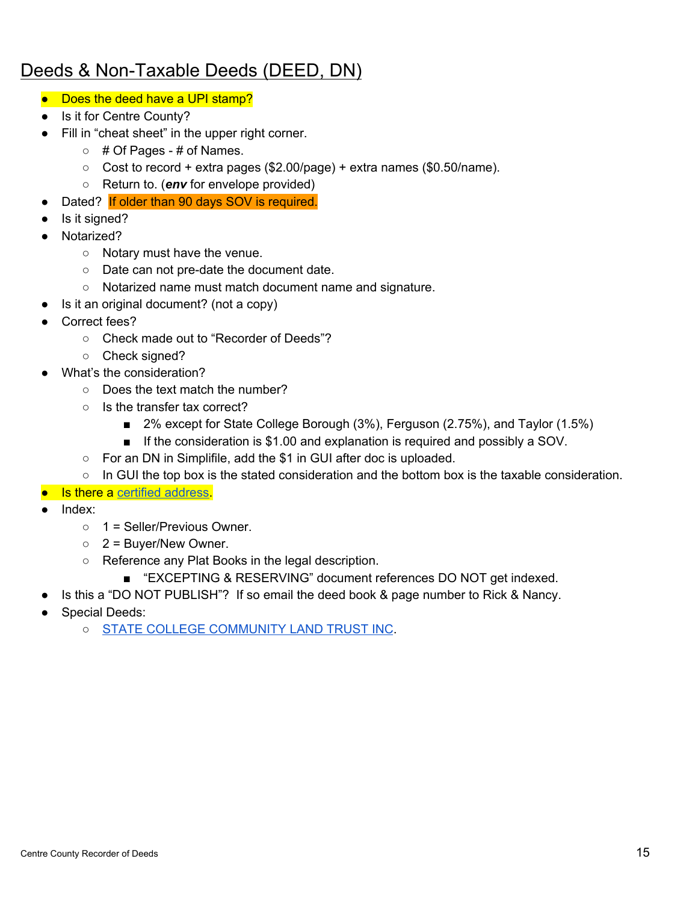# Deeds & Non-Taxable Deeds (DEED, DN)

- Does the deed have a UPI stamp?
- Is it for Centre County?
- Fill in "cheat sheet" in the upper right corner.
  - # Of Pages - # of Names.
  - Cost to record + extra pages ($2.00/page) + extra names ($0.50/name).
  - Return to. (***env*** for envelope provided)
- Dated? If older than 90 days SOV is required.
- Is it signed?
- Notarized?
  - Notary must have the venue.
  - Date can not pre-date the document date.
  - Notarized name must match document name and signature.
- Is it an original document? (not a copy)
- Correct fees?
  - Check made out to "Recorder of Deeds"?
  - Check signed?
- What's the consideration?
  - Does the text match the number?
  - Is the transfer tax correct?
    - 2% except for State College Borough (3%), Ferguson (2.75%), and Taylor (1.5%)
    - If the consideration is $1.00 and explanation is required and possibly a SOV.
  - For an DN in Simplifile, add the $1 in GUI after doc is uploaded.
  - In GUI the top box is the stated consideration and the bottom box is the taxable consideration.
- Is there a certified address.
- Index:
  - 1 = Seller/Previous Owner.
  - 2 = Buyer/New Owner.
  - Reference any Plat Books in the legal description.
    - "EXCEPTING & RESERVING" document references DO NOT get indexed.
- Is this a "DO NOT PUBLISH"? If so email the deed book & page number to Rick & Nancy.
- Special Deeds:
  - STATE COLLEGE COMMUNITY LAND TRUST INC.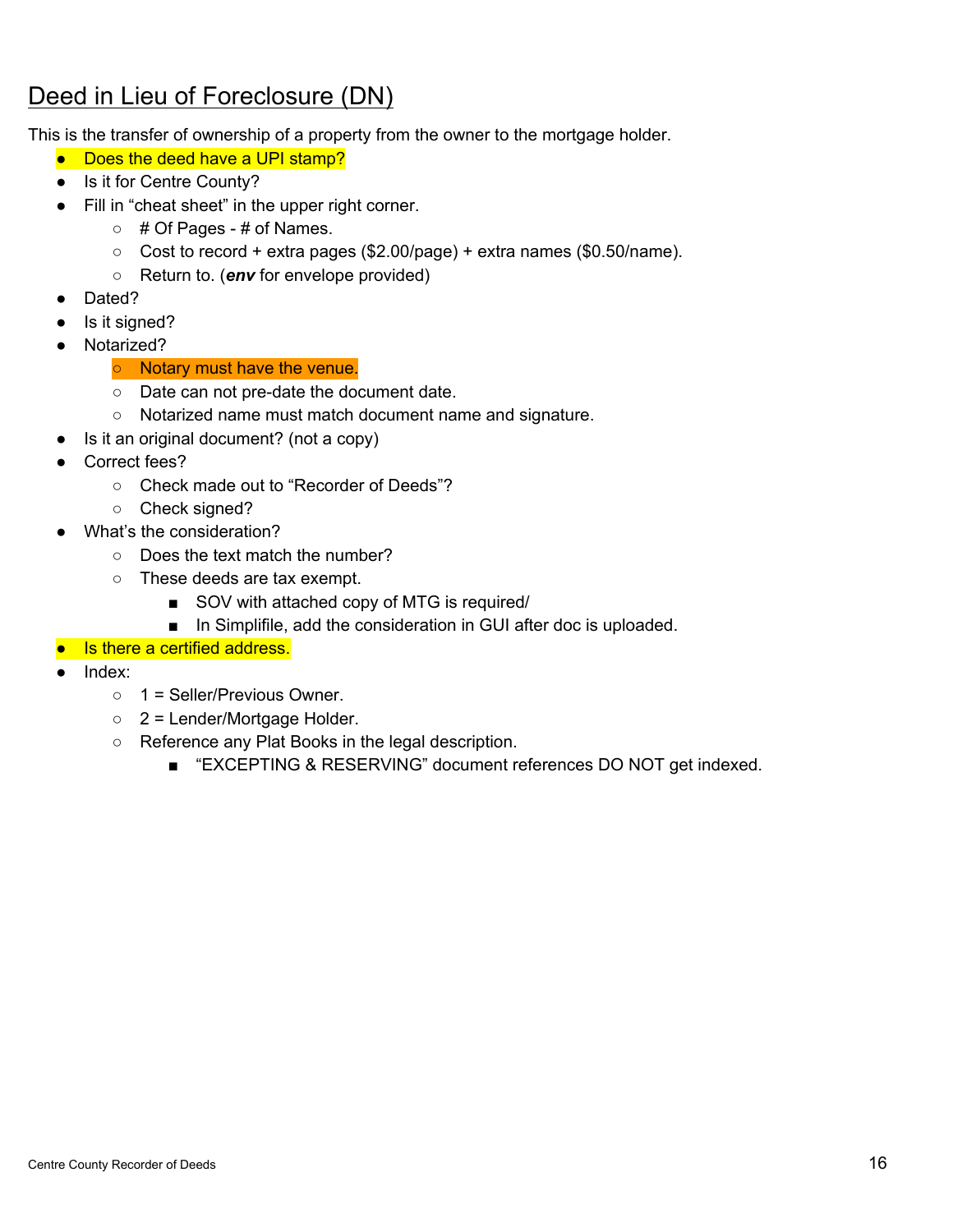# Deed in Lieu of Foreclosure (DN)

This is the transfer of ownership of a property from the owner to the mortgage holder.

- Does the deed have a UPI stamp?
- Is it for Centre County?
- Fill in "cheat sheet" in the upper right corner.
  - # Of Pages - # of Names.
  - Cost to record + extra pages ($2.00/page) + extra names ($0.50/name).
  - Return to. (***env*** for envelope provided)
- Dated?
- Is it signed?
- Notarized?
  - Notary must have the venue.
  - Date can not pre-date the document date.
  - Notarized name must match document name and signature.
- Is it an original document? (not a copy)
- Correct fees?
  - Check made out to "Recorder of Deeds"?
  - Check signed?
- What's the consideration?
  - Does the text match the number?
  - These deeds are tax exempt.
    - SOV with attached copy of MTG is required/
    - In Simplifile, add the consideration in GUI after doc is uploaded.
- Is there a certified address.
- Index:
  - 1 = Seller/Previous Owner.
  - 2 = Lender/Mortgage Holder.
  - Reference any Plat Books in the legal description.
    - "EXCEPTING & RESERVING" document references DO NOT get indexed.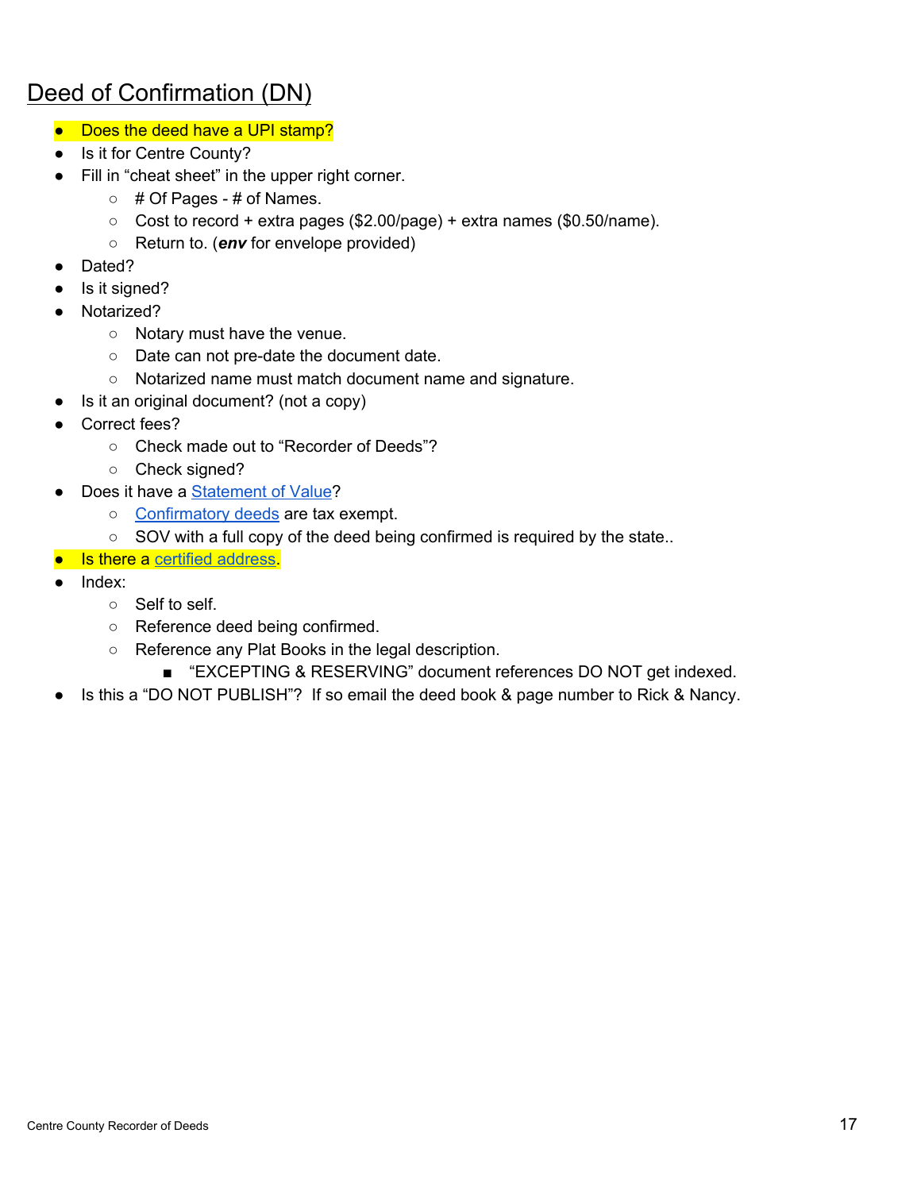# Deed of Confirmation (DN)

- Does the deed have a UPI stamp?
- Is it for Centre County?
- Fill in "cheat sheet" in the upper right corner.
  - # Of Pages - # of Names.
  - Cost to record + extra pages ($2.00/page) + extra names ($0.50/name).
  - Return to. (***env*** for envelope provided)
- Dated?
- Is it signed?
- Notarized?
  - Notary must have the venue.
  - Date can not pre-date the document date.
  - Notarized name must match document name and signature.
- Is it an original document? (not a copy)
- Correct fees?
  - Check made out to "Recorder of Deeds"?
  - Check signed?
- Does it have a Statement of Value?
  - Confirmatory deeds are tax exempt.
  - SOV with a full copy of the deed being confirmed is required by the state..
- Is there a certified address.
- Index:
  - Self to self.
  - Reference deed being confirmed.
  - Reference any Plat Books in the legal description.
    - "EXCEPTING & RESERVING" document references DO NOT get indexed.
- Is this a "DO NOT PUBLISH"? If so email the deed book & page number to Rick & Nancy.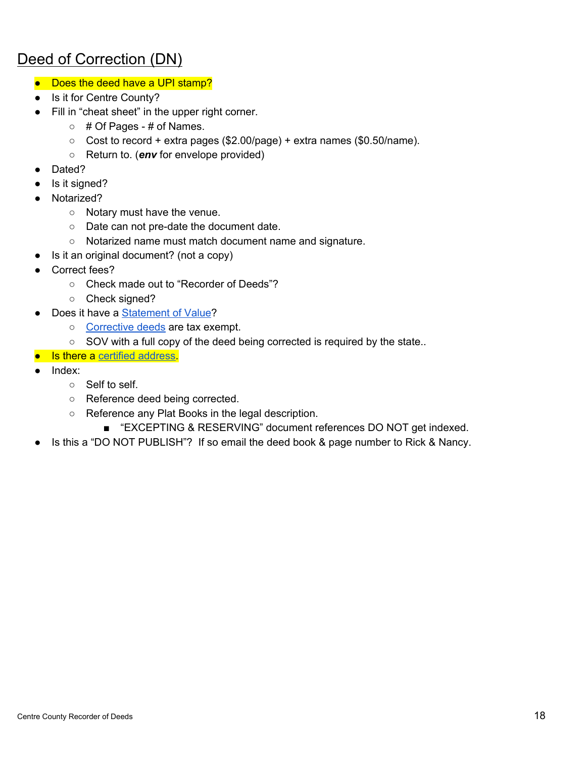## Deed of Correction (DN)

- Does the deed have a UPI stamp?
- Is it for Centre County?
- Fill in "cheat sheet" in the upper right corner.
  - # Of Pages - # of Names.
  - Cost to record + extra pages ($2.00/page) + extra names ($0.50/name).
  - Return to. (***env*** for envelope provided)
- Dated?
- Is it signed?
- Notarized?
  - Notary must have the venue.
  - Date can not pre-date the document date.
  - Notarized name must match document name and signature.
- Is it an original document? (not a copy)
- Correct fees?
  - Check made out to "Recorder of Deeds"?
  - Check signed?
- Does it have a Statement of Value?
  - Corrective deeds are tax exempt.
  - SOV with a full copy of the deed being corrected is required by the state..
- Is there a certified address.
- Index:
  - Self to self.
  - Reference deed being corrected.
  - Reference any Plat Books in the legal description.
    - "EXCEPTING & RESERVING" document references DO NOT get indexed.
- Is this a "DO NOT PUBLISH"? If so email the deed book & page number to Rick & Nancy.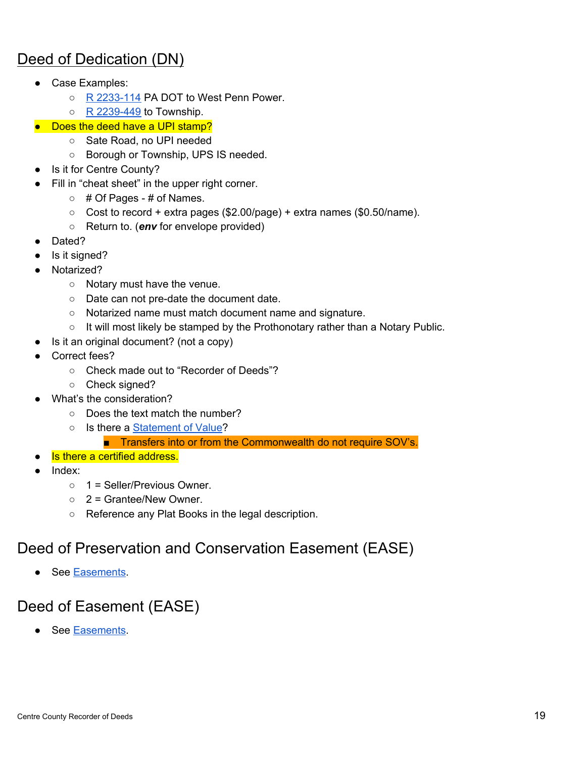# Deed of Dedication (DN)

- Case Examples:
  - R 2233-114 PA DOT to West Penn Power.
  - R 2239-449 to Township.
- Does the deed have a UPI stamp?
  - Sate Road, no UPI needed
  - Borough or Township, UPS IS needed.
- Is it for Centre County?
- Fill in "cheat sheet" in the upper right corner.
  - # Of Pages - # of Names.
  - Cost to record + extra pages ($2.00/page) + extra names ($0.50/name).
  - Return to. (***env*** for envelope provided)
- Dated?
- Is it signed?
- Notarized?
  - Notary must have the venue.
  - Date can not pre-date the document date.
  - Notarized name must match document name and signature.
  - It will most likely be stamped by the Prothonotary rather than a Notary Public.
- Is it an original document? (not a copy)
- Correct fees?
  - Check made out to "Recorder of Deeds"?
  - Check signed?
- What's the consideration?
  - Does the text match the number?
  - Is there a Statement of Value?
    - Transfers into or from the Commonwealth do not require SOV's.
- Is there a certified address.
- Index:
  - 1 = Seller/Previous Owner.
  - 2 = Grantee/New Owner.
  - Reference any Plat Books in the legal description.

## Deed of Preservation and Conservation Easement (EASE)

- See Easements.

## Deed of Easement (EASE)

- See Easements.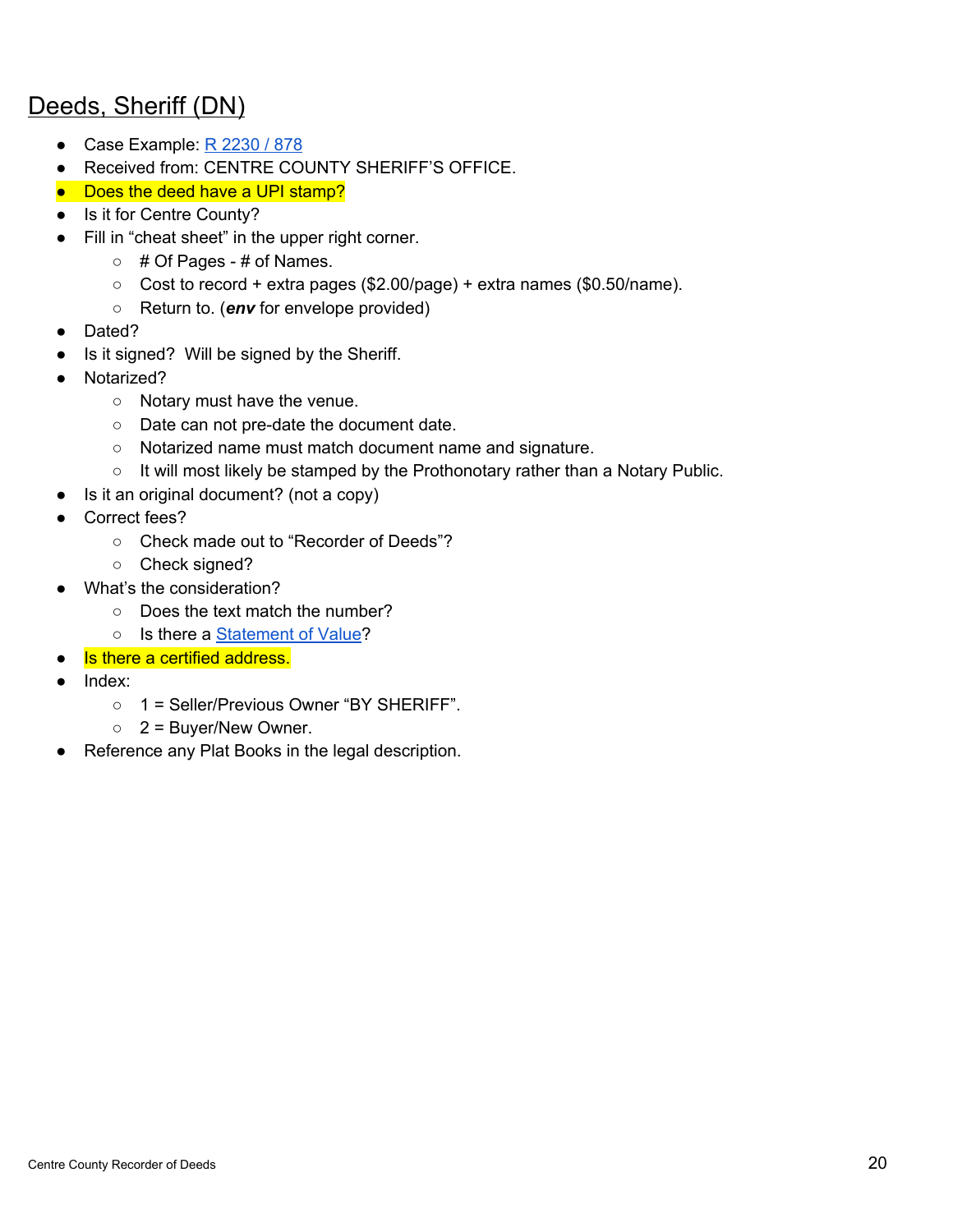## Deeds, Sheriff (DN)

- Case Example: R 2230 / 878
- Received from: CENTRE COUNTY SHERIFF'S OFFICE.
- Does the deed have a UPI stamp?
- Is it for Centre County?
- Fill in "cheat sheet" in the upper right corner.
  - # Of Pages - # of Names.
  - Cost to record + extra pages ($2.00/page) + extra names ($0.50/name).
  - Return to. (***env*** for envelope provided)
- Dated?
- Is it signed? Will be signed by the Sheriff.
- Notarized?
  - Notary must have the venue.
  - Date can not pre-date the document date.
  - Notarized name must match document name and signature.
  - It will most likely be stamped by the Prothonotary rather than a Notary Public.
- Is it an original document? (not a copy)
- Correct fees?
  - Check made out to "Recorder of Deeds"?
  - Check signed?
- What's the consideration?
  - Does the text match the number?
  - Is there a Statement of Value?
- Is there a certified address.
- Index:
  - 1 = Seller/Previous Owner "BY SHERIFF".
  - 2 = Buyer/New Owner.
- Reference any Plat Books in the legal description.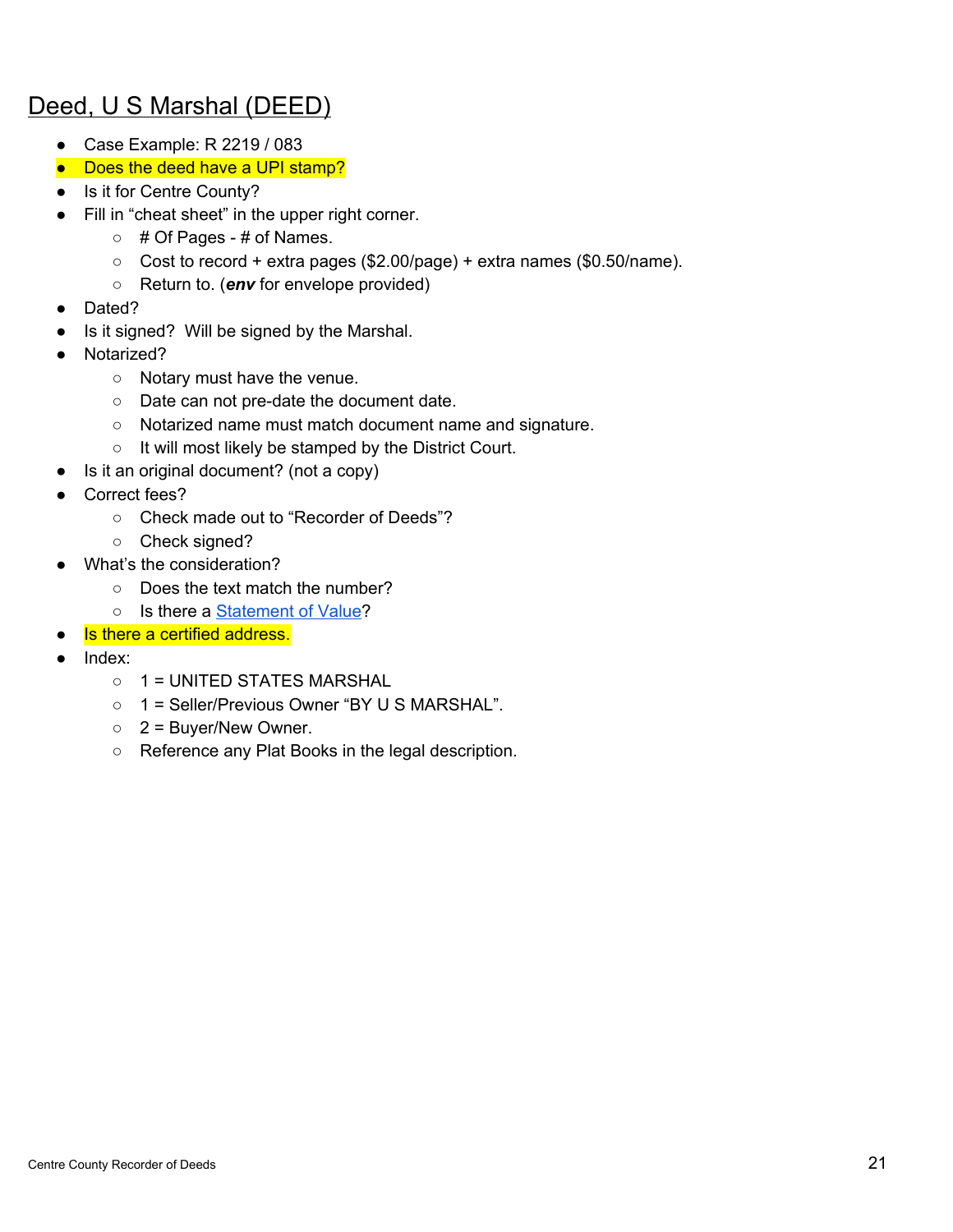# Deed, U S Marshal (DEED)

- Case Example: R 2219 / 083
- Does the deed have a UPI stamp?
- Is it for Centre County?
- Fill in "cheat sheet" in the upper right corner.
    - # Of Pages - # of Names.
    - Cost to record + extra pages ($2.00/page) + extra names ($0.50/name).
    - Return to. (***env*** for envelope provided)
- Dated?
- Is it signed? Will be signed by the Marshal.
- Notarized?
    - Notary must have the venue.
    - Date can not pre-date the document date.
    - Notarized name must match document name and signature.
    - It will most likely be stamped by the District Court.
- Is it an original document? (not a copy)
- Correct fees?
    - Check made out to "Recorder of Deeds"?
    - Check signed?
- What's the consideration?
    - Does the text match the number?
    - Is there a Statement of Value?
- Is there a certified address.
- Index:
    - 1 = UNITED STATES MARSHAL
    - 1 = Seller/Previous Owner "BY U S MARSHAL".
    - 2 = Buyer/New Owner.
    - Reference any Plat Books in the legal description.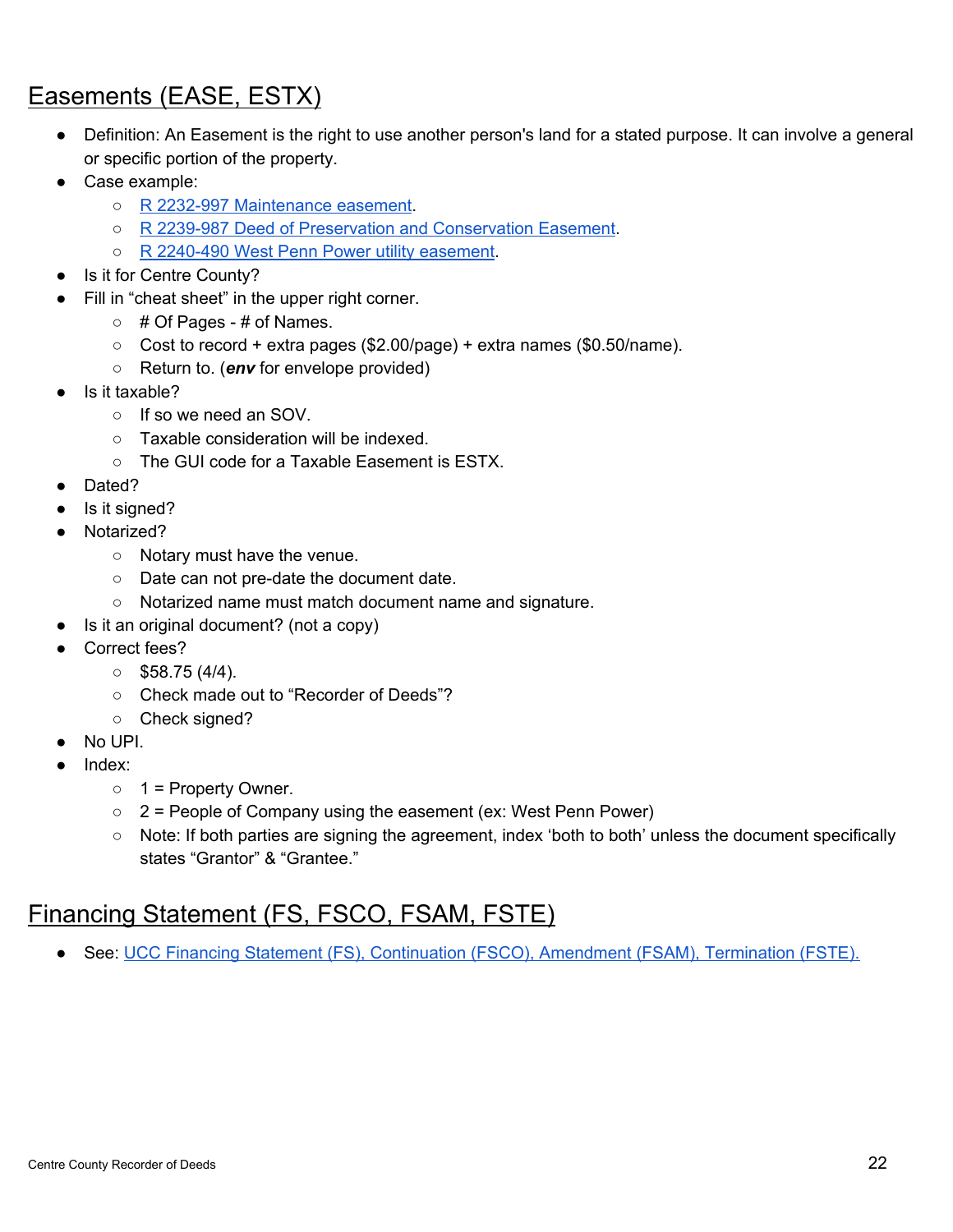## Easements (EASE, ESTX)

- Definition: An Easement is the right to use another person's land for a stated purpose. It can involve a general or specific portion of the property.
- Case example:
  - R 2232-997 Maintenance easement.
  - R 2239-987 Deed of Preservation and Conservation Easement.
  - R 2240-490 West Penn Power utility easement.
- Is it for Centre County?
- Fill in "cheat sheet" in the upper right corner.
  - # Of Pages - # of Names.
  - Cost to record + extra pages ($2.00/page) + extra names ($0.50/name).
  - Return to. (***env*** for envelope provided)
- Is it taxable?
  - If so we need an SOV.
  - Taxable consideration will be indexed.
  - The GUI code for a Taxable Easement is ESTX.
- Dated?
- Is it signed?
- Notarized?
  - Notary must have the venue.
  - Date can not pre-date the document date.
  - Notarized name must match document name and signature.
- Is it an original document? (not a copy)
- Correct fees?
  - $58.75 (4/4).
  - Check made out to "Recorder of Deeds"?
  - Check signed?
- No UPI.
- Index:
  - 1 = Property Owner.
  - 2 = People of Company using the easement (ex: West Penn Power)
  - Note: If both parties are signing the agreement, index 'both to both' unless the document specifically states "Grantor" & "Grantee."

## Financing Statement (FS, FSCO, FSAM, FSTE)

- See: UCC Financing Statement (FS), Continuation (FSCO), Amendment (FSAM), Termination (FSTE).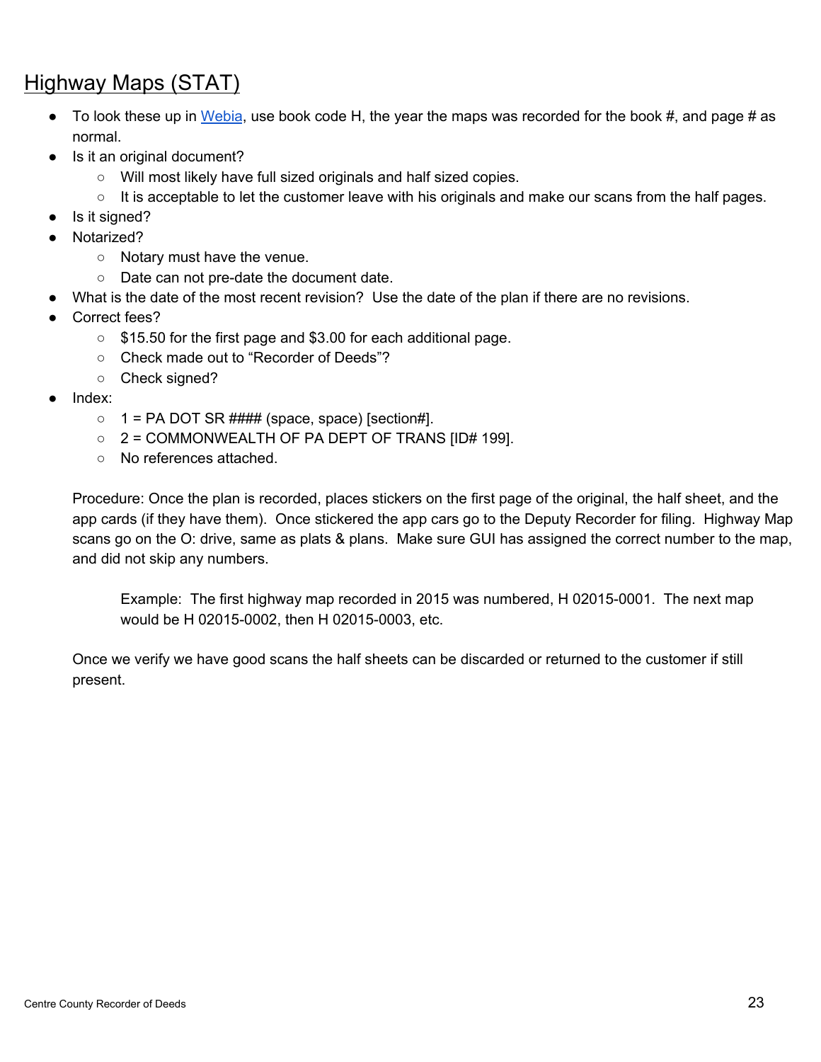## Highway Maps (STAT)

- To look these up in Webia, use book code H, the year the maps was recorded for the book #, and page # as normal.
- Is it an original document?
  - Will most likely have full sized originals and half sized copies.
  - It is acceptable to let the customer leave with his originals and make our scans from the half pages.
- Is it signed?
- Notarized?
  - Notary must have the venue.
  - Date can not pre-date the document date.
- What is the date of the most recent revision? Use the date of the plan if there are no revisions.
- Correct fees?
  - $15.50 for the first page and $3.00 for each additional page.
  - Check made out to "Recorder of Deeds"?
  - Check signed?
- Index:
  - 1 = PA DOT SR #### (space, space) [section#].
  - 2 = COMMONWEALTH OF PA DEPT OF TRANS [ID# 199].
  - No references attached.

Procedure: Once the plan is recorded, places stickers on the first page of the original, the half sheet, and the app cards (if they have them). Once stickered the app cars go to the Deputy Recorder for filing. Highway Map scans go on the O: drive, same as plats & plans. Make sure GUI has assigned the correct number to the map, and did not skip any numbers.

> Example: The first highway map recorded in 2015 was numbered, H 02015-0001. The next map would be H 02015-0002, then H 02015-0003, etc.

Once we verify we have good scans the half sheets can be discarded or returned to the customer if still present.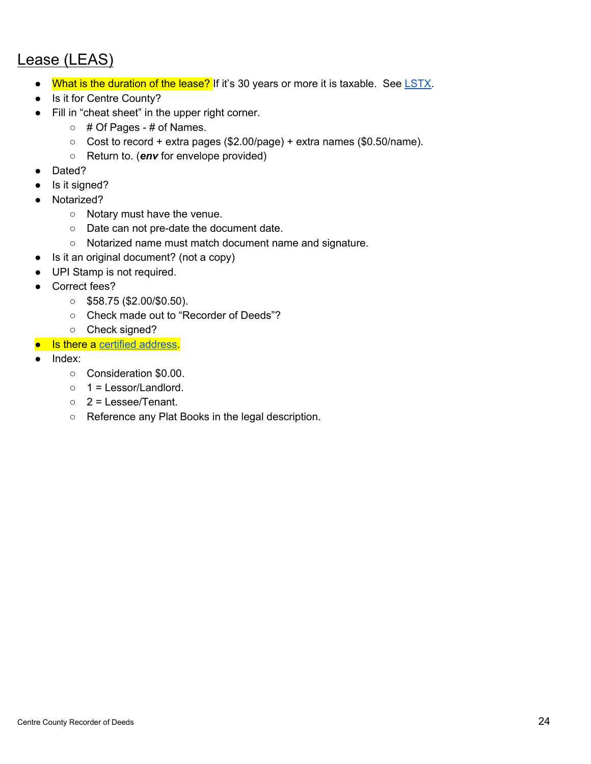## Lease (LEAS)

- What is the duration of the lease? If it's 30 years or more it is taxable. See LSTX.
- Is it for Centre County?
- Fill in "cheat sheet" in the upper right corner.
  - # Of Pages - # of Names.
  - Cost to record + extra pages ($2.00/page) + extra names ($0.50/name).
  - Return to. (***env*** for envelope provided)
- Dated?
- Is it signed?
- Notarized?
  - Notary must have the venue.
  - Date can not pre-date the document date.
  - Notarized name must match document name and signature.
- Is it an original document? (not a copy)
- UPI Stamp is not required.
- Correct fees?
  - $58.75 ($2.00/$0.50).
  - Check made out to "Recorder of Deeds"?
  - Check signed?
- Is there a certified address.
- Index:
  - Consideration $0.00.
  - 1 = Lessor/Landlord.
  - 2 = Lessee/Tenant.
  - Reference any Plat Books in the legal description.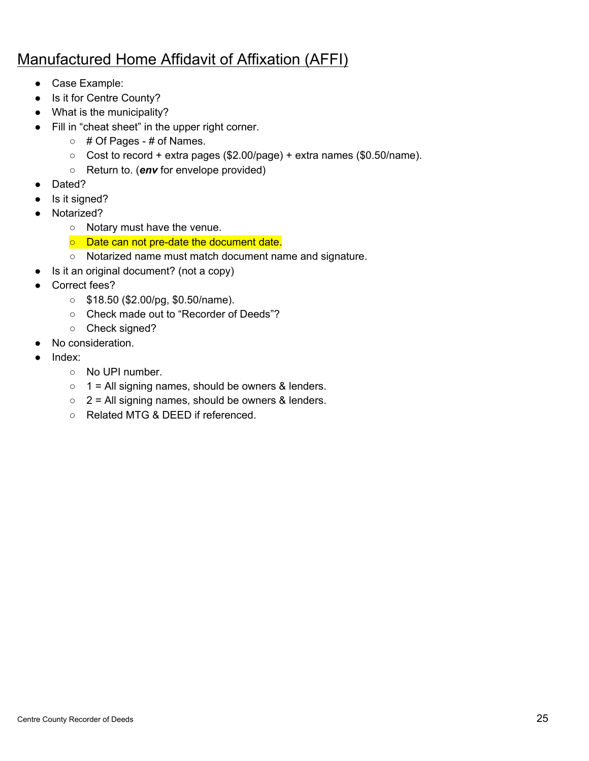# Manufactured Home Affidavit of Affixation (AFFI)

- Case Example:
- Is it for Centre County?
- What is the municipality?
- Fill in "cheat sheet" in the upper right corner.
  - # Of Pages - # of Names.
  - Cost to record + extra pages ($2.00/page) + extra names ($0.50/name).
  - Return to. (***env*** for envelope provided)
- Dated?
- Is it signed?
- Notarized?
  - Notary must have the venue.
  - Date can not pre-date the document date.
  - Notarized name must match document name and signature.
- Is it an original document? (not a copy)
- Correct fees?
  - $18.50 ($2.00/pg, $0.50/name).
  - Check made out to "Recorder of Deeds"?
  - Check signed?
- No consideration.
- Index:
  - No UPI number.
  - 1 = All signing names, should be owners & lenders.
  - 2 = All signing names, should be owners & lenders.
  - Related MTG & DEED if referenced.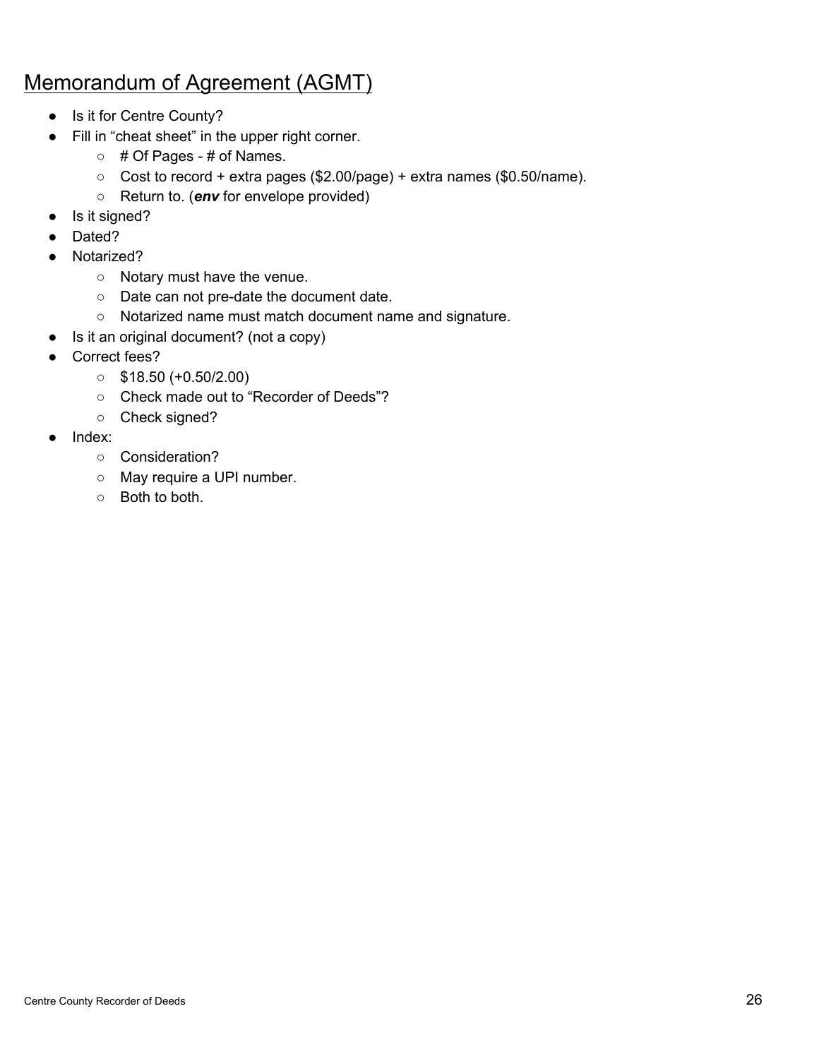## Memorandum of Agreement (AGMT)

- Is it for Centre County?
- Fill in "cheat sheet" in the upper right corner.
  - # Of Pages - # of Names.
  - Cost to record + extra pages ($2.00/page) + extra names ($0.50/name).
  - Return to. (***env*** for envelope provided)
- Is it signed?
- Dated?
- Notarized?
  - Notary must have the venue.
  - Date can not pre-date the document date.
  - Notarized name must match document name and signature.
- Is it an original document? (not a copy)
- Correct fees?
  - $18.50 (+0.50/2.00)
  - Check made out to "Recorder of Deeds"?
  - Check signed?
- Index:
  - Consideration?
  - May require a UPI number.
  - Both to both.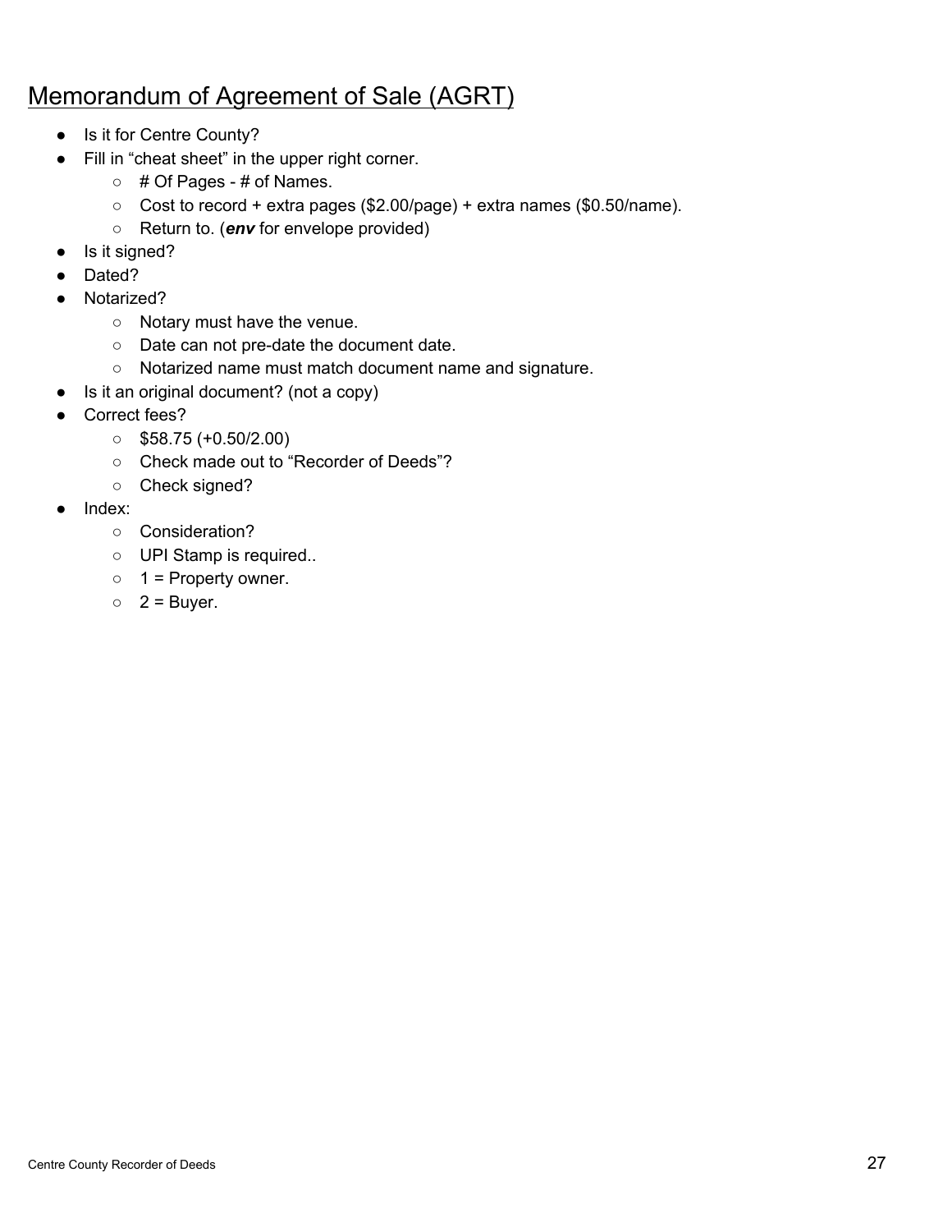## Memorandum of Agreement of Sale (AGRT)

- Is it for Centre County?
- Fill in "cheat sheet" in the upper right corner.
  - # Of Pages - # of Names.
  - Cost to record + extra pages ($2.00/page) + extra names ($0.50/name).
  - Return to. (***env*** for envelope provided)
- Is it signed?
- Dated?
- Notarized?
  - Notary must have the venue.
  - Date can not pre-date the document date.
  - Notarized name must match document name and signature.
- Is it an original document? (not a copy)
- Correct fees?
  - $58.75 (+0.50/2.00)
  - Check made out to "Recorder of Deeds"?
  - Check signed?
- Index:
  - Consideration?
  - UPI Stamp is required..
  - 1 = Property owner.
  - 2 = Buyer.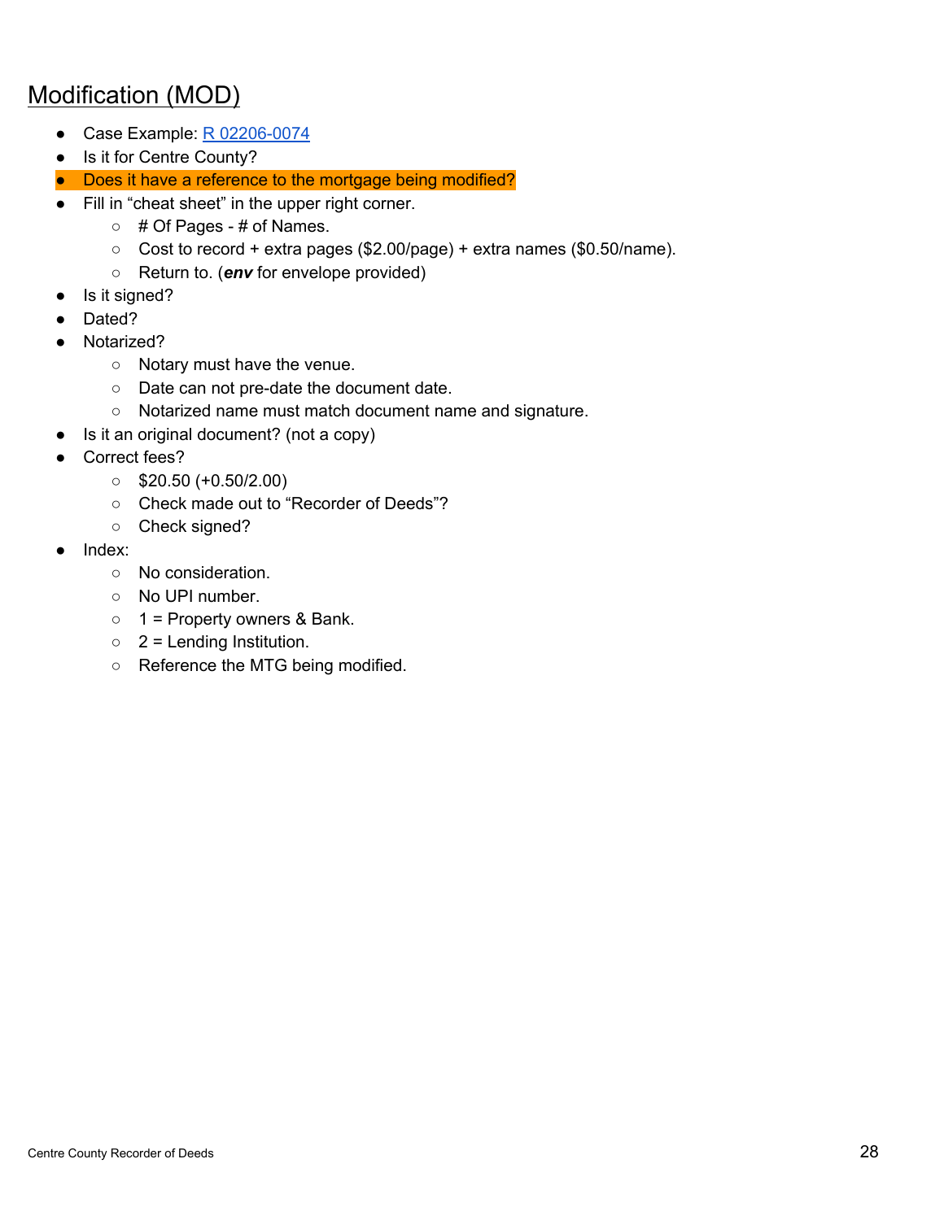## Modification (MOD)

- Case Example: [R 02206-0074]
- Is it for Centre County?
- Does it have a reference to the mortgage being modified?
- Fill in "cheat sheet" in the upper right corner.
  - # Of Pages - # of Names.
  - Cost to record + extra pages ($2.00/page) + extra names ($0.50/name).
  - Return to. (***env*** for envelope provided)
- Is it signed?
- Dated?
- Notarized?
  - Notary must have the venue.
  - Date can not pre-date the document date.
  - Notarized name must match document name and signature.
- Is it an original document? (not a copy)
- Correct fees?
  - $20.50 (+0.50/2.00)
  - Check made out to "Recorder of Deeds"?
  - Check signed?
- Index:
  - No consideration.
  - No UPI number.
  - 1 = Property owners & Bank.
  - 2 = Lending Institution.
  - Reference the MTG being modified.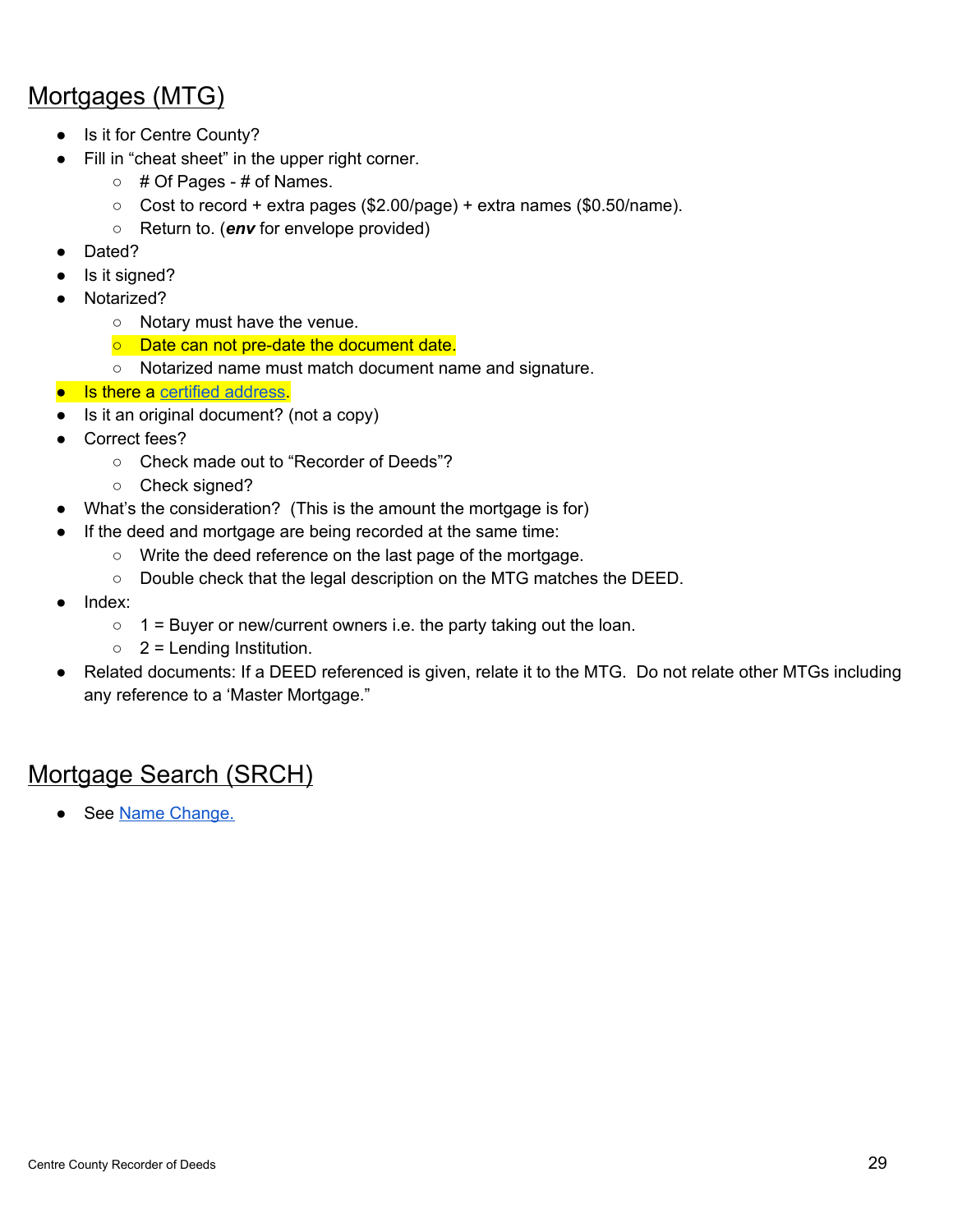## Mortgages (MTG)

- Is it for Centre County?
- Fill in "cheat sheet" in the upper right corner.
  - # Of Pages - # of Names.
  - Cost to record + extra pages ($2.00/page) + extra names ($0.50/name).
  - Return to. (***env*** for envelope provided)
- Dated?
- Is it signed?
- Notarized?
  - Notary must have the venue.
  - Date can not pre-date the document date.
  - Notarized name must match document name and signature.
- Is there a certified address.
- Is it an original document? (not a copy)
- Correct fees?
  - Check made out to "Recorder of Deeds"?
  - Check signed?
- What's the consideration? (This is the amount the mortgage is for)
- If the deed and mortgage are being recorded at the same time:
  - Write the deed reference on the last page of the mortgage.
  - Double check that the legal description on the MTG matches the DEED.
- Index:
  - 1 = Buyer or new/current owners i.e. the party taking out the loan.
  - 2 = Lending Institution.
- Related documents: If a DEED referenced is given, relate it to the MTG. Do not relate other MTGs including any reference to a 'Master Mortgage."

## Mortgage Search (SRCH)

- See Name Change.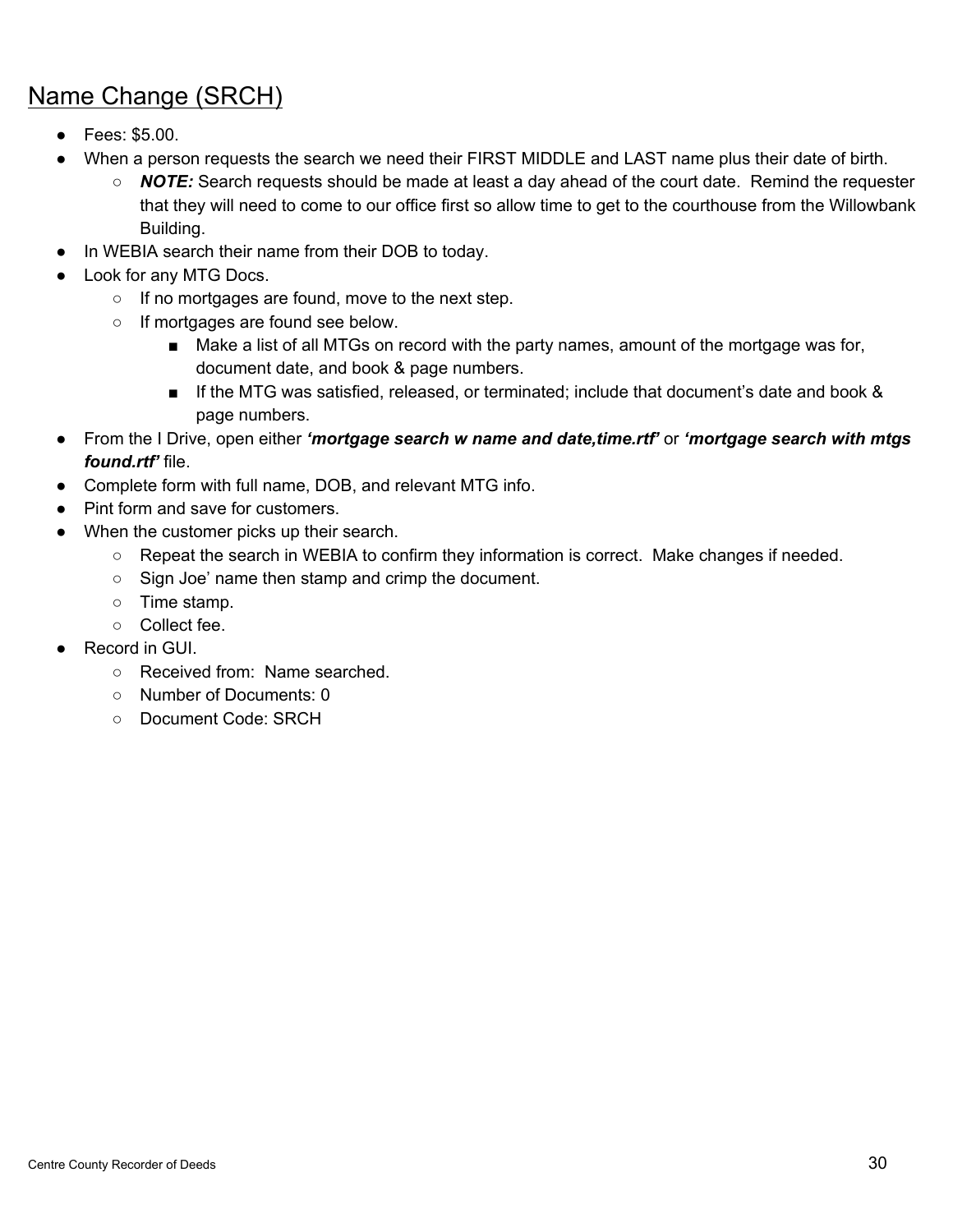## Name Change (SRCH)

- Fees: $5.00.
- When a person requests the search we need their FIRST MIDDLE and LAST name plus their date of birth.
    - ***NOTE:*** Search requests should be made at least a day ahead of the court date. Remind the requester that they will need to come to our office first so allow time to get to the courthouse from the Willowbank Building.
- In WEBIA search their name from their DOB to today.
- Look for any MTG Docs.
    - If no mortgages are found, move to the next step.
    - If mortgages are found see below.
        - Make a list of all MTGs on record with the party names, amount of the mortgage was for, document date, and book & page numbers.
        - If the MTG was satisfied, released, or terminated; include that document's date and book & page numbers.
- From the I Drive, open either ***'mortgage search w name and date,time.rtf'*** or ***'mortgage search with mtgs found.rtf'*** file.
- Complete form with full name, DOB, and relevant MTG info.
- Pint form and save for customers.
- When the customer picks up their search.
    - Repeat the search in WEBIA to confirm they information is correct. Make changes if needed.
    - Sign Joe' name then stamp and crimp the document.
    - Time stamp.
    - Collect fee.
- Record in GUI.
    - Received from: Name searched.
    - Number of Documents: 0
    - Document Code: SRCH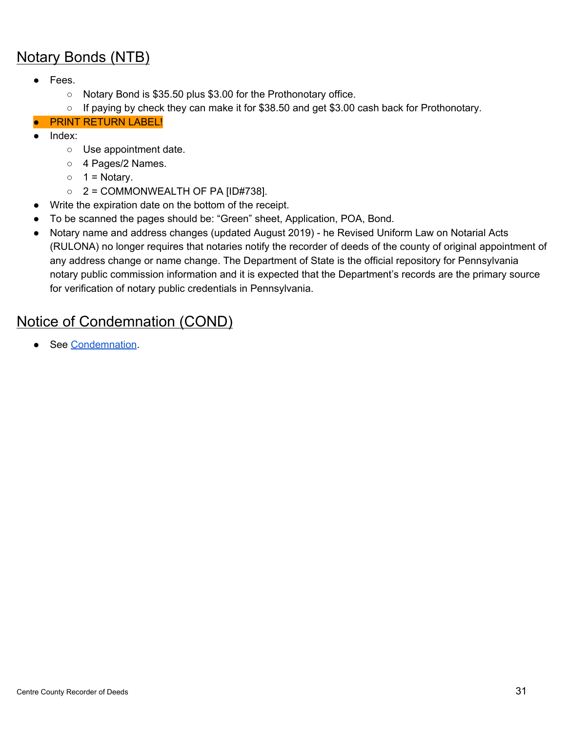## Notary Bonds (NTB)

- Fees.
  - Notary Bond is $35.50 plus $3.00 for the Prothonotary office.
  - If paying by check they can make it for $38.50 and get $3.00 cash back for Prothonotary.
- PRINT RETURN LABEL!
- Index:
  - Use appointment date.
  - 4 Pages/2 Names.
  - 1 = Notary.
  - 2 = COMMONWEALTH OF PA [ID#738].
- Write the expiration date on the bottom of the receipt.
- To be scanned the pages should be: "Green" sheet, Application, POA, Bond.
- Notary name and address changes (updated August 2019) - he Revised Uniform Law on Notarial Acts (RULONA) no longer requires that notaries notify the recorder of deeds of the county of original appointment of any address change or name change. The Department of State is the official repository for Pennsylvania notary public commission information and it is expected that the Department's records are the primary source for verification of notary public credentials in Pennsylvania.

## Notice of Condemnation (COND)

- See Condemnation.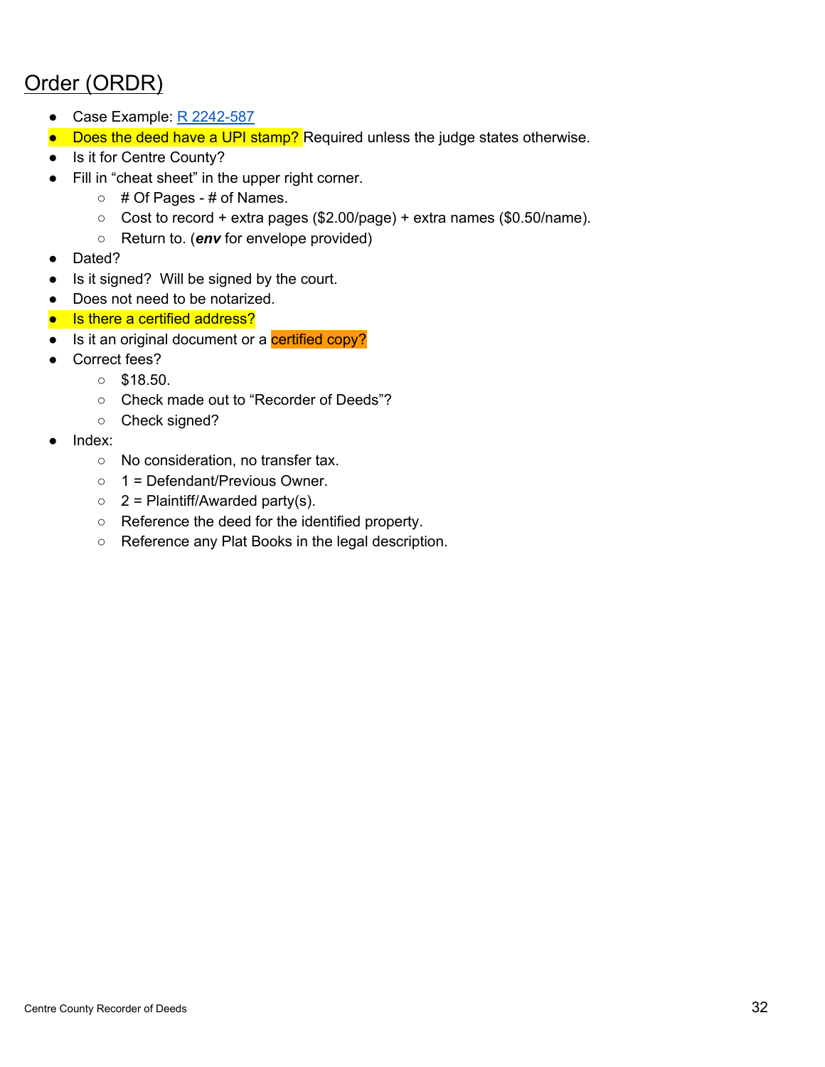## Order (ORDR)

- Case Example: R 2242-587
- Does the deed have a UPI stamp? Required unless the judge states otherwise.
- Is it for Centre County?
- Fill in "cheat sheet" in the upper right corner.
  - # Of Pages - # of Names.
  - Cost to record + extra pages ($2.00/page) + extra names ($0.50/name).
  - Return to. (***env*** for envelope provided)
- Dated?
- Is it signed?  Will be signed by the court.
- Does not need to be notarized.
- Is there a certified address?
- Is it an original document or a certified copy?
- Correct fees?
  - $18.50.
  - Check made out to "Recorder of Deeds"?
  - Check signed?
- Index:
  - No consideration, no transfer tax.
  - 1 = Defendant/Previous Owner.
  - 2 = Plaintiff/Awarded party(s).
  - Reference the deed for the identified property.
  - Reference any Plat Books in the legal description.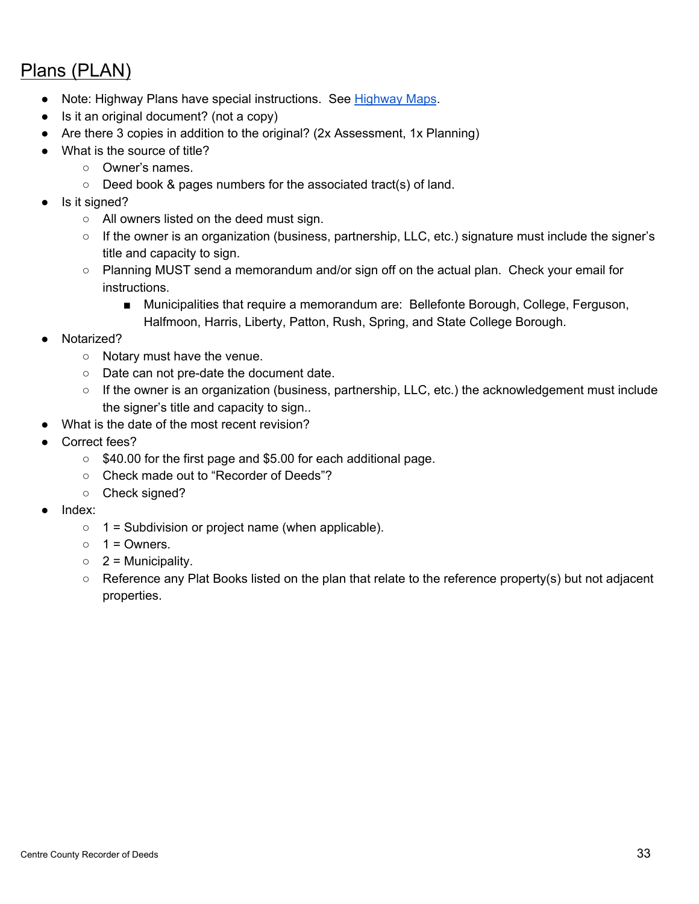## Plans (PLAN)

- Note: Highway Plans have special instructions. See Highway Maps.
- Is it an original document? (not a copy)
- Are there 3 copies in addition to the original? (2x Assessment, 1x Planning)
- What is the source of title?
  - Owner's names.
  - Deed book & pages numbers for the associated tract(s) of land.
- Is it signed?
  - All owners listed on the deed must sign.
  - If the owner is an organization (business, partnership, LLC, etc.) signature must include the signer's title and capacity to sign.
  - Planning MUST send a memorandum and/or sign off on the actual plan. Check your email for instructions.
    - Municipalities that require a memorandum are: Bellefonte Borough, College, Ferguson, Halfmoon, Harris, Liberty, Patton, Rush, Spring, and State College Borough.
- Notarized?
  - Notary must have the venue.
  - Date can not pre-date the document date.
  - If the owner is an organization (business, partnership, LLC, etc.) the acknowledgement must include the signer's title and capacity to sign..
- What is the date of the most recent revision?
- Correct fees?
  - $40.00 for the first page and $5.00 for each additional page.
  - Check made out to "Recorder of Deeds"?
  - Check signed?
- Index:
  - 1 = Subdivision or project name (when applicable).
  - 1 = Owners.
  - 2 = Municipality.
  - Reference any Plat Books listed on the plan that relate to the reference property(s) but not adjacent properties.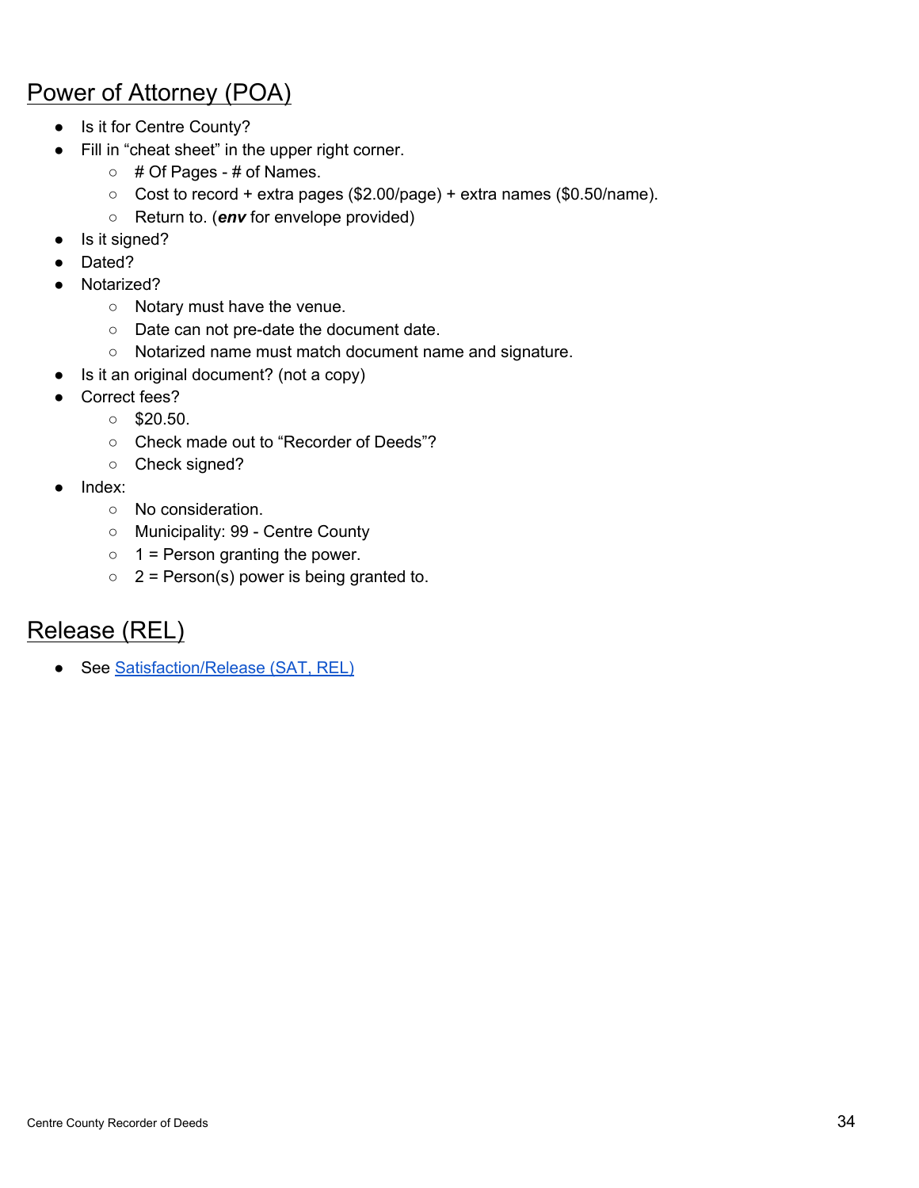## Power of Attorney (POA)

- Is it for Centre County?
- Fill in "cheat sheet" in the upper right corner.
  - # Of Pages - # of Names.
  - Cost to record + extra pages ($2.00/page) + extra names ($0.50/name).
  - Return to. (***env*** for envelope provided)
- Is it signed?
- Dated?
- Notarized?
  - Notary must have the venue.
  - Date can not pre-date the document date.
  - Notarized name must match document name and signature.
- Is it an original document? (not a copy)
- Correct fees?
  - $20.50.
  - Check made out to "Recorder of Deeds"?
  - Check signed?
- Index:
  - No consideration.
  - Municipality: 99 - Centre County
  - 1 = Person granting the power.
  - 2 = Person(s) power is being granted to.

## Release (REL)

- See Satisfaction/Release (SAT, REL)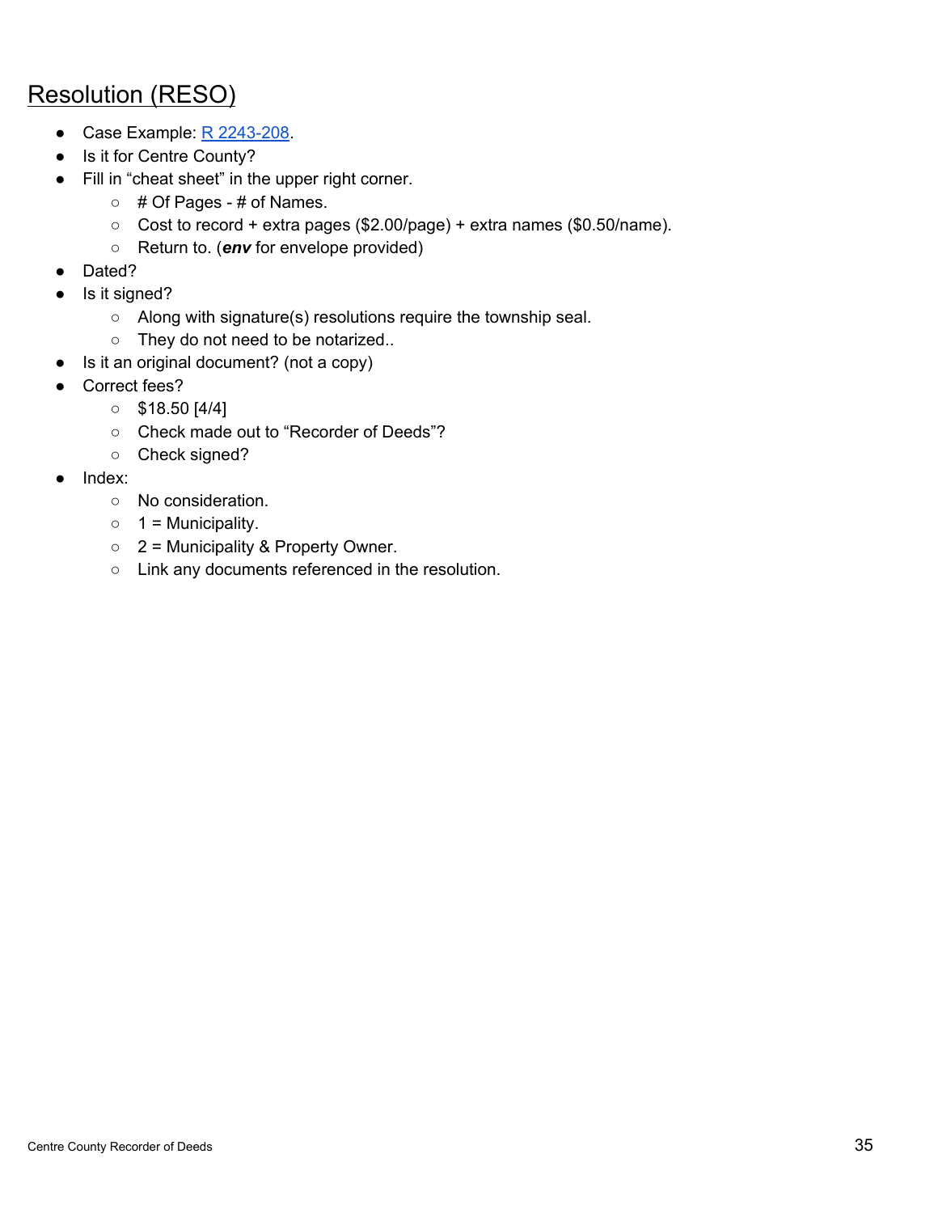## Resolution (RESO)

- Case Example: R 2243-208.
- Is it for Centre County?
- Fill in "cheat sheet" in the upper right corner.
  - # Of Pages - # of Names.
  - Cost to record + extra pages ($2.00/page) + extra names ($0.50/name).
  - Return to. (***env*** for envelope provided)
- Dated?
- Is it signed?
  - Along with signature(s) resolutions require the township seal.
  - They do not need to be notarized..
- Is it an original document? (not a copy)
- Correct fees?
  - $18.50 [4/4]
  - Check made out to "Recorder of Deeds"?
  - Check signed?
- Index:
  - No consideration.
  - 1 = Municipality.
  - 2 = Municipality & Property Owner.
  - Link any documents referenced in the resolution.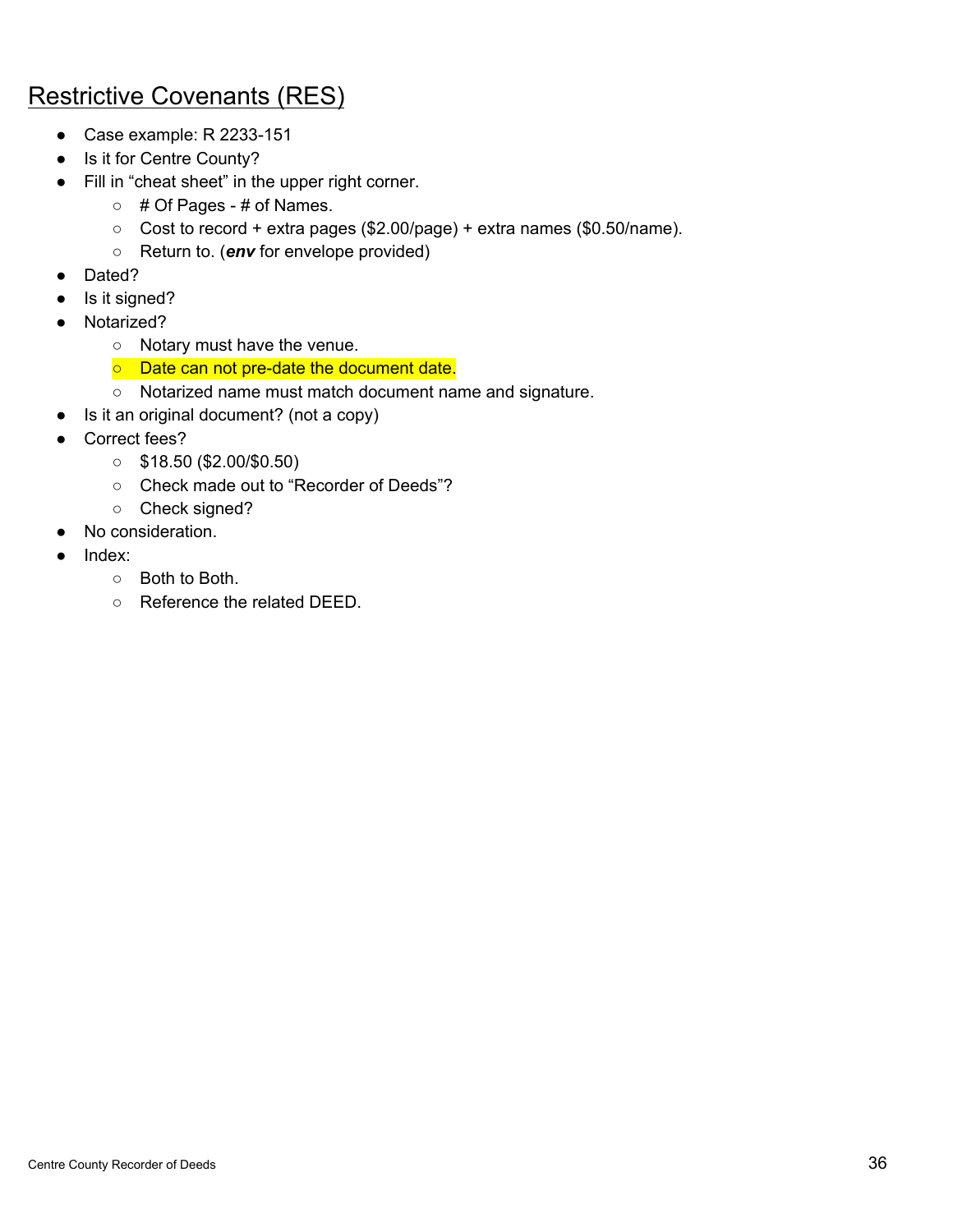# Restrictive Covenants (RES)

- Case example: R 2233-151
- Is it for Centre County?
- Fill in "cheat sheet" in the upper right corner.
  - # Of Pages - # of Names.
  - Cost to record + extra pages ($2.00/page) + extra names ($0.50/name).
  - Return to. (***env*** for envelope provided)
- Dated?
- Is it signed?
- Notarized?
  - Notary must have the venue.
  - Date can not pre-date the document date.
  - Notarized name must match document name and signature.
- Is it an original document? (not a copy)
- Correct fees?
  - $18.50 ($2.00/$0.50)
  - Check made out to "Recorder of Deeds"?
  - Check signed?
- No consideration.
- Index:
  - Both to Both.
  - Reference the related DEED.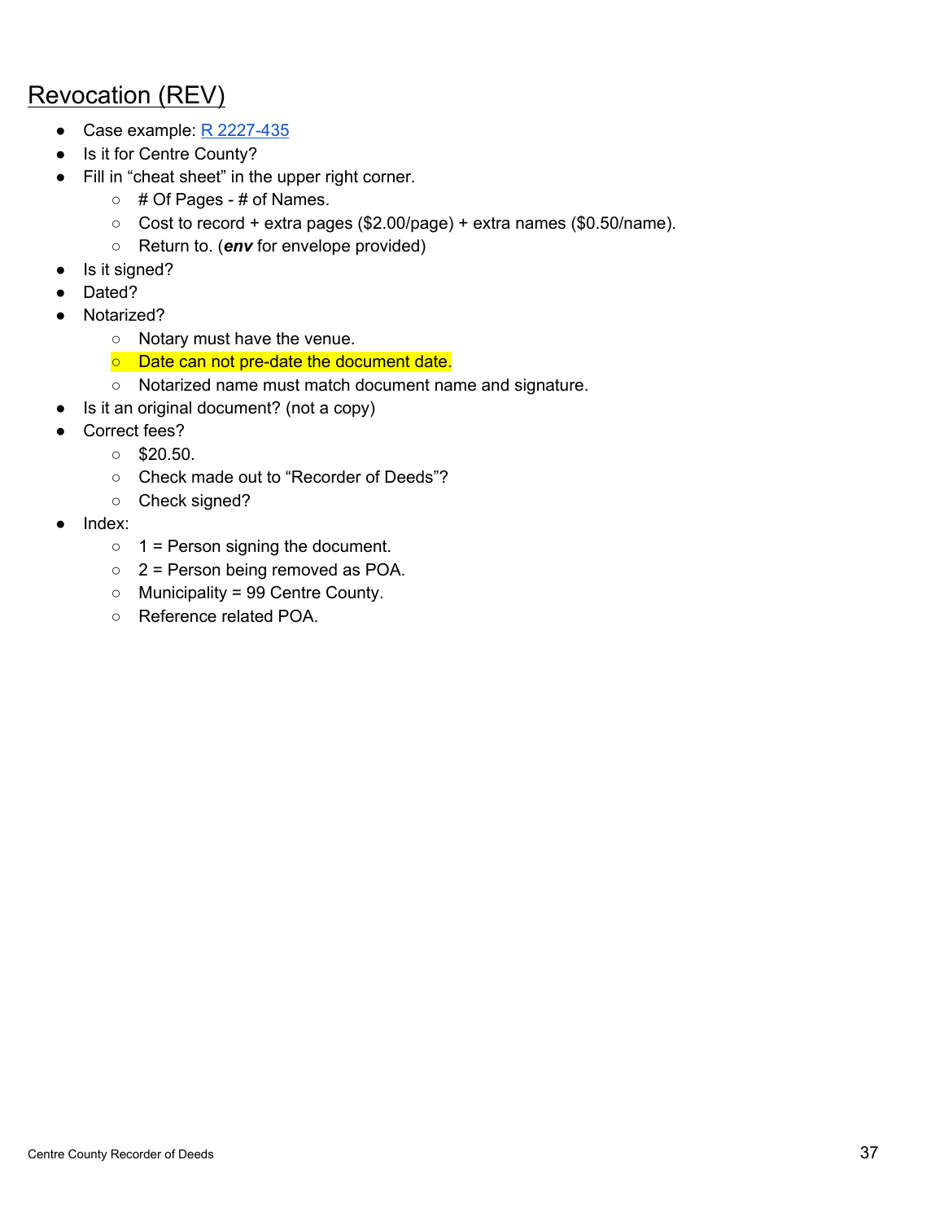## Revocation (REV)

- Case example: R 2227-435
- Is it for Centre County?
- Fill in "cheat sheet" in the upper right corner.
  - # Of Pages - # of Names.
  - Cost to record + extra pages ($2.00/page) + extra names ($0.50/name).
  - Return to. (***env*** for envelope provided)
- Is it signed?
- Dated?
- Notarized?
  - Notary must have the venue.
  - Date can not pre-date the document date.
  - Notarized name must match document name and signature.
- Is it an original document? (not a copy)
- Correct fees?
  - $20.50.
  - Check made out to "Recorder of Deeds"?
  - Check signed?
- Index:
  - 1 = Person signing the document.
  - 2 = Person being removed as POA.
  - Municipality = 99 Centre County.
  - Reference related POA.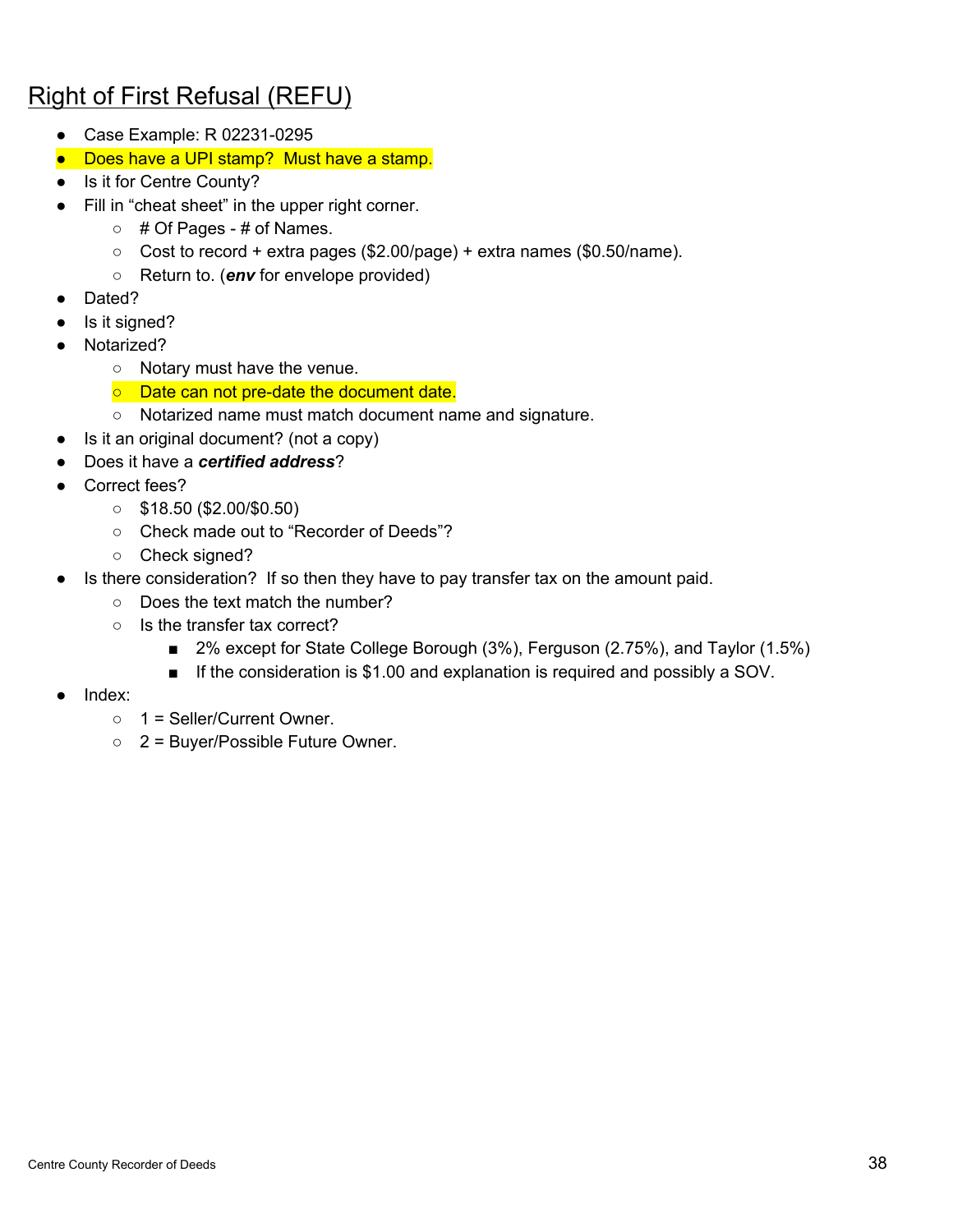# <u>Right of First Refusal (REFU)</u>

- Case Example: R 02231-0295
- Does have a UPI stamp? Must have a stamp.
- Is it for Centre County?
- Fill in "cheat sheet" in the upper right corner.
  - # Of Pages - # of Names.
  - Cost to record + extra pages ($2.00/page) + extra names ($0.50/name).
  - Return to. (***env*** for envelope provided)
- Dated?
- Is it signed?
- Notarized?
  - Notary must have the venue.
  - Date can not pre-date the document date.
  - Notarized name must match document name and signature.
- Is it an original document? (not a copy)
- Does it have a ***certified address***?
- Correct fees?
  - $18.50 ($2.00/$0.50)
  - Check made out to "Recorder of Deeds"?
  - Check signed?
- Is there consideration? If so then they have to pay transfer tax on the amount paid.
  - Does the text match the number?
  - Is the transfer tax correct?
    - 2% except for State College Borough (3%), Ferguson (2.75%), and Taylor (1.5%)
    - If the consideration is $1.00 and explanation is required and possibly a SOV.
- Index:
  - 1 = Seller/Current Owner.
  - 2 = Buyer/Possible Future Owner.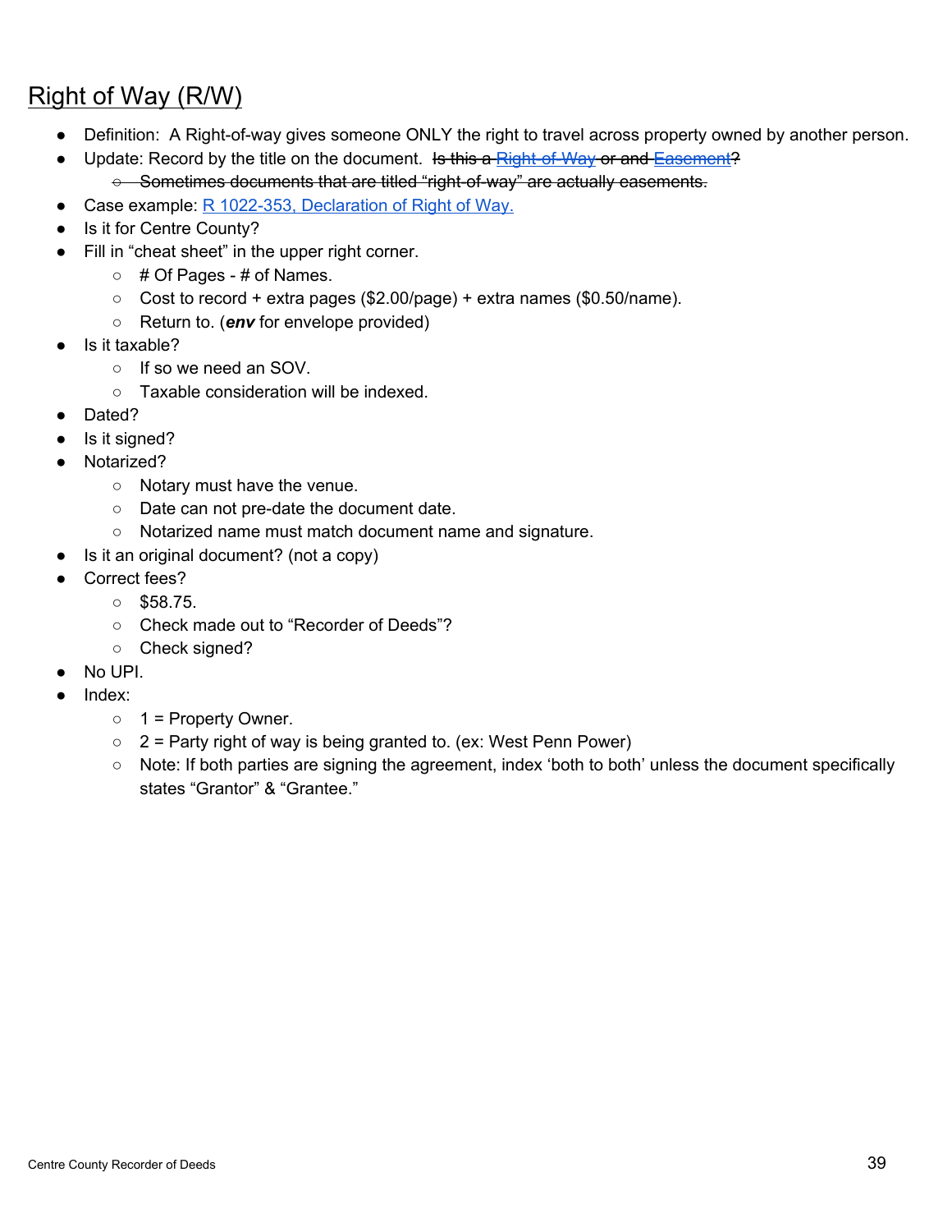# Right of Way (R/W)

- Definition: A Right-of-way gives someone ONLY the right to travel across property owned by another person.
- Update: Record by the title on the document. ~~Is this a Right-of-Way or and Easement?~~
  - ~~Sometimes documents that are titled "right-of-way" are actually easements.~~
- Case example: R 1022-353, Declaration of Right of Way.
- Is it for Centre County?
- Fill in "cheat sheet" in the upper right corner.
  - # Of Pages - # of Names.
  - Cost to record + extra pages ($2.00/page) + extra names ($0.50/name).
  - Return to. (***env*** for envelope provided)
- Is it taxable?
  - If so we need an SOV.
  - Taxable consideration will be indexed.
- Dated?
- Is it signed?
- Notarized?
  - Notary must have the venue.
  - Date can not pre-date the document date.
  - Notarized name must match document name and signature.
- Is it an original document? (not a copy)
- Correct fees?
  - $58.75.
  - Check made out to "Recorder of Deeds"?
  - Check signed?
- No UPI.
- Index:
  - 1 = Property Owner.
  - 2 = Party right of way is being granted to. (ex: West Penn Power)
  - Note: If both parties are signing the agreement, index 'both to both' unless the document specifically states "Grantor" & "Grantee."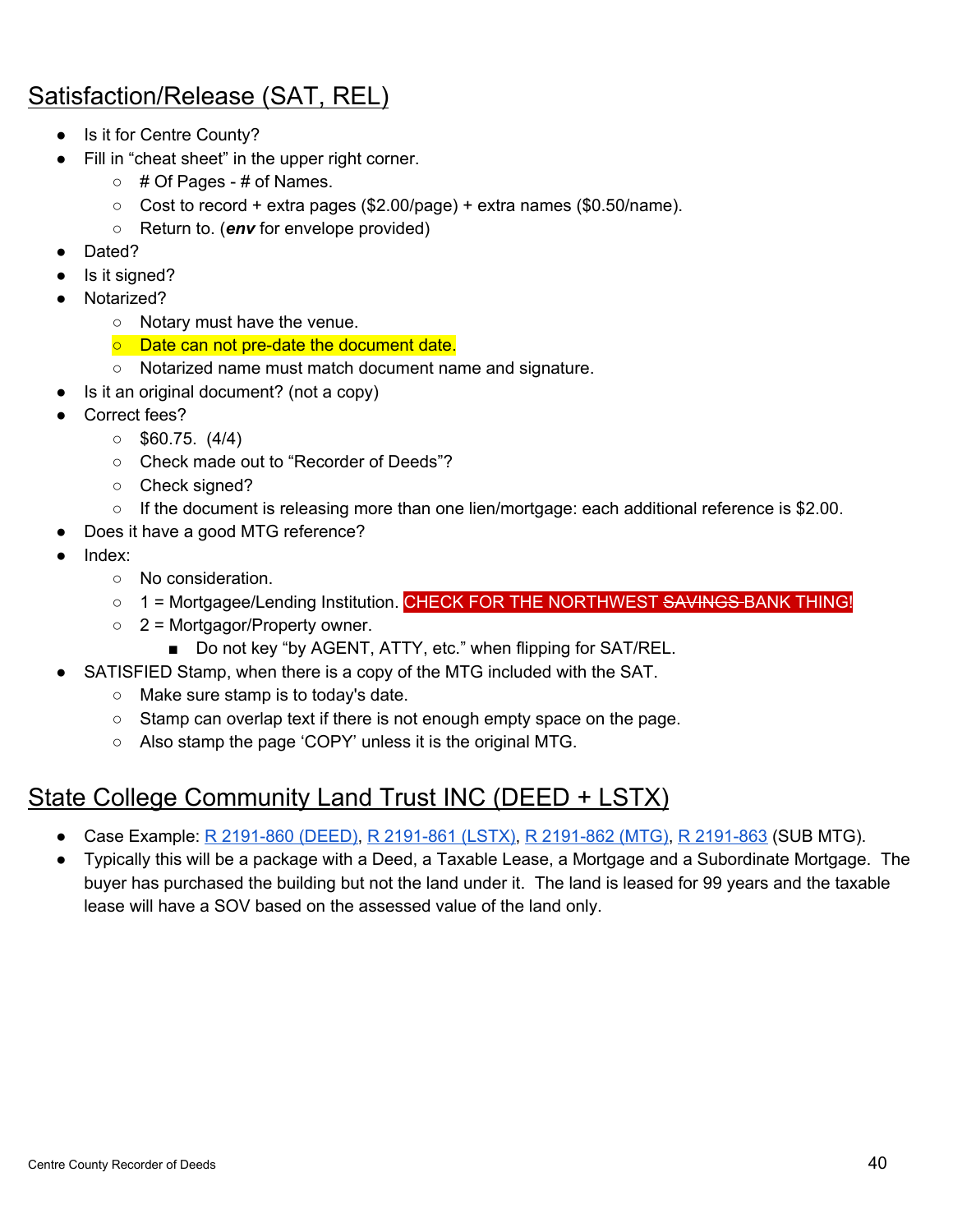## Satisfaction/Release (SAT, REL)

- Is it for Centre County?
- Fill in "cheat sheet" in the upper right corner.
  - # Of Pages - # of Names.
  - Cost to record + extra pages ($2.00/page) + extra names ($0.50/name).
  - Return to. (***env*** for envelope provided)
- Dated?
- Is it signed?
- Notarized?
  - Notary must have the venue.
  - Date can not pre-date the document date.
  - Notarized name must match document name and signature.
- Is it an original document? (not a copy)
- Correct fees?
  - $60.75. (4/4)
  - Check made out to "Recorder of Deeds"?
  - Check signed?
  - If the document is releasing more than one lien/mortgage: each additional reference is $2.00.
- Does it have a good MTG reference?
- Index:
  - No consideration.
  - 1 = Mortgagee/Lending Institution. CHECK FOR THE NORTHWEST ~~SAVINGS~~ BANK THING!
  - 2 = Mortgagor/Property owner.
    - Do not key "by AGENT, ATTY, etc." when flipping for SAT/REL.
- SATISFIED Stamp, when there is a copy of the MTG included with the SAT.
  - Make sure stamp is to today's date.
  - Stamp can overlap text if there is not enough empty space on the page.
  - Also stamp the page 'COPY' unless it is the original MTG.

## State College Community Land Trust INC (DEED + LSTX)

- Case Example: R 2191-860 (DEED), R 2191-861 (LSTX), R 2191-862 (MTG), R 2191-863 (SUB MTG).
- Typically this will be a package with a Deed, a Taxable Lease, a Mortgage and a Subordinate Mortgage. The buyer has purchased the building but not the land under it. The land is leased for 99 years and the taxable lease will have a SOV based on the assessed value of the land only.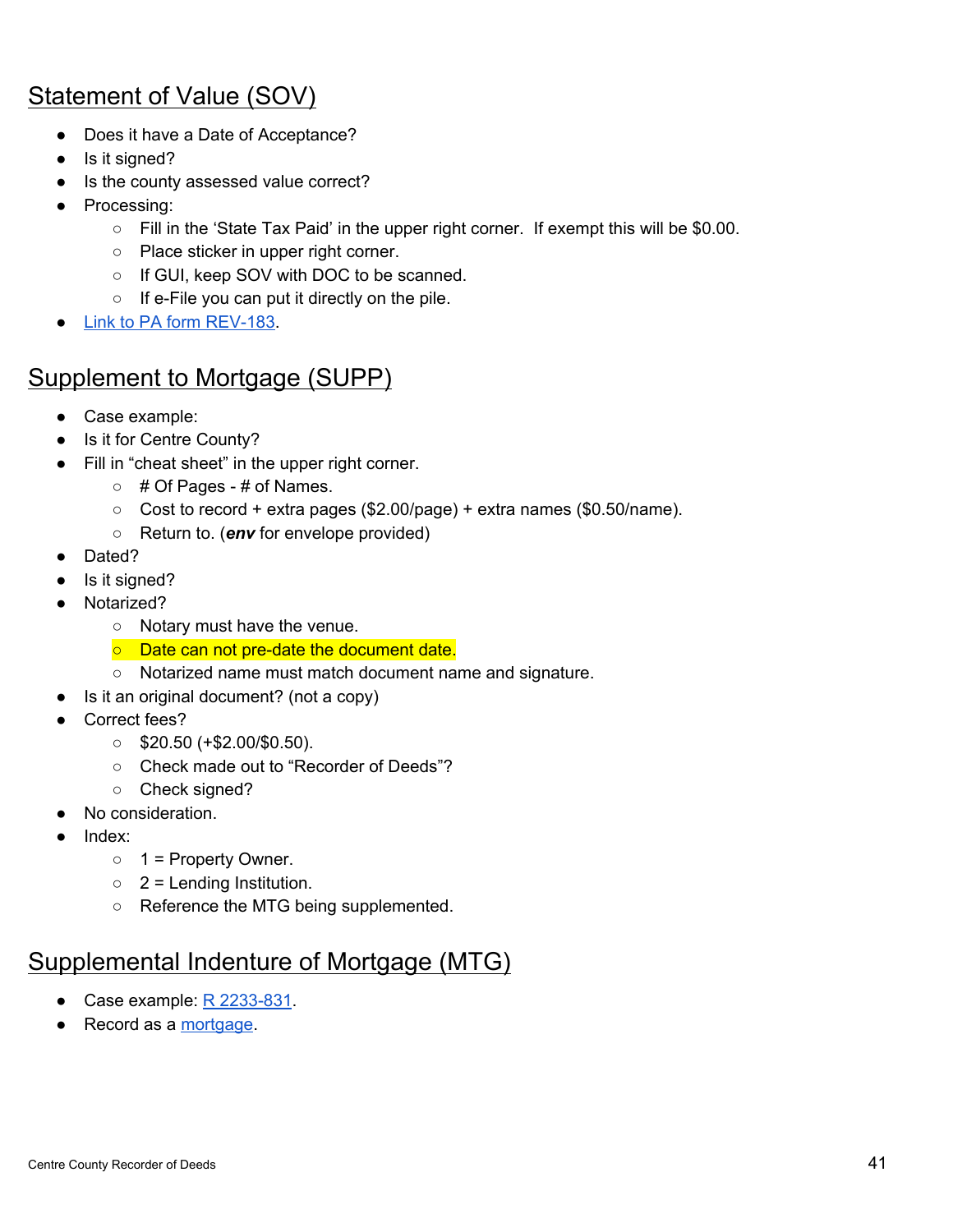## Statement of Value (SOV)

- Does it have a Date of Acceptance?
- Is it signed?
- Is the county assessed value correct?
- Processing:
    - Fill in the 'State Tax Paid' in the upper right corner. If exempt this will be $0.00.
    - Place sticker in upper right corner.
    - If GUI, keep SOV with DOC to be scanned.
    - If e-File you can put it directly on the pile.
- [Link to PA form REV-183](#).

## Supplement to Mortgage (SUPP)

- Case example:
- Is it for Centre County?
- Fill in "cheat sheet" in the upper right corner.
    - # Of Pages - # of Names.
    - Cost to record + extra pages ($2.00/page) + extra names ($0.50/name).
    - Return to. (***env*** for envelope provided)
- Dated?
- Is it signed?
- Notarized?
    - Notary must have the venue.
    - Date can not pre-date the document date.
    - Notarized name must match document name and signature.
- Is it an original document? (not a copy)
- Correct fees?
    - $20.50 (+$2.00/$0.50).
    - Check made out to "Recorder of Deeds"?
    - Check signed?
- No consideration.
- Index:
    - 1 = Property Owner.
    - 2 = Lending Institution.
    - Reference the MTG being supplemented.

## Supplemental Indenture of Mortgage (MTG)

- Case example: [R 2233-831](#).
- Record as a [mortgage](#).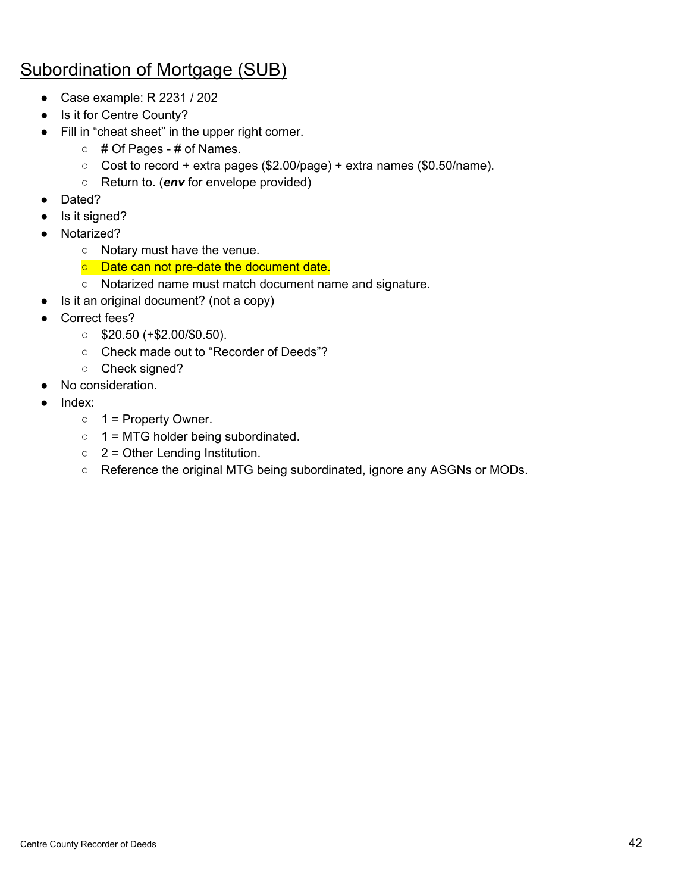# Subordination of Mortgage (SUB)

- Case example: R 2231 / 202
- Is it for Centre County?
- Fill in "cheat sheet" in the upper right corner.
    - # Of Pages - # of Names.
    - Cost to record + extra pages ($2.00/page) + extra names ($0.50/name).
    - Return to. (***env*** for envelope provided)
- Dated?
- Is it signed?
- Notarized?
    - Notary must have the venue.
    - Date can not pre-date the document date.
    - Notarized name must match document name and signature.
- Is it an original document? (not a copy)
- Correct fees?
    - $20.50 (+$2.00/$0.50).
    - Check made out to "Recorder of Deeds"?
    - Check signed?
- No consideration.
- Index:
    - 1 = Property Owner.
    - 1 = MTG holder being subordinated.
    - 2 = Other Lending Institution.
    - Reference the original MTG being subordinated, ignore any ASGNs or MODs.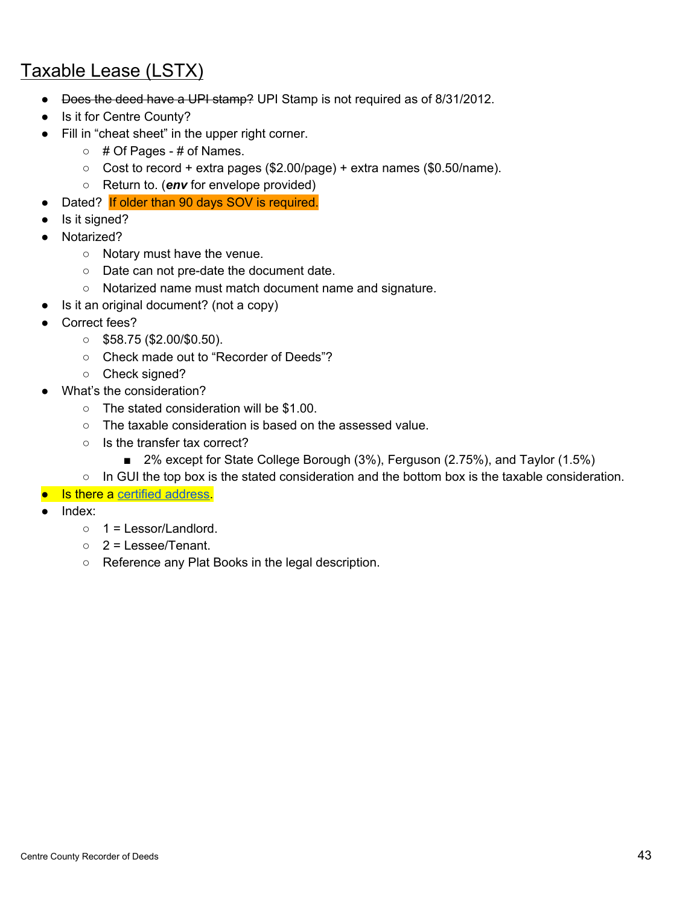## Taxable Lease (LSTX)

- ~~Does the deed have a UPI stamp?~~ UPI Stamp is not required as of 8/31/2012.
- Is it for Centre County?
- Fill in "cheat sheet" in the upper right corner.
    - # Of Pages - # of Names.
    - Cost to record + extra pages ($2.00/page) + extra names ($0.50/name).
    - Return to. (***env*** for envelope provided)
- Dated? If older than 90 days SOV is required.
- Is it signed?
- Notarized?
    - Notary must have the venue.
    - Date can not pre-date the document date.
    - Notarized name must match document name and signature.
- Is it an original document? (not a copy)
- Correct fees?
    - $58.75 ($2.00/$0.50).
    - Check made out to "Recorder of Deeds"?
    - Check signed?
- What's the consideration?
    - The stated consideration will be $1.00.
    - The taxable consideration is based on the assessed value.
    - Is the transfer tax correct?
        - 2% except for State College Borough (3%), Ferguson (2.75%), and Taylor (1.5%)
    - In GUI the top box is the stated consideration and the bottom box is the taxable consideration.
- Is there a certified address.
- Index:
    - 1 = Lessor/Landlord.
    - 2 = Lessee/Tenant.
    - Reference any Plat Books in the legal description.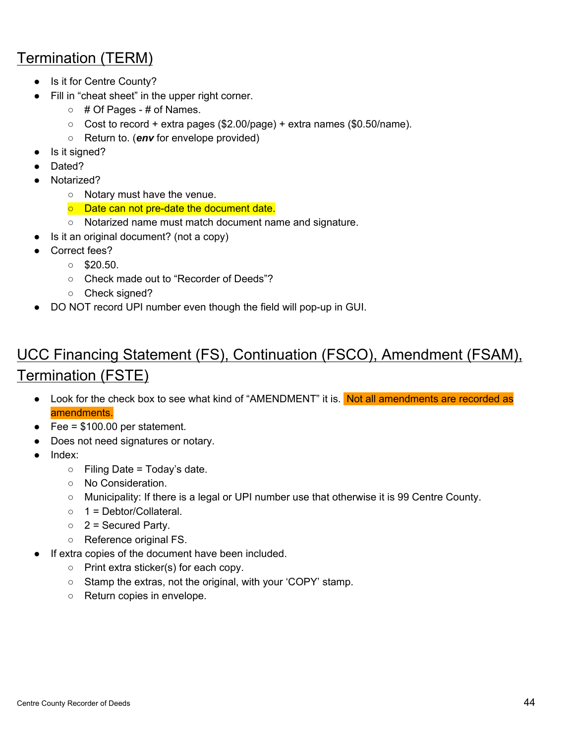## Termination (TERM)

- Is it for Centre County?
- Fill in "cheat sheet" in the upper right corner.
  - # Of Pages - # of Names.
  - Cost to record + extra pages ($2.00/page) + extra names ($0.50/name).
  - Return to. (***env*** for envelope provided)
- Is it signed?
- Dated?
- Notarized?
  - Notary must have the venue.
  - Date can not pre-date the document date.
  - Notarized name must match document name and signature.
- Is it an original document? (not a copy)
- Correct fees?
  - $20.50.
  - Check made out to "Recorder of Deeds"?
  - Check signed?
- DO NOT record UPI number even though the field will pop-up in GUI.

## UCC Financing Statement (FS), Continuation (FSCO), Amendment (FSAM), Termination (FSTE)

- Look for the check box to see what kind of "AMENDMENT" it is. Not all amendments are recorded as amendments.
- Fee = $100.00 per statement.
- Does not need signatures or notary.
- Index:
  - Filing Date = Today's date.
  - No Consideration.
  - Municipality: If there is a legal or UPI number use that otherwise it is 99 Centre County.
  - 1 = Debtor/Collateral.
  - 2 = Secured Party.
  - Reference original FS.
- If extra copies of the document have been included.
  - Print extra sticker(s) for each copy.
  - Stamp the extras, not the original, with your 'COPY' stamp.
  - Return copies in envelope.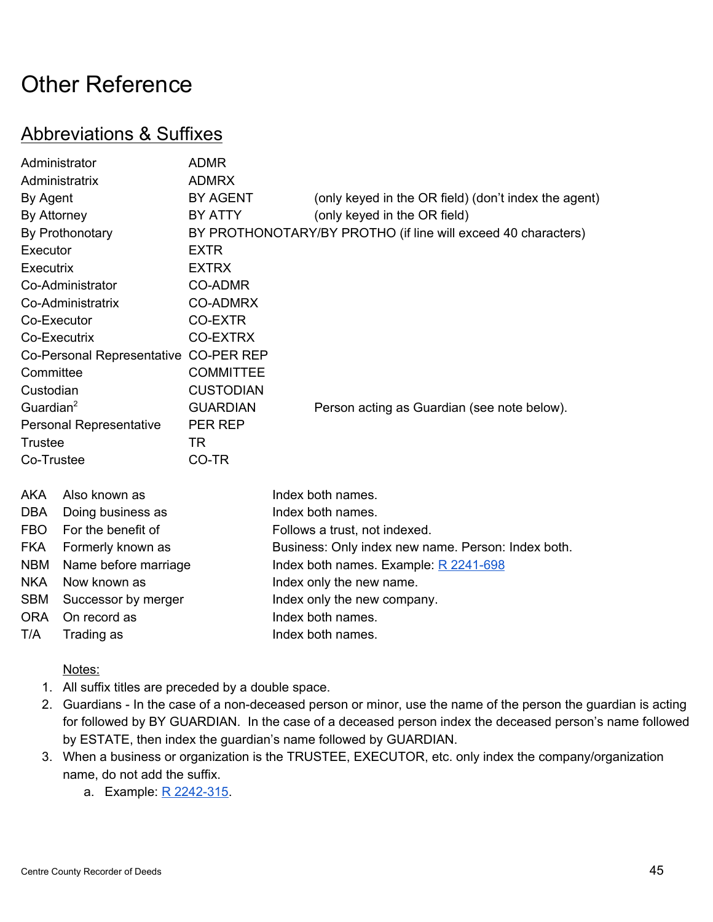# Other Reference

## Abbreviations & Suffixes

| | | |
|---|---|---|
| Administrator | ADMR | |
| Administratrix | ADMRX | |
| By Agent | BY AGENT | (only keyed in the OR field) (don't index the agent) |
| By Attorney | BY ATTY | (only keyed in the OR field) |
| By Prothonotary | BY PROTHONOTARY/BY PROTHO (if line will exceed 40 characters) | |
| Executor | EXTR | |
| Executrix | EXTRX | |
| Co-Administrator | CO-ADMR | |
| Co-Administratrix | CO-ADMRX | |
| Co-Executor | CO-EXTR | |
| Co-Executrix | CO-EXTRX | |
| Co-Personal Representative | CO-PER REP | |
| Committee | COMMITTEE | |
| Custodian | CUSTODIAN | |
| Guardian[2] | GUARDIAN | Person acting as Guardian (see note below). |
| Personal Representative | PER REP | |
| Trustee | TR | |
| Co-Trustee | CO-TR | |

| | | |
|---|---|---|
| AKA | Also known as | Index both names. |
| DBA | Doing business as | Index both names. |
| FBO | For the benefit of | Follows a trust, not indexed. |
| FKA | Formerly known as | Business: Only index new name. Person: Index both. |
| NBM | Name before marriage | Index both names. Example: R 2241-698 |
| NKA | Now known as | Index only the new name. |
| SBM | Successor by merger | Index only the new company. |
| ORA | On record as | Index both names. |
| T/A | Trading as | Index both names. |

<u>Notes:</u>

1. All suffix titles are preceded by a double space.
2. Guardians - In the case of a non-deceased person or minor, use the name of the person the guardian is acting for followed by BY GUARDIAN. In the case of a deceased person index the deceased person's name followed by ESTATE, then index the guardian's name followed by GUARDIAN.
3. When a business or organization is the TRUSTEE, EXECUTOR, etc. only index the company/organization name, do not add the suffix.
   a. Example: R 2242-315.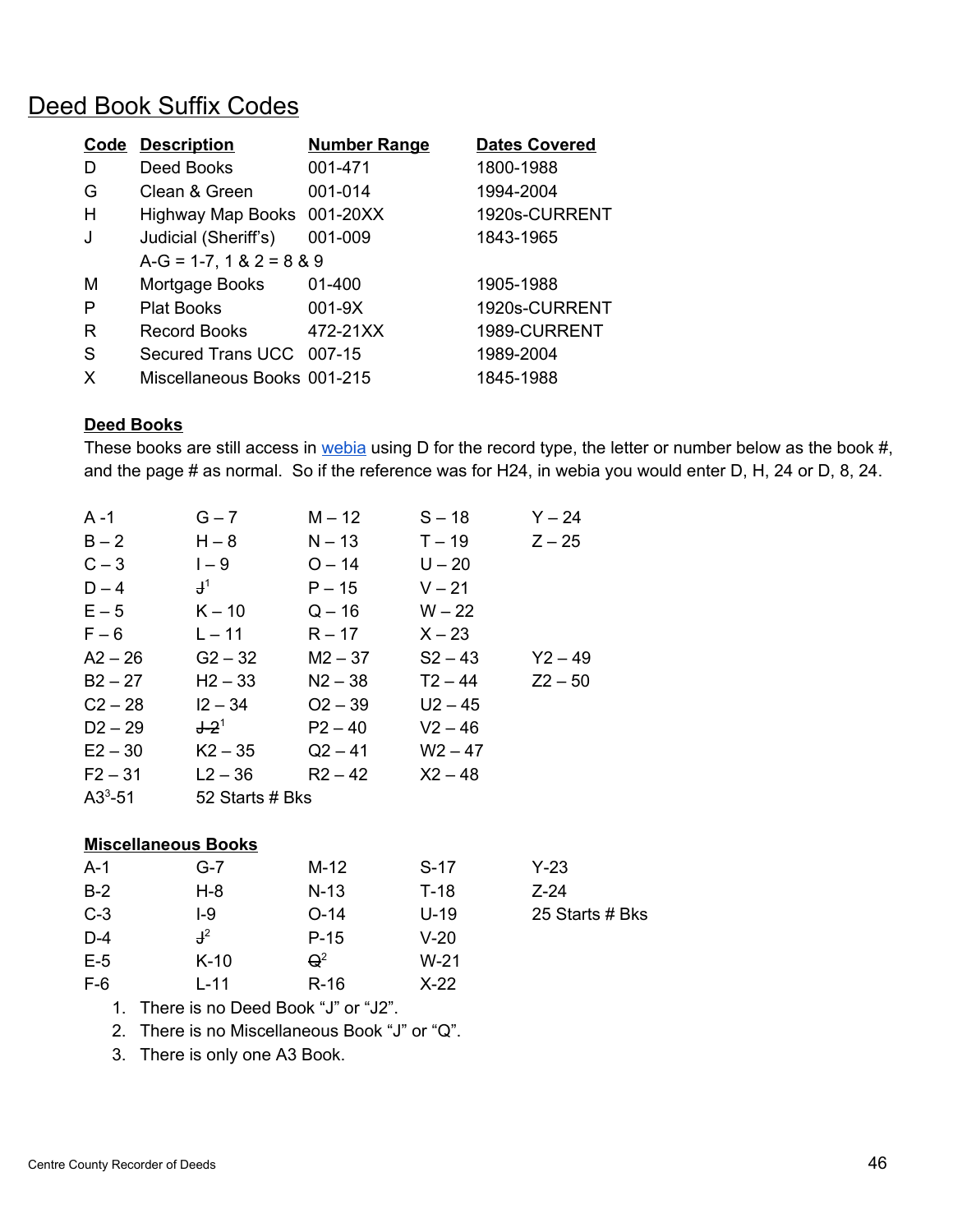## Deed Book Suffix Codes

| Code | Description | Number Range | Dates Covered |
|---|---|---|---|
| D | Deed Books | 001-471 | 1800-1988 |
| G | Clean & Green | 001-014 | 1994-2004 |
| H | Highway Map Books | 001-20XX | 1920s-CURRENT |
| J | Judicial (Sheriff's) | 001-009 | 1843-1965 |
| | A-G = 1-7, 1 & 2 = 8 & 9 | | |
| M | Mortgage Books | 01-400 | 1905-1988 |
| P | Plat Books | 001-9X | 1920s-CURRENT |
| R | Record Books | 472-21XX | 1989-CURRENT |
| S | Secured Trans UCC | 007-15 | 1989-2004 |
| X | Miscellaneous Books | 001-215 | 1845-1988 |

### Deed Books

These books are still access in webia using D for the record type, the letter or number below as the book #, and the page # as normal. So if the reference was for H24, in webia you would enter D, H, 24 or D, 8, 24.

| | | | | |
|---|---|---|---|---|
| A -1 | G – 7 | M – 12 | S – 18 | Y – 24 |
| B – 2 | H – 8 | N – 13 | T – 19 | Z – 25 |
| C – 3 | I – 9 | O – 14 | U – 20 | |
| D – 4 | ~~J~~[1] | P – 15 | V – 21 | |
| E – 5 | K – 10 | Q – 16 | W – 22 | |
| F – 6 | L – 11 | R – 17 | X – 23 | |
| A2 – 26 | G2 – 32 | M2 – 37 | S2 – 43 | Y2 – 49 |
| B2 – 27 | H2 – 33 | N2 – 38 | T2 – 44 | Z2 – 50 |
| C2 – 28 | I2 – 34 | O2 – 39 | U2 – 45 | |
| D2 – 29 | ~~J 2~~[1] | P2 – 40 | V2 – 46 | |
| E2 – 30 | K2 – 35 | Q2 – 41 | W2 – 47 | |
| F2 – 31 | L2 – 36 | R2 – 42 | X2 – 48 | |
| A3[3]-51 | 52 Starts # Bks | | | |

### Miscellaneous Books

| | | | | |
|---|---|---|---|---|
| A-1 | G-7 | M-12 | S-17 | Y-23 |
| B-2 | H-8 | N-13 | T-18 | Z-24 |
| C-3 | I-9 | O-14 | U-19 | 25 Starts # Bks |
| D-4 | ~~J~~[2] | P-15 | V-20 | |
| E-5 | K-10 | ~~Q~~[2] | W-21 | |
| F-6 | L-11 | R-16 | X-22 | |

1. There is no Deed Book "J" or "J2".
2. There is no Miscellaneous Book "J" or "Q".
3. There is only one A3 Book.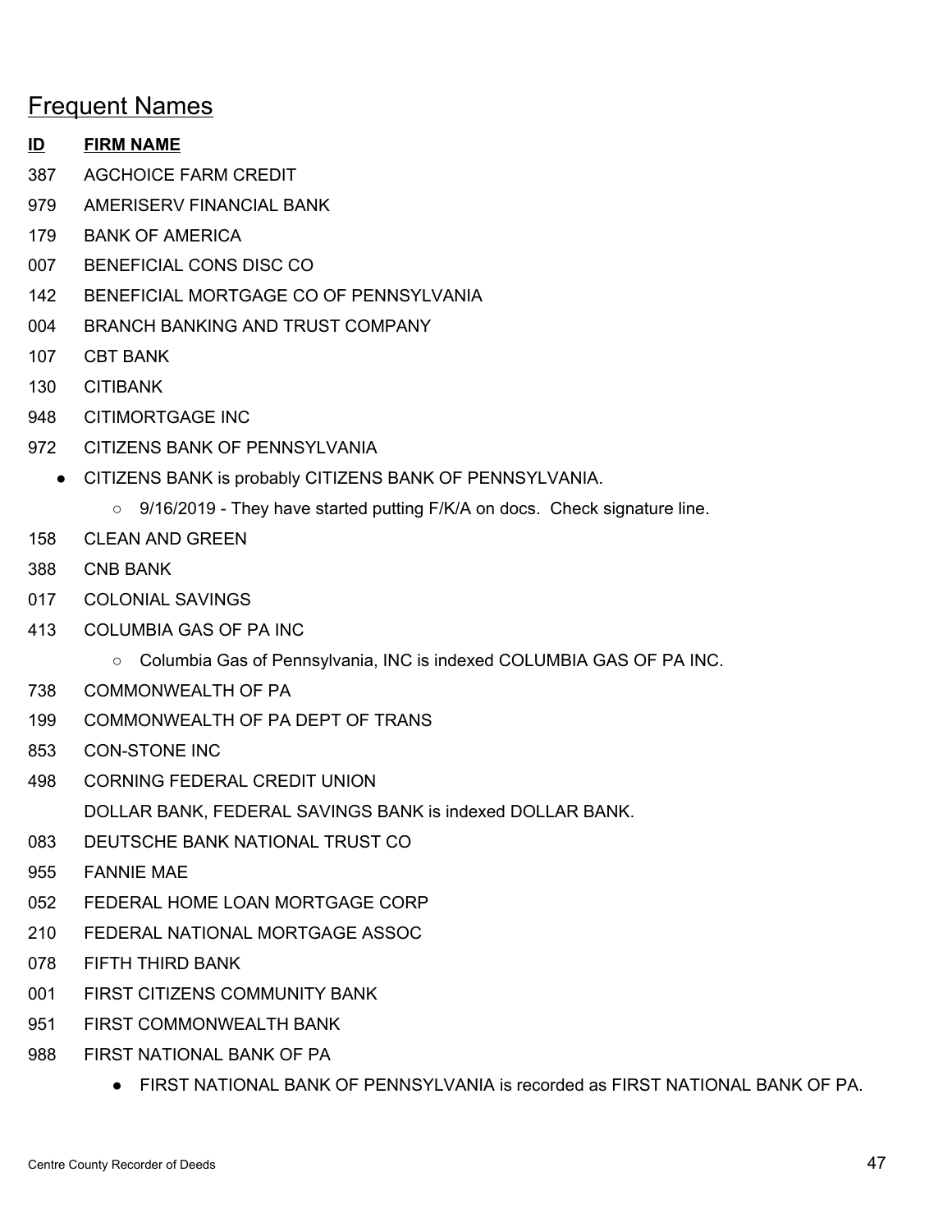## Frequent Names

| ID | FIRM NAME |
|---|---|
| 387 | AGCHOICE FARM CREDIT |
| 979 | AMERISERV FINANCIAL BANK |
| 179 | BANK OF AMERICA |
| 007 | BENEFICIAL CONS DISC CO |
| 142 | BENEFICIAL MORTGAGE CO OF PENNSYLVANIA |
| 004 | BRANCH BANKING AND TRUST COMPANY |
| 107 | CBT BANK |
| 130 | CITIBANK |
| 948 | CITIMORTGAGE INC |
| 972 | CITIZENS BANK OF PENNSYLVANIA |

- CITIZENS BANK is probably CITIZENS BANK OF PENNSYLVANIA.
  - 9/16/2019 - They have started putting F/K/A on docs. Check signature line.

| ID | FIRM NAME |
|---|---|
| 158 | CLEAN AND GREEN |
| 388 | CNB BANK |
| 017 | COLONIAL SAVINGS |
| 413 | COLUMBIA GAS OF PA INC |

- Columbia Gas of Pennsylvania, INC is indexed COLUMBIA GAS OF PA INC.

| ID | FIRM NAME |
|---|---|
| 738 | COMMONWEALTH OF PA |
| 199 | COMMONWEALTH OF PA DEPT OF TRANS |
| 853 | CON-STONE INC |
| 498 | CORNING FEDERAL CREDIT UNION |

DOLLAR BANK, FEDERAL SAVINGS BANK is indexed DOLLAR BANK.

| ID | FIRM NAME |
|---|---|
| 083 | DEUTSCHE BANK NATIONAL TRUST CO |
| 955 | FANNIE MAE |
| 052 | FEDERAL HOME LOAN MORTGAGE CORP |
| 210 | FEDERAL NATIONAL MORTGAGE ASSOC |
| 078 | FIFTH THIRD BANK |
| 001 | FIRST CITIZENS COMMUNITY BANK |
| 951 | FIRST COMMONWEALTH BANK |
| 988 | FIRST NATIONAL BANK OF PA |

- FIRST NATIONAL BANK OF PENNSYLVANIA is recorded as FIRST NATIONAL BANK OF PA.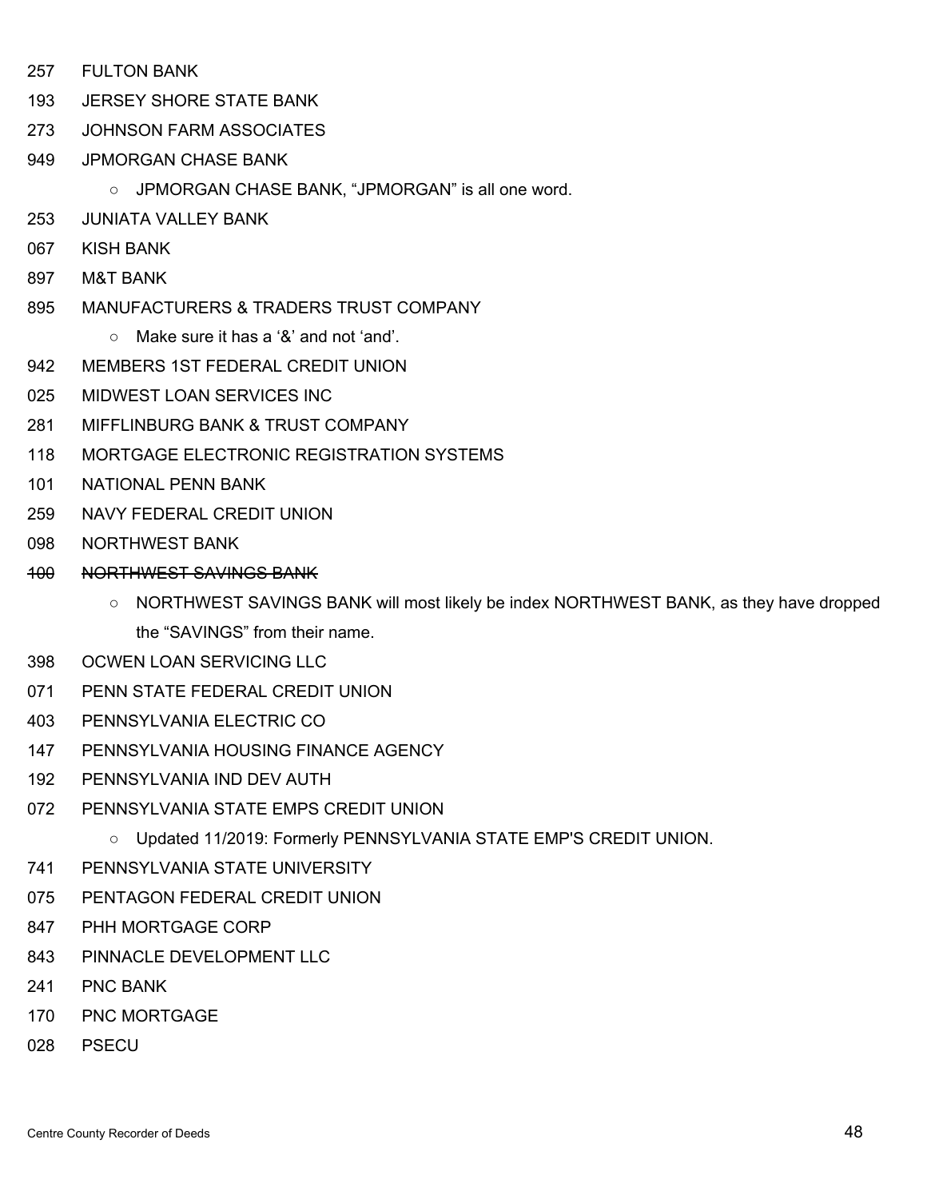257 FULTON BANK

193 JERSEY SHORE STATE BANK

273 JOHNSON FARM ASSOCIATES

949 JPMORGAN CHASE BANK

- JPMORGAN CHASE BANK, “JPMORGAN” is all one word.

253 JUNIATA VALLEY BANK

067 KISH BANK

897 M&T BANK

895 MANUFACTURERS & TRADERS TRUST COMPANY

- Make sure it has a ‘&’ and not ‘and’.

942 MEMBERS 1ST FEDERAL CREDIT UNION

025 MIDWEST LOAN SERVICES INC

281 MIFFLINBURG BANK & TRUST COMPANY

118 MORTGAGE ELECTRONIC REGISTRATION SYSTEMS

101 NATIONAL PENN BANK

259 NAVY FEDERAL CREDIT UNION

098 NORTHWEST BANK

~~100 NORTHWEST SAVINGS BANK~~

- NORTHWEST SAVINGS BANK will most likely be index NORTHWEST BANK, as they have dropped the “SAVINGS” from their name.

398 OCWEN LOAN SERVICING LLC

071 PENN STATE FEDERAL CREDIT UNION

403 PENNSYLVANIA ELECTRIC CO

147 PENNSYLVANIA HOUSING FINANCE AGENCY

192 PENNSYLVANIA IND DEV AUTH

072 PENNSYLVANIA STATE EMPS CREDIT UNION

- Updated 11/2019: Formerly PENNSYLVANIA STATE EMP'S CREDIT UNION.

741 PENNSYLVANIA STATE UNIVERSITY

075 PENTAGON FEDERAL CREDIT UNION

847 PHH MORTGAGE CORP

843 PINNACLE DEVELOPMENT LLC

241 PNC BANK

170 PNC MORTGAGE

028 PSECU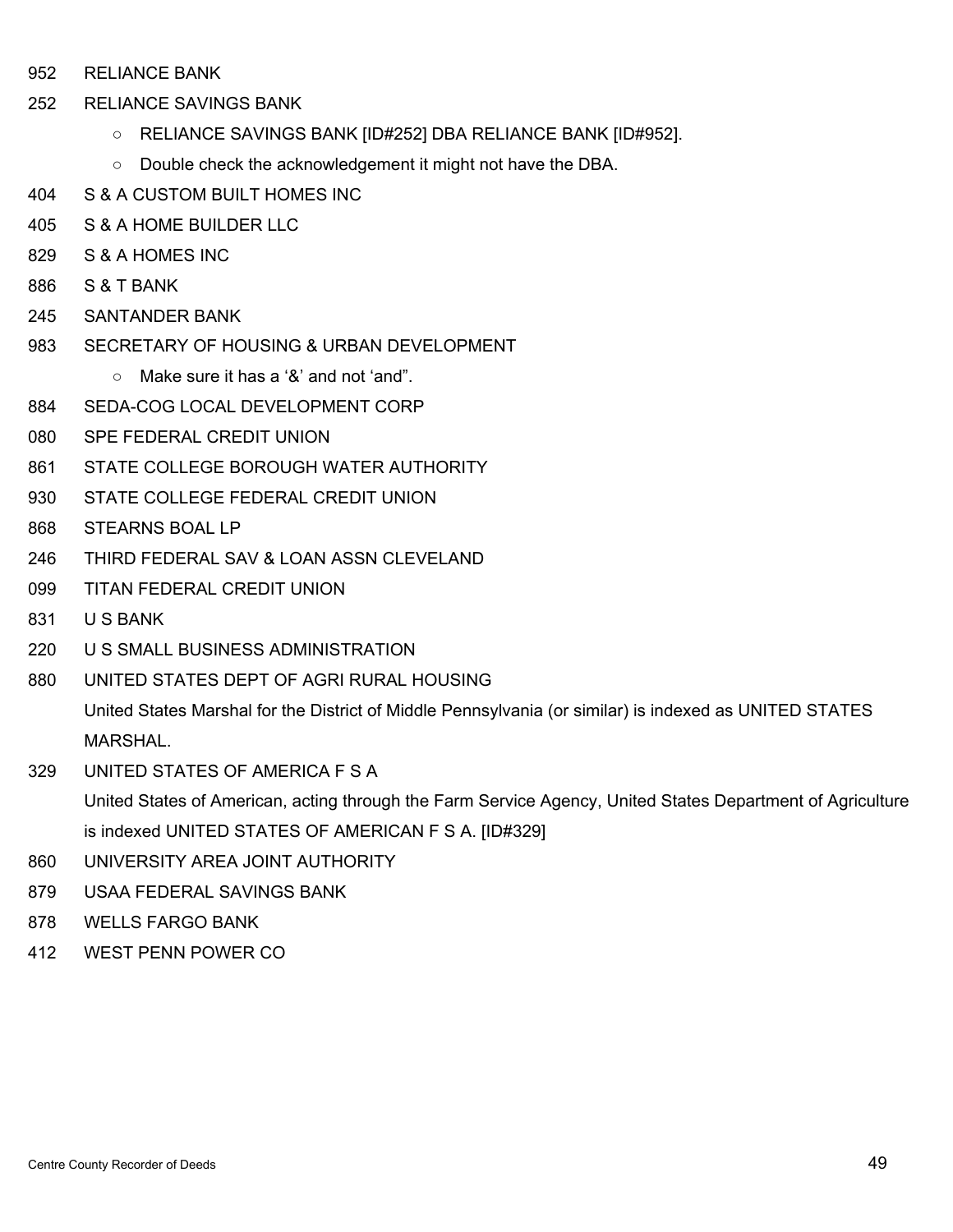952 RELIANCE BANK

252 RELIANCE SAVINGS BANK

- RELIANCE SAVINGS BANK [ID#252] DBA RELIANCE BANK [ID#952].
- Double check the acknowledgement it might not have the DBA.

404 S & A CUSTOM BUILT HOMES INC

405 S & A HOME BUILDER LLC

829 S & A HOMES INC

886 S & T BANK

245 SANTANDER BANK

983 SECRETARY OF HOUSING & URBAN DEVELOPMENT

- Make sure it has a ‘&’ and not ‘and”.

884 SEDA-COG LOCAL DEVELOPMENT CORP

080 SPE FEDERAL CREDIT UNION

861 STATE COLLEGE BOROUGH WATER AUTHORITY

930 STATE COLLEGE FEDERAL CREDIT UNION

868 STEARNS BOAL LP

246 THIRD FEDERAL SAV & LOAN ASSN CLEVELAND

099 TITAN FEDERAL CREDIT UNION

831 U S BANK

220 U S SMALL BUSINESS ADMINISTRATION

880 UNITED STATES DEPT OF AGRI RURAL HOUSING

United States Marshal for the District of Middle Pennsylvania (or similar) is indexed as UNITED STATES MARSHAL.

329 UNITED STATES OF AMERICA F S A

United States of American, acting through the Farm Service Agency, United States Department of Agriculture is indexed UNITED STATES OF AMERICAN F S A. [ID#329]

860 UNIVERSITY AREA JOINT AUTHORITY

879 USAA FEDERAL SAVINGS BANK

878 WELLS FARGO BANK

412 WEST PENN POWER CO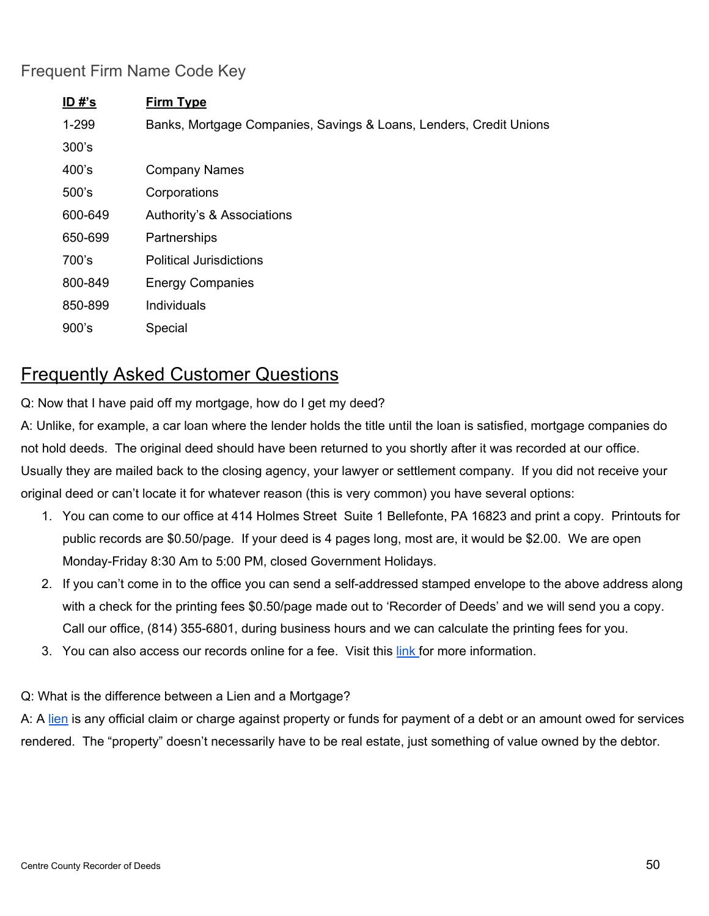## Frequent Firm Name Code Key

| ID #'s | Firm Type |
|---|---|
| 1-299 | Banks, Mortgage Companies, Savings & Loans, Lenders, Credit Unions |
| 300's | |
| 400's | Company Names |
| 500's | Corporations |
| 600-649 | Authority's & Associations |
| 650-699 | Partnerships |
| 700's | Political Jurisdictions |
| 800-849 | Energy Companies |
| 850-899 | Individuals |
| 900's | Special |

# Frequently Asked Customer Questions

Q: Now that I have paid off my mortgage, how do I get my deed?

A: Unlike, for example, a car loan where the lender holds the title until the loan is satisfied, mortgage companies do not hold deeds. The original deed should have been returned to you shortly after it was recorded at our office. Usually they are mailed back to the closing agency, your lawyer or settlement company. If you did not receive your original deed or can't locate it for whatever reason (this is very common) you have several options:

1. You can come to our office at 414 Holmes Street Suite 1 Bellefonte, PA 16823 and print a copy. Printouts for public records are $0.50/page. If your deed is 4 pages long, most are, it would be $2.00. We are open Monday-Friday 8:30 Am to 5:00 PM, closed Government Holidays.
2. If you can't come in to the office you can send a self-addressed stamped envelope to the above address along with a check for the printing fees $0.50/page made out to 'Recorder of Deeds' and we will send you a copy. Call our office, (814) 355-6801, during business hours and we can calculate the printing fees for you.
3. You can also access our records online for a fee. Visit this link for more information.

Q: What is the difference between a Lien and a Mortgage?

A: A lien is any official claim or charge against property or funds for payment of a debt or an amount owed for services rendered. The "property" doesn't necessarily have to be real estate, just something of value owned by the debtor.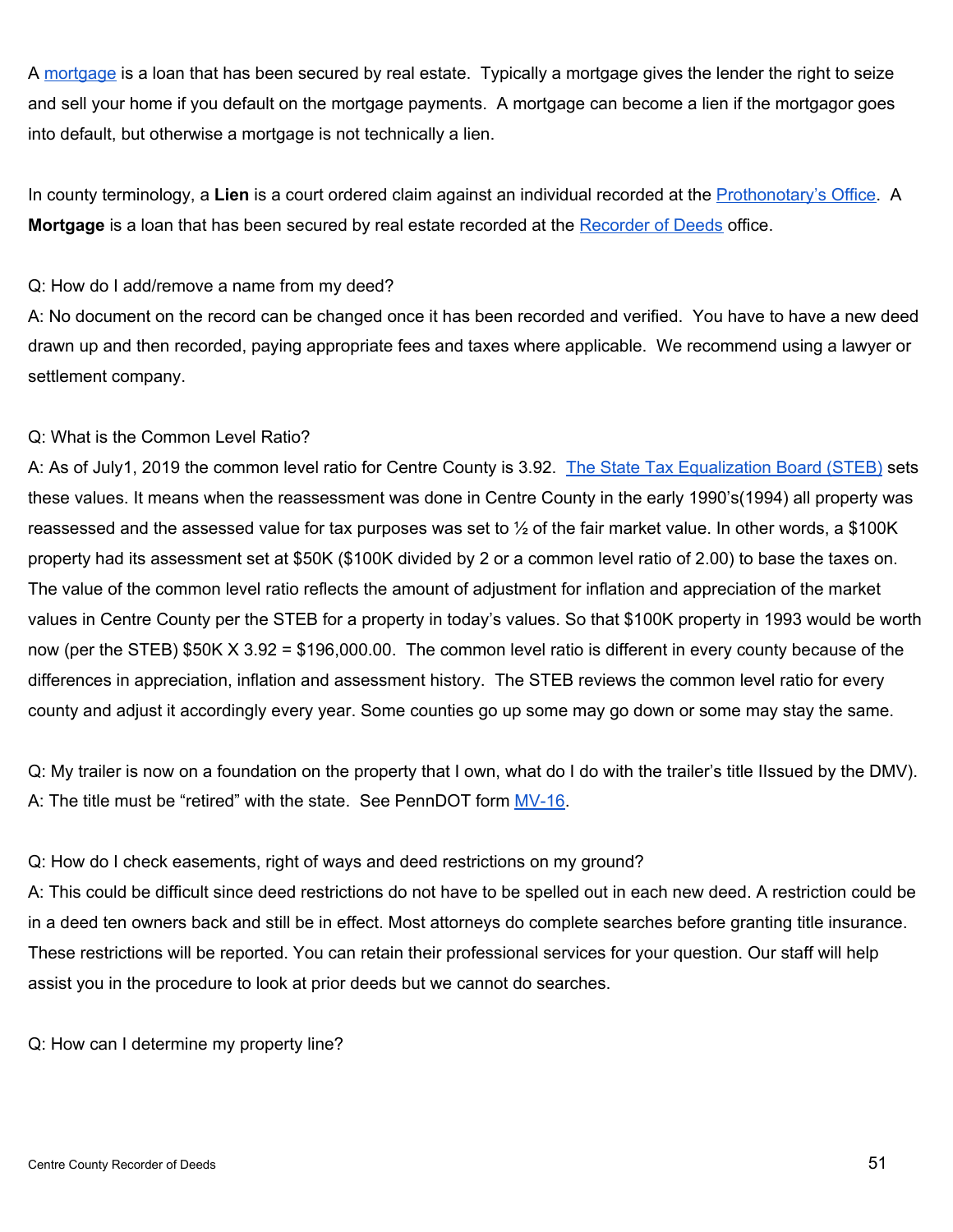A [mortgage](#) is a loan that has been secured by real estate.  Typically a mortgage gives the lender the right to seize and sell your home if you default on the mortgage payments.  A mortgage can become a lien if the mortgagor goes into default, but otherwise a mortgage is not technically a lien.

In county terminology, a **Lien** is a court ordered claim against an individual recorded at the [Prothonotary's Office](#).  A **Mortgage** is a loan that has been secured by real estate recorded at the [Recorder of Deeds](#) office.

Q: How do I add/remove a name from my deed?
A: No document on the record can be changed once it has been recorded and verified.  You have to have a new deed drawn up and then recorded, paying appropriate fees and taxes where applicable.  We recommend using a lawyer or settlement company.

Q: What is the Common Level Ratio?
A: As of July1, 2019 the common level ratio for Centre County is 3.92.  [The State Tax Equalization Board (STEB)](#) sets these values. It means when the reassessment was done in Centre County in the early 1990's(1994) all property was reassessed and the assessed value for tax purposes was set to ½ of the fair market value. In other words, a $100K property had its assessment set at $50K ($100K divided by 2 or a common level ratio of 2.00) to base the taxes on. The value of the common level ratio reflects the amount of adjustment for inflation and appreciation of the market values in Centre County per the STEB for a property in today's values. So that $100K property in 1993 would be worth now (per the STEB) $50K X 3.92 = $196,000.00.  The common level ratio is different in every county because of the differences in appreciation, inflation and assessment history.  The STEB reviews the common level ratio for every county and adjust it accordingly every year. Some counties go up some may go down or some may stay the same.

Q: My trailer is now on a foundation on the property that I own, what do I do with the trailer's title IIssued by the DMV).
A: The title must be "retired" with the state.  See PennDOT form [MV-16](#).

Q: How do I check easements, right of ways and deed restrictions on my ground?
A: This could be difficult since deed restrictions do not have to be spelled out in each new deed. A restriction could be in a deed ten owners back and still be in effect. Most attorneys do complete searches before granting title insurance. These restrictions will be reported. You can retain their professional services for your question. Our staff will help assist you in the procedure to look at prior deeds but we cannot do searches.

Q: How can I determine my property line?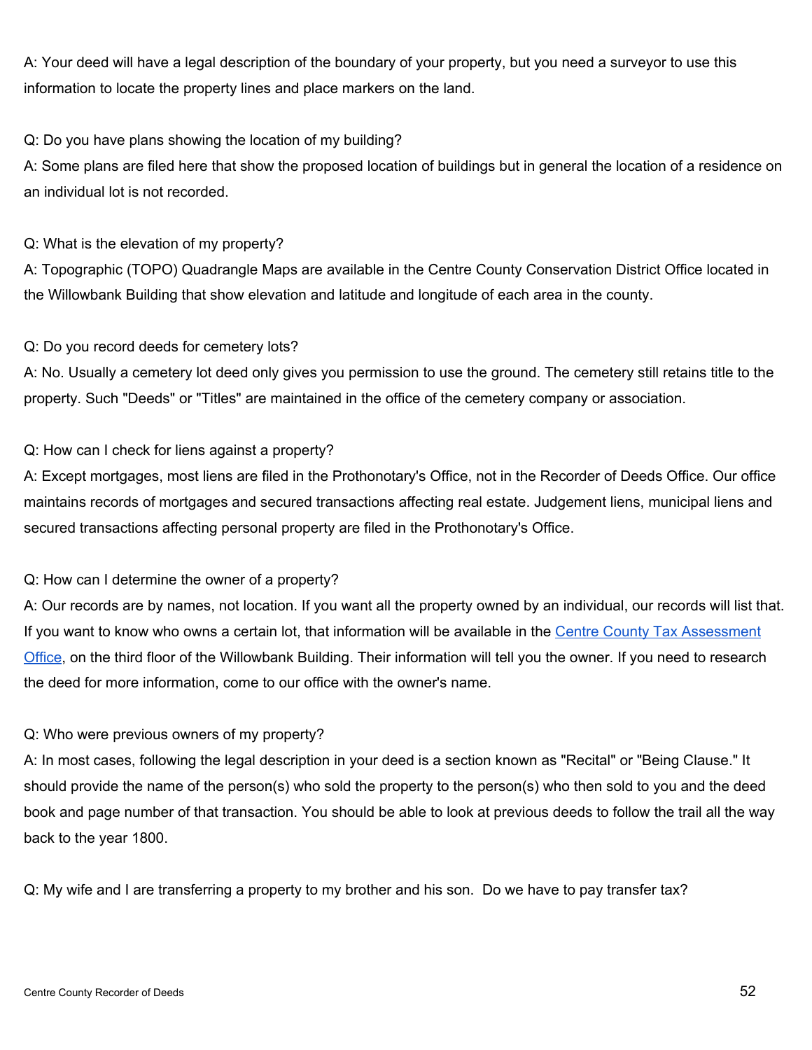A: Your deed will have a legal description of the boundary of your property, but you need a surveyor to use this information to locate the property lines and place markers on the land.

Q: Do you have plans showing the location of my building?
A: Some plans are filed here that show the proposed location of buildings but in general the location of a residence on an individual lot is not recorded.

Q: What is the elevation of my property?
A: Topographic (TOPO) Quadrangle Maps are available in the Centre County Conservation District Office located in the Willowbank Building that show elevation and latitude and longitude of each area in the county.

Q: Do you record deeds for cemetery lots?
A: No. Usually a cemetery lot deed only gives you permission to use the ground. The cemetery still retains title to the property. Such "Deeds" or "Titles" are maintained in the office of the cemetery company or association.

Q: How can I check for liens against a property?
A: Except mortgages, most liens are filed in the Prothonotary's Office, not in the Recorder of Deeds Office. Our office maintains records of mortgages and secured transactions affecting real estate. Judgement liens, municipal liens and secured transactions affecting personal property are filed in the Prothonotary's Office.

Q: How can I determine the owner of a property?
A: Our records are by names, not location. If you want all the property owned by an individual, our records will list that. If you want to know who owns a certain lot, that information will be available in the Centre County Tax Assessment Office, on the third floor of the Willowbank Building. Their information will tell you the owner. If you need to research the deed for more information, come to our office with the owner's name.

Q: Who were previous owners of my property?
A: In most cases, following the legal description in your deed is a section known as "Recital" or "Being Clause." It should provide the name of the person(s) who sold the property to the person(s) who then sold to you and the deed book and page number of that transaction. You should be able to look at previous deeds to follow the trail all the way back to the year 1800.

Q: My wife and I are transferring a property to my brother and his son. Do we have to pay transfer tax?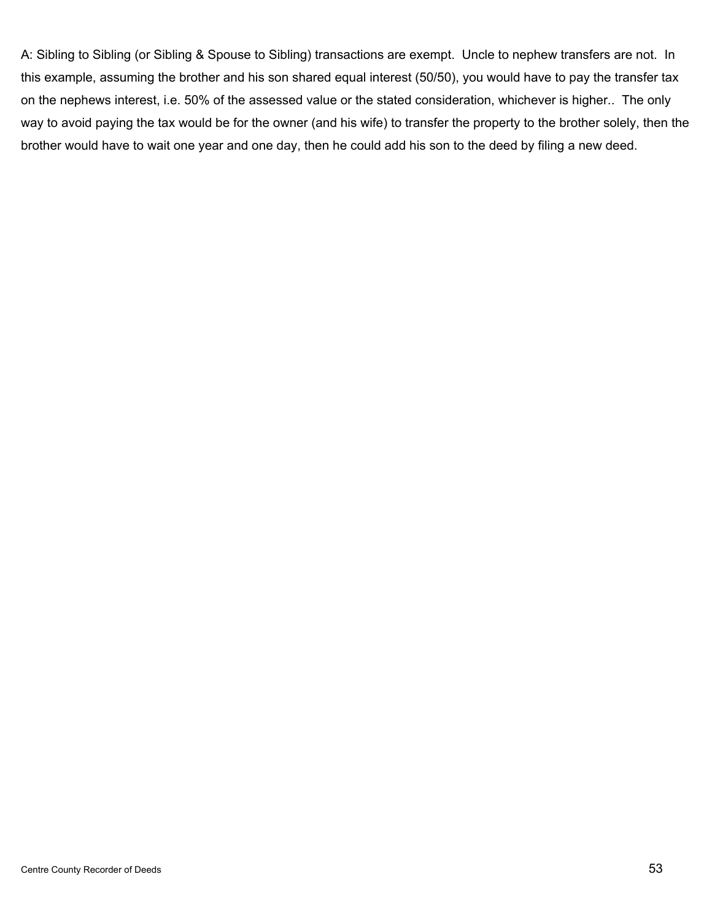A: Sibling to Sibling (or Sibling & Spouse to Sibling) transactions are exempt. Uncle to nephew transfers are not. In this example, assuming the brother and his son shared equal interest (50/50), you would have to pay the transfer tax on the nephews interest, i.e. 50% of the assessed value or the stated consideration, whichever is higher.. The only way to avoid paying the tax would be for the owner (and his wife) to transfer the property to the brother solely, then the brother would have to wait one year and one day, then he could add his son to the deed by filing a new deed.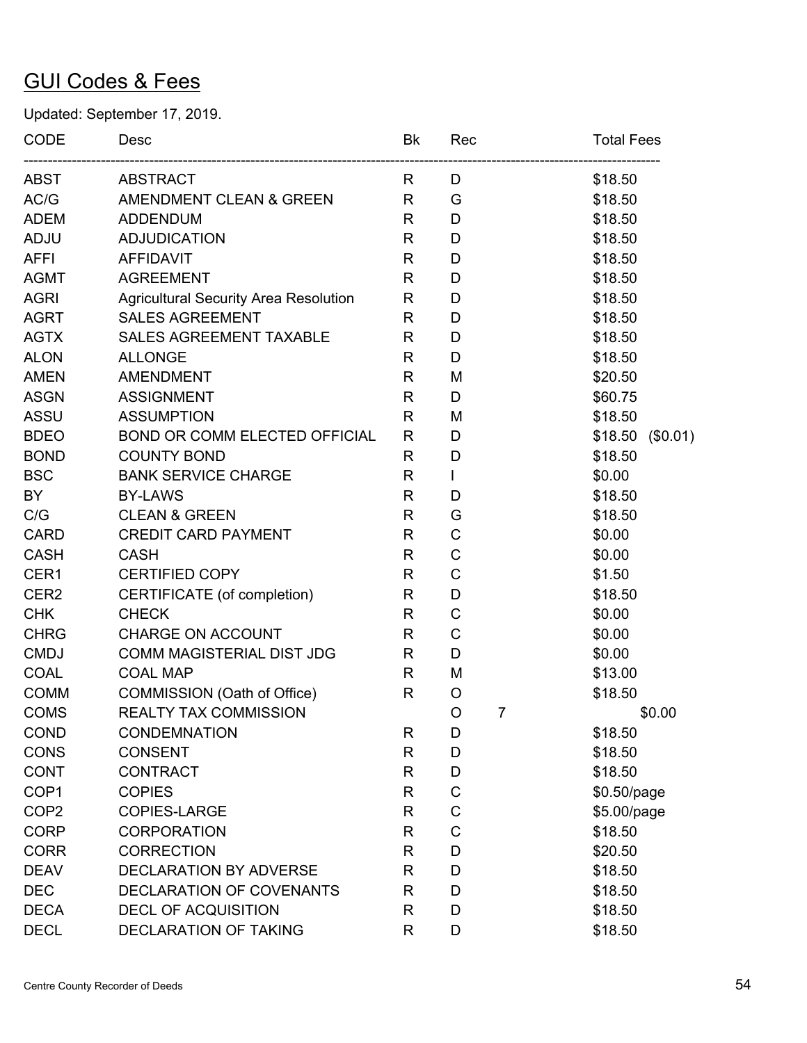# GUI Codes & Fees

Updated: September 17, 2019.

| CODE | Desc | Bk | Rec | | Total Fees |
|---|---|---|---|---|---|
| ABST | ABSTRACT | R | D | | $18.50 |
| AC/G | AMENDMENT CLEAN & GREEN | R | G | | $18.50 |
| ADEM | ADDENDUM | R | D | | $18.50 |
| ADJU | ADJUDICATION | R | D | | $18.50 |
| AFFI | AFFIDAVIT | R | D | | $18.50 |
| AGMT | AGREEMENT | R | D | | $18.50 |
| AGRI | Agricultural Security Area Resolution | R | D | | $18.50 |
| AGRT | SALES AGREEMENT | R | D | | $18.50 |
| AGTX | SALES AGREEMENT TAXABLE | R | D | | $18.50 |
| ALON | ALLONGE | R | D | | $18.50 |
| AMEN | AMENDMENT | R | M | | $20.50 |
| ASGN | ASSIGNMENT | R | D | | $60.75 |
| ASSU | ASSUMPTION | R | M | | $18.50 |
| BDEO | BOND OR COMM ELECTED OFFICIAL | R | D | | $18.50 ($0.01) |
| BOND | COUNTY BOND | R | D | | $18.50 |
| BSC | BANK SERVICE CHARGE | R | I | | $0.00 |
| BY | BY-LAWS | R | D | | $18.50 |
| C/G | CLEAN & GREEN | R | G | | $18.50 |
| CARD | CREDIT CARD PAYMENT | R | C | | $0.00 |
| CASH | CASH | R | C | | $0.00 |
| CER1 | CERTIFIED COPY | R | C | | $1.50 |
| CER2 | CERTIFICATE (of completion) | R | D | | $18.50 |
| CHK | CHECK | R | C | | $0.00 |
| CHRG | CHARGE ON ACCOUNT | R | C | | $0.00 |
| CMDJ | COMM MAGISTERIAL DIST JDG | R | D | | $0.00 |
| COAL | COAL MAP | R | M | | $13.00 |
| COMM | COMMISSION (Oath of Office) | R | O | | $18.50 |
| COMS | REALTY TAX COMMISSION | | O | 7 | $0.00 |
| COND | CONDEMNATION | R | D | | $18.50 |
| CONS | CONSENT | R | D | | $18.50 |
| CONT | CONTRACT | R | D | | $18.50 |
| COP1 | COPIES | R | C | | $0.50/page |
| COP2 | COPIES-LARGE | R | C | | $5.00/page |
| CORP | CORPORATION | R | C | | $18.50 |
| CORR | CORRECTION | R | D | | $20.50 |
| DEAV | DECLARATION BY ADVERSE | R | D | | $18.50 |
| DEC | DECLARATION OF COVENANTS | R | D | | $18.50 |
| DECA | DECL OF ACQUISITION | R | D | | $18.50 |
| DECL | DECLARATION OF TAKING | R | D | | $18.50 |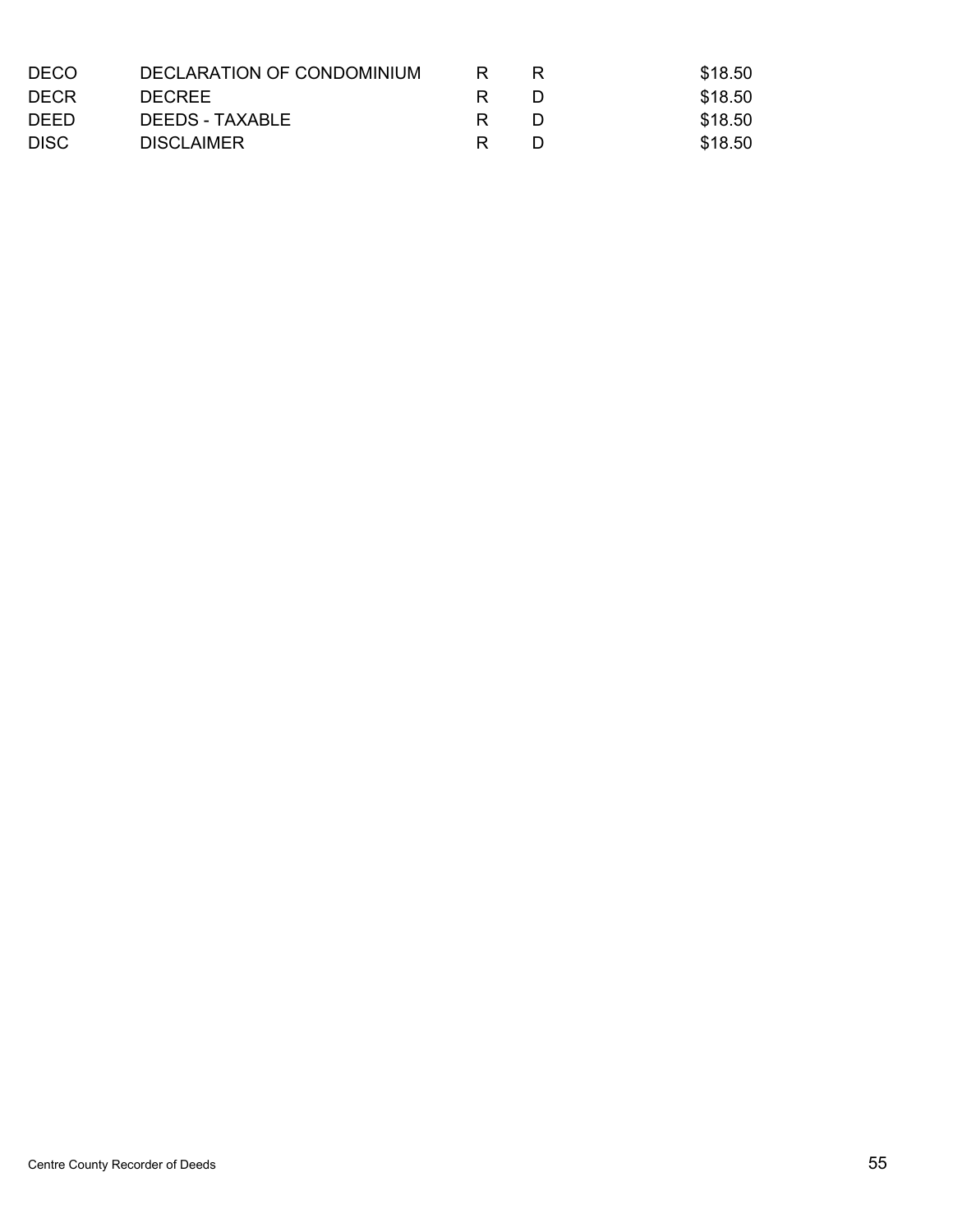| | | | | |
|---|---|---|---|---|
| DECO | DECLARATION OF CONDOMINIUM | R | R | \$18.50 |
| DECR | DECREE | R | D | \$18.50 |
| DEED | DEEDS - TAXABLE | R | D | \$18.50 |
| DISC | DISCLAIMER | R | D | \$18.50 |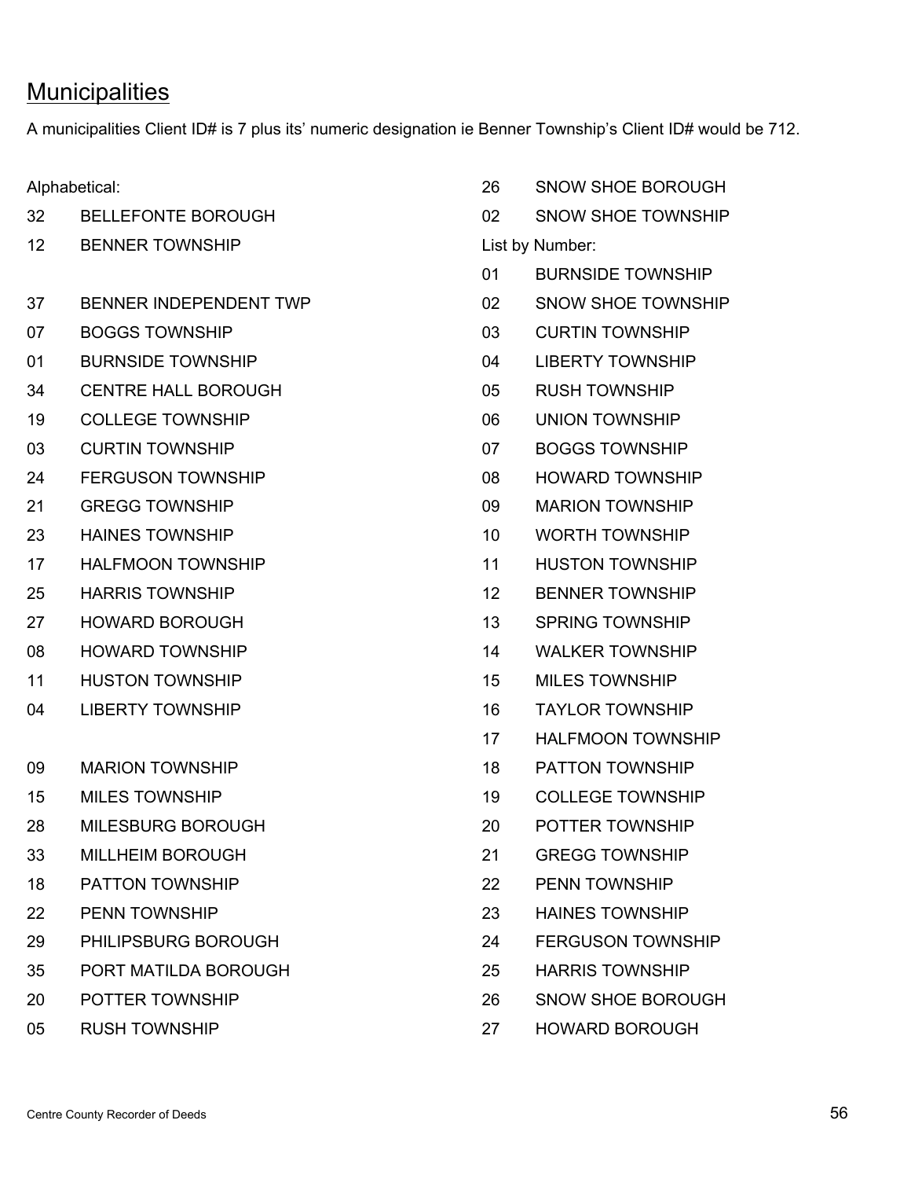## Municipalities

A municipalities Client ID# is 7 plus its' numeric designation ie Benner Township's Client ID# would be 712.

Alphabetical:

| | |
|---|---|
| 32 | BELLEFONTE BOROUGH |
| 12 | BENNER TOWNSHIP |
| 37 | BENNER INDEPENDENT TWP |
| 07 | BOGGS TOWNSHIP |
| 01 | BURNSIDE TOWNSHIP |
| 34 | CENTRE HALL BOROUGH |
| 19 | COLLEGE TOWNSHIP |
| 03 | CURTIN TOWNSHIP |
| 24 | FERGUSON TOWNSHIP |
| 21 | GREGG TOWNSHIP |
| 23 | HAINES TOWNSHIP |
| 17 | HALFMOON TOWNSHIP |
| 25 | HARRIS TOWNSHIP |
| 27 | HOWARD BOROUGH |
| 08 | HOWARD TOWNSHIP |
| 11 | HUSTON TOWNSHIP |
| 04 | LIBERTY TOWNSHIP |
| 09 | MARION TOWNSHIP |
| 15 | MILES TOWNSHIP |
| 28 | MILESBURG BOROUGH |
| 33 | MILLHEIM BOROUGH |
| 18 | PATTON TOWNSHIP |
| 22 | PENN TOWNSHIP |
| 29 | PHILIPSBURG BOROUGH |
| 35 | PORT MATILDA BOROUGH |
| 20 | POTTER TOWNSHIP |
| 05 | RUSH TOWNSHIP |
| 26 | SNOW SHOE BOROUGH |
| 02 | SNOW SHOE TOWNSHIP |

List by Number:

| | |
|---|---|
| 01 | BURNSIDE TOWNSHIP |
| 02 | SNOW SHOE TOWNSHIP |
| 03 | CURTIN TOWNSHIP |
| 04 | LIBERTY TOWNSHIP |
| 05 | RUSH TOWNSHIP |
| 06 | UNION TOWNSHIP |
| 07 | BOGGS TOWNSHIP |
| 08 | HOWARD TOWNSHIP |
| 09 | MARION TOWNSHIP |
| 10 | WORTH TOWNSHIP |
| 11 | HUSTON TOWNSHIP |
| 12 | BENNER TOWNSHIP |
| 13 | SPRING TOWNSHIP |
| 14 | WALKER TOWNSHIP |
| 15 | MILES TOWNSHIP |
| 16 | TAYLOR TOWNSHIP |
| 17 | HALFMOON TOWNSHIP |
| 18 | PATTON TOWNSHIP |
| 19 | COLLEGE TOWNSHIP |
| 20 | POTTER TOWNSHIP |
| 21 | GREGG TOWNSHIP |
| 22 | PENN TOWNSHIP |
| 23 | HAINES TOWNSHIP |
| 24 | FERGUSON TOWNSHIP |
| 25 | HARRIS TOWNSHIP |
| 26 | SNOW SHOE BOROUGH |
| 27 | HOWARD BOROUGH |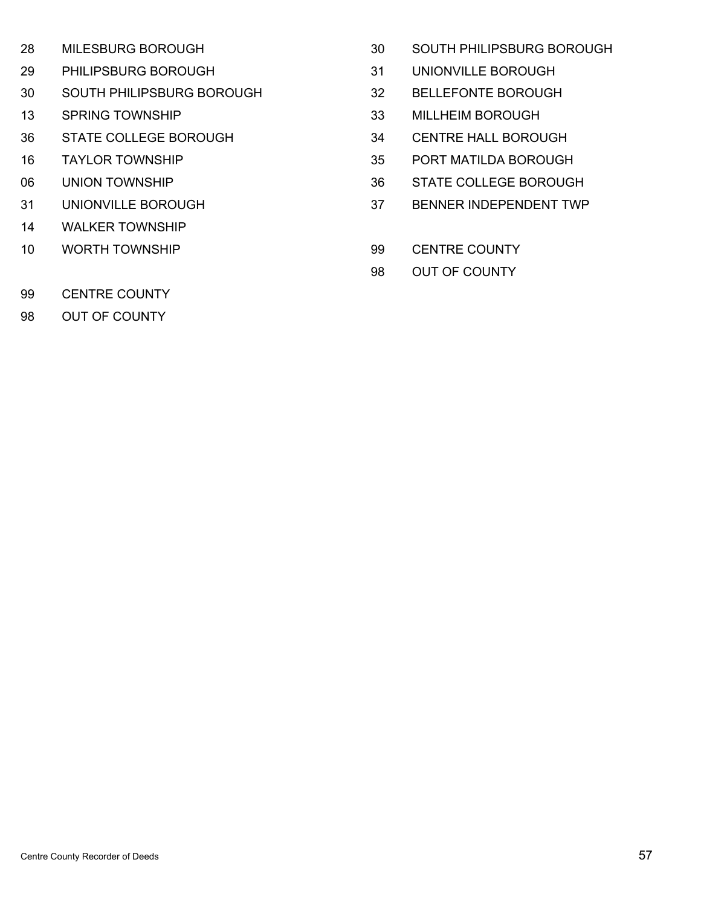| | |
|---|---|
| 28 | MILESBURG BOROUGH |
| 29 | PHILIPSBURG BOROUGH |
| 30 | SOUTH PHILIPSBURG BOROUGH |
| 13 | SPRING TOWNSHIP |
| 36 | STATE COLLEGE BOROUGH |
| 16 | TAYLOR TOWNSHIP |
| 06 | UNION TOWNSHIP |
| 31 | UNIONVILLE BOROUGH |
| 14 | WALKER TOWNSHIP |
| 10 | WORTH TOWNSHIP |
| | |
| 99 | CENTRE COUNTY |
| 98 | OUT OF COUNTY |

| | |
|---|---|
| 30 | SOUTH PHILIPSBURG BOROUGH |
| 31 | UNIONVILLE BOROUGH |
| 32 | BELLEFONTE BOROUGH |
| 33 | MILLHEIM BOROUGH |
| 34 | CENTRE HALL BOROUGH |
| 35 | PORT MATILDA BOROUGH |
| 36 | STATE COLLEGE BOROUGH |
| 37 | BENNER INDEPENDENT TWP |
| | |
| 99 | CENTRE COUNTY |
| 98 | OUT OF COUNTY |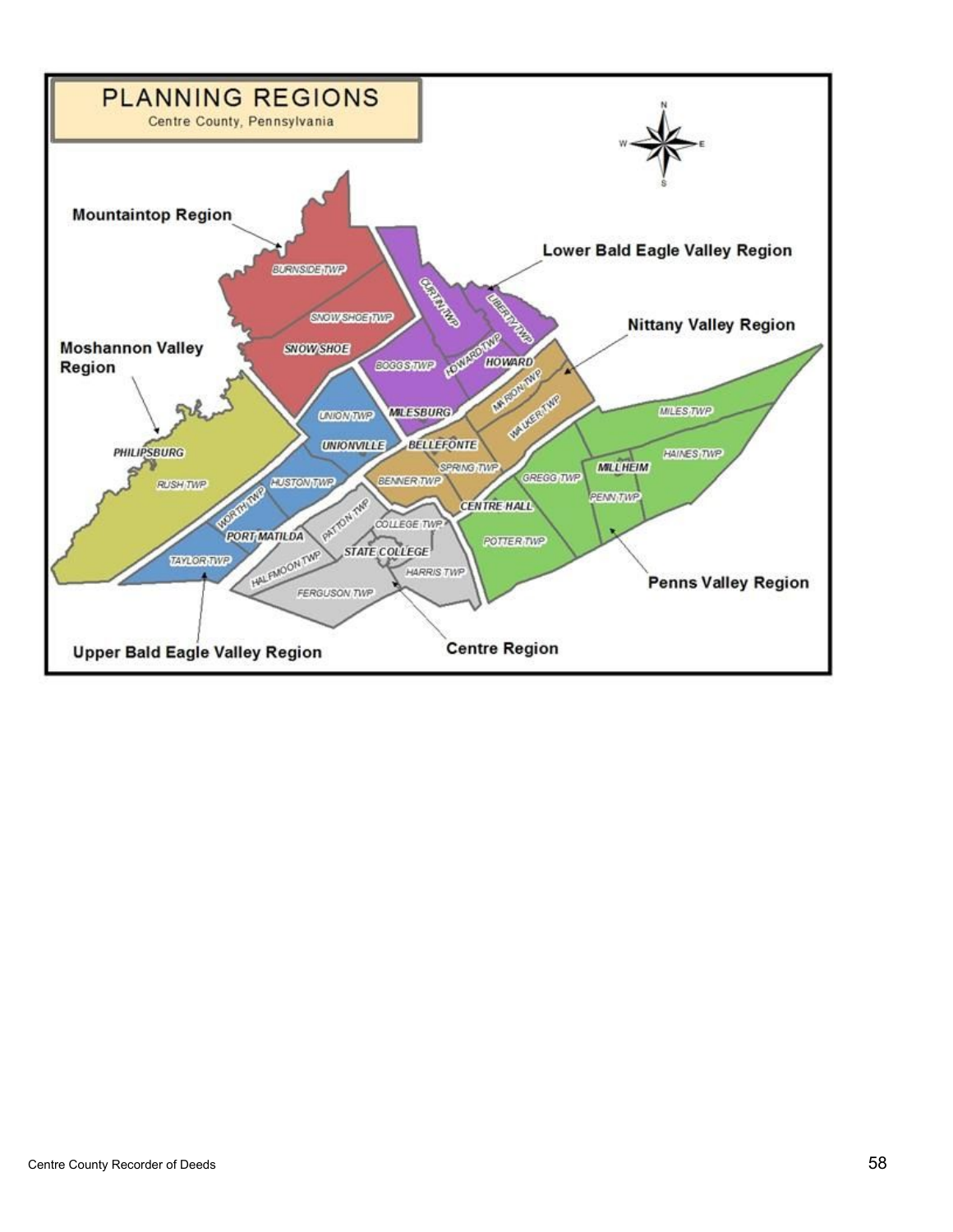# PLANNING REGIONS

Centre County, Pennsylvania

**Mountaintop Region**
- BURNSIDE TWP
- SNOW SHOE TWP
- SNOW SHOE

**Lower Bald Eagle Valley Region**
- CURTIN TWP
- LIBERTY TWP
- HOWARD TWP
- HOWARD
- BOGGS TWP
- MILESBURG

**Nittany Valley Region**
- MARION TWP
- WALKER TWP
- BELLEFONTE
- SPRING TWP
- BENNER TWP

**Moshannon Valley Region**
- PHILIPSBURG
- RUSH TWP

**Upper Bald Eagle Valley Region**
- UNION TWP
- UNIONVILLE
- HUSTON TWP
- WORTH TWP
- PORT MATILDA
- TAYLOR TWP

**Centre Region**
- PATTON TWP
- COLLEGE TWP
- STATE COLLEGE
- HALFMOON TWP
- HARRIS TWP
- FERGUSON TWP

**Penns Valley Region**
- MILES TWP
- HAINES TWP
- MILLHEIM
- GREGG TWP
- PENN TWP
- CENTRE HALL
- POTTER TWP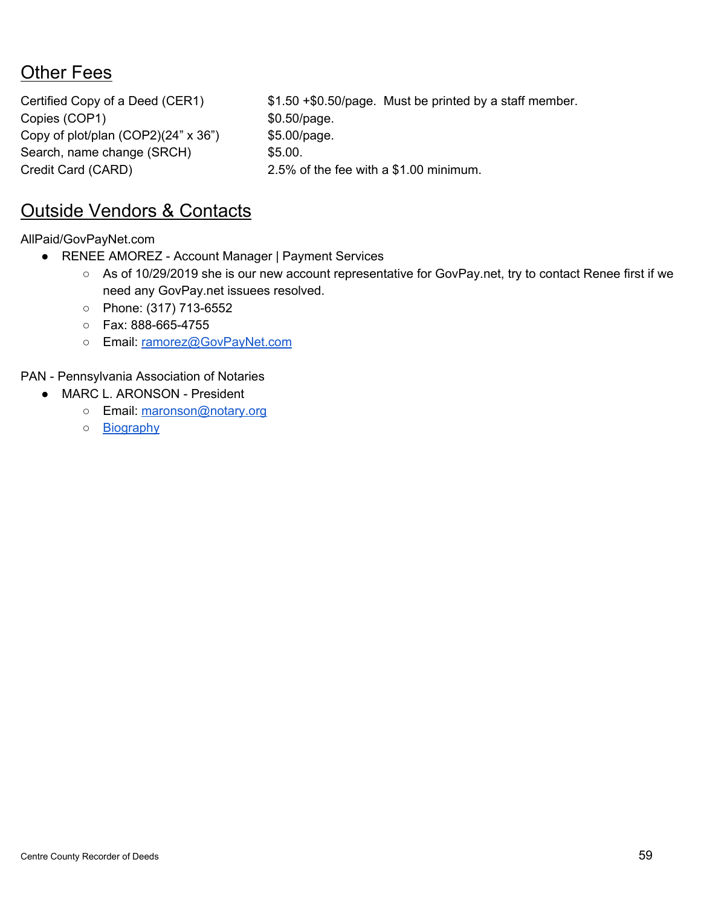## Other Fees

| | |
|---|---|
| Certified Copy of a Deed (CER1) | $1.50 +$0.50/page. Must be printed by a staff member. |
| Copies (COP1) | $0.50/page. |
| Copy of plot/plan (COP2)(24” x 36”) | $5.00/page. |
| Search, name change (SRCH) | $5.00. |
| Credit Card (CARD) | 2.5% of the fee with a $1.00 minimum. |

## Outside Vendors & Contacts

AllPaid/GovPayNet.com

- RENEE AMOREZ - Account Manager | Payment Services
    - As of 10/29/2019 she is our new account representative for GovPay.net, try to contact Renee first if we need any GovPay.net issuees resolved.
    - Phone: (317) 713-6552
    - Fax: 888-665-4755
    - Email: ramorez@GovPayNet.com

PAN - Pennsylvania Association of Notaries

- MARC L. ARONSON - President
    - Email: maronson@notary.org
    - Biography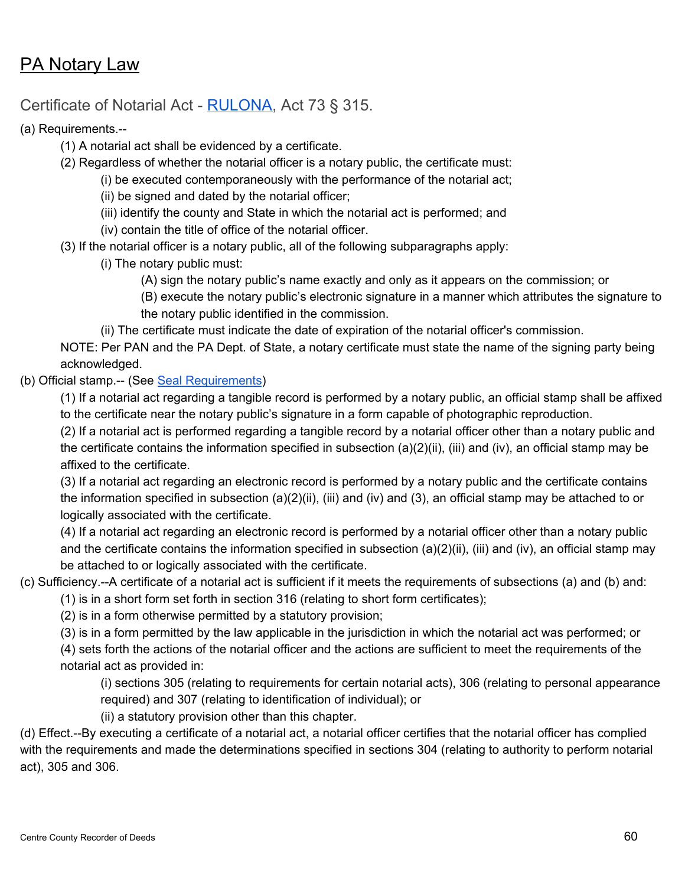# PA Notary Law

## Certificate of Notarial Act - RULONA, Act 73 § 315.

(a) Requirements.--

- (1) A notarial act shall be evidenced by a certificate.
- (2) Regardless of whether the notarial officer is a notary public, the certificate must:
  - (i) be executed contemporaneously with the performance of the notarial act;
  - (ii) be signed and dated by the notarial officer;
  - (iii) identify the county and State in which the notarial act is performed; and
  - (iv) contain the title of office of the notarial officer.
- (3) If the notarial officer is a notary public, all of the following subparagraphs apply:
  - (i) The notary public must:
    - (A) sign the notary public's name exactly and only as it appears on the commission; or
    - (B) execute the notary public's electronic signature in a manner which attributes the signature to the notary public identified in the commission.
  - (ii) The certificate must indicate the date of expiration of the notarial officer's commission.

NOTE: Per PAN and the PA Dept. of State, a notary certificate must state the name of the signing party being acknowledged.

(b) Official stamp.-- (See Seal Requirements)

- (1) If a notarial act regarding a tangible record is performed by a notary public, an official stamp shall be affixed to the certificate near the notary public's signature in a form capable of photographic reproduction.
- (2) If a notarial act is performed regarding a tangible record by a notarial officer other than a notary public and the certificate contains the information specified in subsection (a)(2)(ii), (iii) and (iv), an official stamp may be affixed to the certificate.
- (3) If a notarial act regarding an electronic record is performed by a notary public and the certificate contains the information specified in subsection (a)(2)(ii), (iii) and (iv) and (3), an official stamp may be attached to or logically associated with the certificate.
- (4) If a notarial act regarding an electronic record is performed by a notarial officer other than a notary public and the certificate contains the information specified in subsection (a)(2)(ii), (iii) and (iv), an official stamp may be attached to or logically associated with the certificate.

(c) Sufficiency.--A certificate of a notarial act is sufficient if it meets the requirements of subsections (a) and (b) and:

- (1) is in a short form set forth in section 316 (relating to short form certificates);
- (2) is in a form otherwise permitted by a statutory provision;
- (3) is in a form permitted by the law applicable in the jurisdiction in which the notarial act was performed; or
- (4) sets forth the actions of the notarial officer and the actions are sufficient to meet the requirements of the notarial act as provided in:
  - (i) sections 305 (relating to requirements for certain notarial acts), 306 (relating to personal appearance required) and 307 (relating to identification of individual); or
  - (ii) a statutory provision other than this chapter.

(d) Effect.--By executing a certificate of a notarial act, a notarial officer certifies that the notarial officer has complied with the requirements and made the determinations specified in sections 304 (relating to authority to perform notarial act), 305 and 306.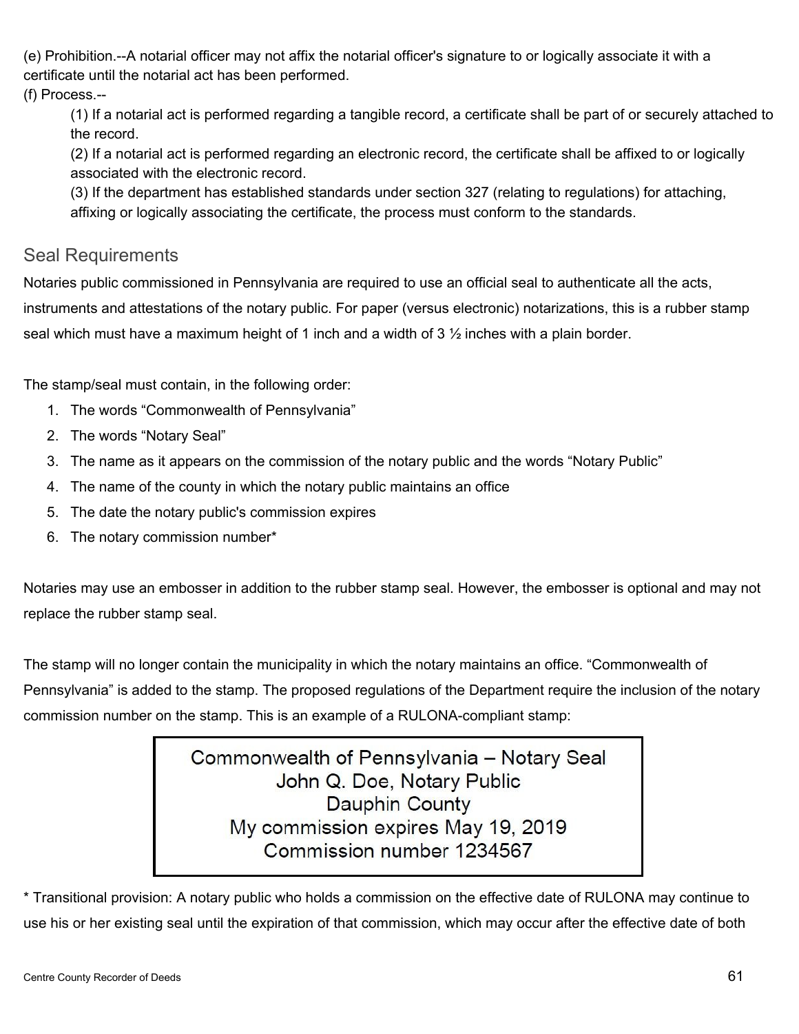(e) Prohibition.--A notarial officer may not affix the notarial officer's signature to or logically associate it with a certificate until the notarial act has been performed.

(f) Process.--

(1) If a notarial act is performed regarding a tangible record, a certificate shall be part of or securely attached to the record.

(2) If a notarial act is performed regarding an electronic record, the certificate shall be affixed to or logically associated with the electronic record.

(3) If the department has established standards under section 327 (relating to regulations) for attaching, affixing or logically associating the certificate, the process must conform to the standards.

## Seal Requirements

Notaries public commissioned in Pennsylvania are required to use an official seal to authenticate all the acts, instruments and attestations of the notary public. For paper (versus electronic) notarizations, this is a rubber stamp seal which must have a maximum height of 1 inch and a width of 3 ½ inches with a plain border.

The stamp/seal must contain, in the following order:

1. The words “Commonwealth of Pennsylvania”
2. The words “Notary Seal”
3. The name as it appears on the commission of the notary public and the words “Notary Public”
4. The name of the county in which the notary public maintains an office
5. The date the notary public's commission expires
6. The notary commission number*

Notaries may use an embosser in addition to the rubber stamp seal. However, the embosser is optional and may not replace the rubber stamp seal.

The stamp will no longer contain the municipality in which the notary maintains an office. “Commonwealth of Pennsylvania” is added to the stamp. The proposed regulations of the Department require the inclusion of the notary commission number on the stamp. This is an example of a RULONA-compliant stamp:

> Commonwealth of Pennsylvania – Notary Seal
> John Q. Doe, Notary Public
> Dauphin County
> My commission expires May 19, 2019
> Commission number 1234567

* Transitional provision: A notary public who holds a commission on the effective date of RULONA may continue to use his or her existing seal until the expiration of that commission, which may occur after the effective date of both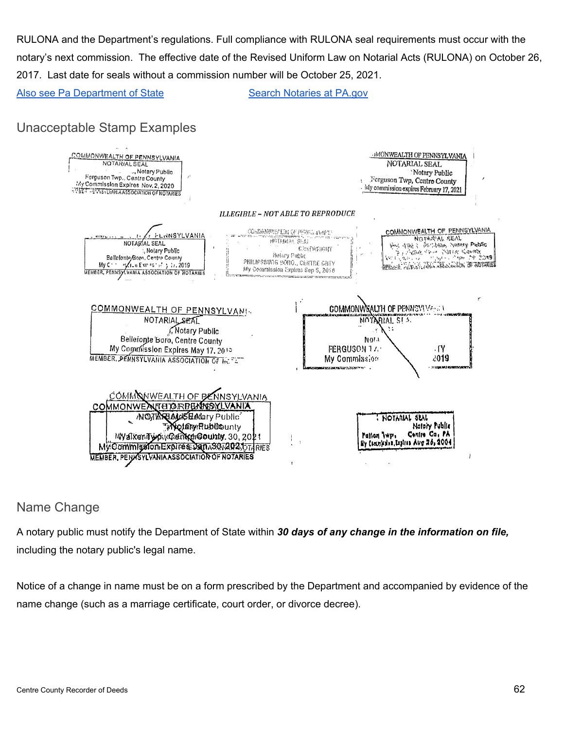RULONA and the Department's regulations. Full compliance with RULONA seal requirements must occur with the notary's next commission. The effective date of the Revised Uniform Law on Notarial Acts (RULONA) on October 26, 2017. Last date for seals without a commission number will be October 25, 2021.

Also see Pa Department of State    Search Notaries at PA.gov

## Unacceptable Stamp Examples

*ILLEGIBLE – NOT ABLE TO REPRODUCE*

## Name Change

A notary public must notify the Department of State within ***30 days of any change in the information on file,*** including the notary public's legal name.

Notice of a change in name must be on a form prescribed by the Department and accompanied by evidence of the name change (such as a marriage certificate, court order, or divorce decree).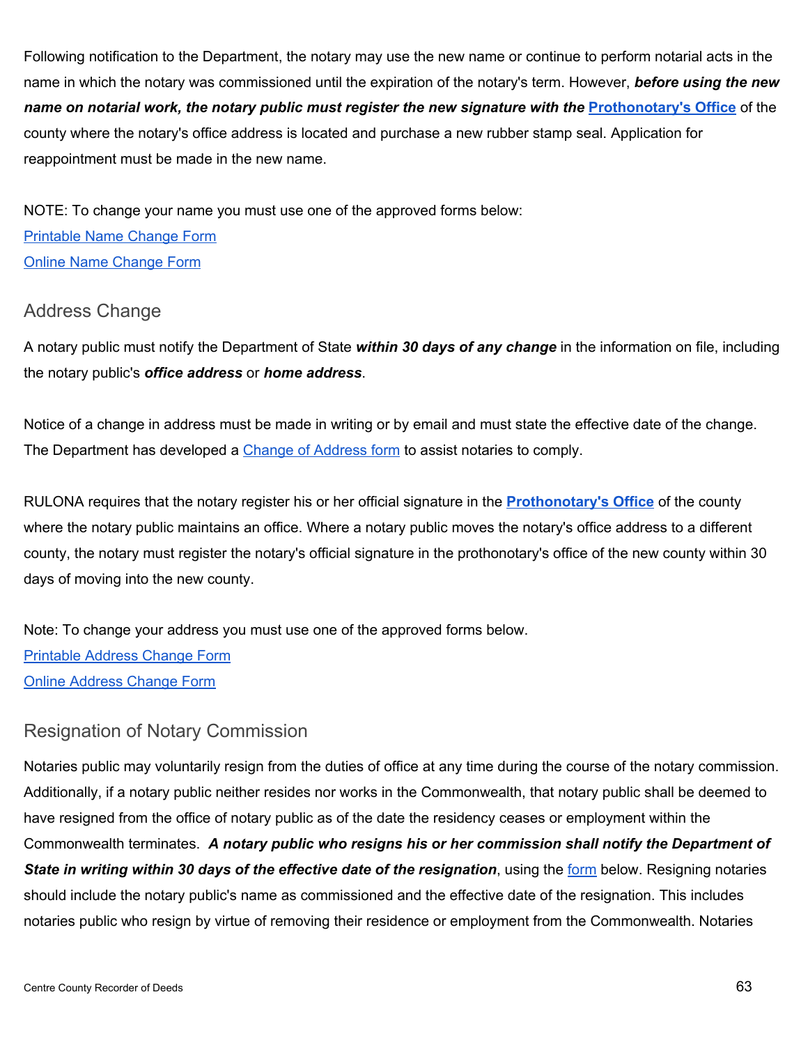Following notification to the Department, the notary may use the new name or continue to perform notarial acts in the name in which the notary was commissioned until the expiration of the notary's term. However, ***before using the new name on notarial work, the notary public must register the new signature with the* [Prothonotary's Office](#)** of the county where the notary's office address is located and purchase a new rubber stamp seal. Application for reappointment must be made in the new name.

NOTE: To change your name you must use one of the approved forms below:
[Printable Name Change Form](#)
[Online Name Change Form](#)

## Address Change

A notary public must notify the Department of State ***within 30 days of any change*** in the information on file, including the notary public's ***office address*** or ***home address***.

Notice of a change in address must be made in writing or by email and must state the effective date of the change. The Department has developed a [Change of Address form](#) to assist notaries to comply.

RULONA requires that the notary register his or her official signature in the **[Prothonotary's Office](#)** of the county where the notary public maintains an office. Where a notary public moves the notary's office address to a different county, the notary must register the notary's official signature in the prothonotary's office of the new county within 30 days of moving into the new county.

Note: To change your address you must use one of the approved forms below.
[Printable Address Change Form](#)
[Online Address Change Form](#)

## Resignation of Notary Commission

Notaries public may voluntarily resign from the duties of office at any time during the course of the notary commission. Additionally, if a notary public neither resides nor works in the Commonwealth, that notary public shall be deemed to have resigned from the office of notary public as of the date the residency ceases or employment within the Commonwealth terminates. ***A notary public who resigns his or her commission shall notify the Department of State in writing within 30 days of the effective date of the resignation***, using the [form](#) below. Resigning notaries should include the notary public's name as commissioned and the effective date of the resignation. This includes notaries public who resign by virtue of removing their residence or employment from the Commonwealth. Notaries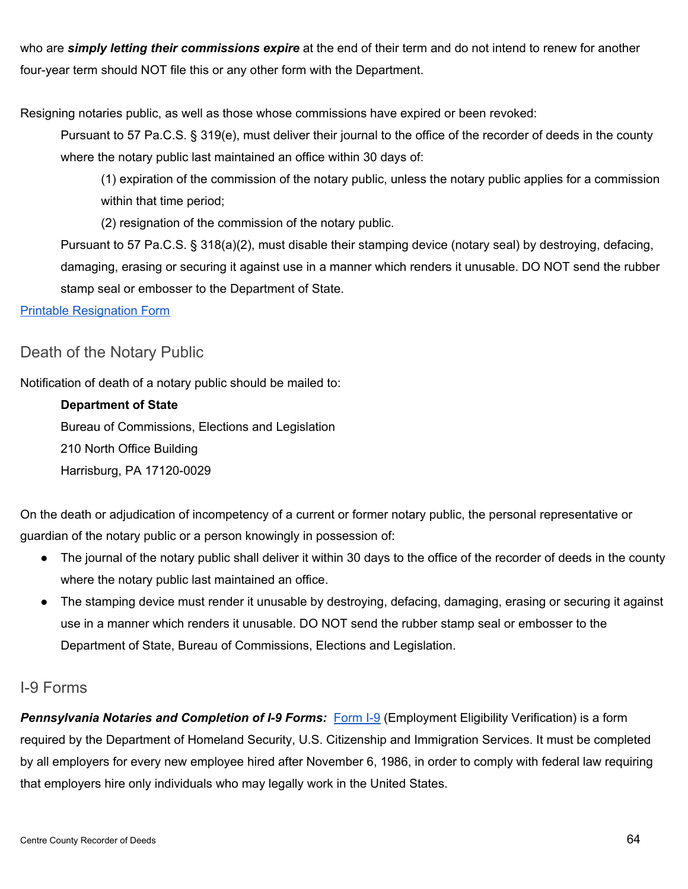who are ***simply letting their commissions expire*** at the end of their term and do not intend to renew for another four-year term should NOT file this or any other form with the Department.

Resigning notaries public, as well as those whose commissions have expired or been revoked:

> Pursuant to 57 Pa.C.S. § 319(e), must deliver their journal to the office of the recorder of deeds in the county where the notary public last maintained an office within 30 days of:
>
> > (1) expiration of the commission of the notary public, unless the notary public applies for a commission within that time period;
> >
> > (2) resignation of the commission of the notary public.
>
> Pursuant to 57 Pa.C.S. § 318(a)(2), must disable their stamping device (notary seal) by destroying, defacing, damaging, erasing or securing it against use in a manner which renders it unusable. DO NOT send the rubber stamp seal or embosser to the Department of State.

[Printable Resignation Form]

## Death of the Notary Public

Notification of death of a notary public should be mailed to:

> **Department of State**
> Bureau of Commissions, Elections and Legislation
> 210 North Office Building
> Harrisburg, PA 17120-0029

On the death or adjudication of incompetency of a current or former notary public, the personal representative or guardian of the notary public or a person knowingly in possession of:

- The journal of the notary public shall deliver it within 30 days to the office of the recorder of deeds in the county where the notary public last maintained an office.
- The stamping device must render it unusable by destroying, defacing, damaging, erasing or securing it against use in a manner which renders it unusable. DO NOT send the rubber stamp seal or embosser to the Department of State, Bureau of Commissions, Elections and Legislation.

## I-9 Forms

***Pennsylvania Notaries and Completion of I-9 Forms:*** [Form I-9] (Employment Eligibility Verification) is a form required by the Department of Homeland Security, U.S. Citizenship and Immigration Services. It must be completed by all employers for every new employee hired after November 6, 1986, in order to comply with federal law requiring that employers hire only individuals who may legally work in the United States.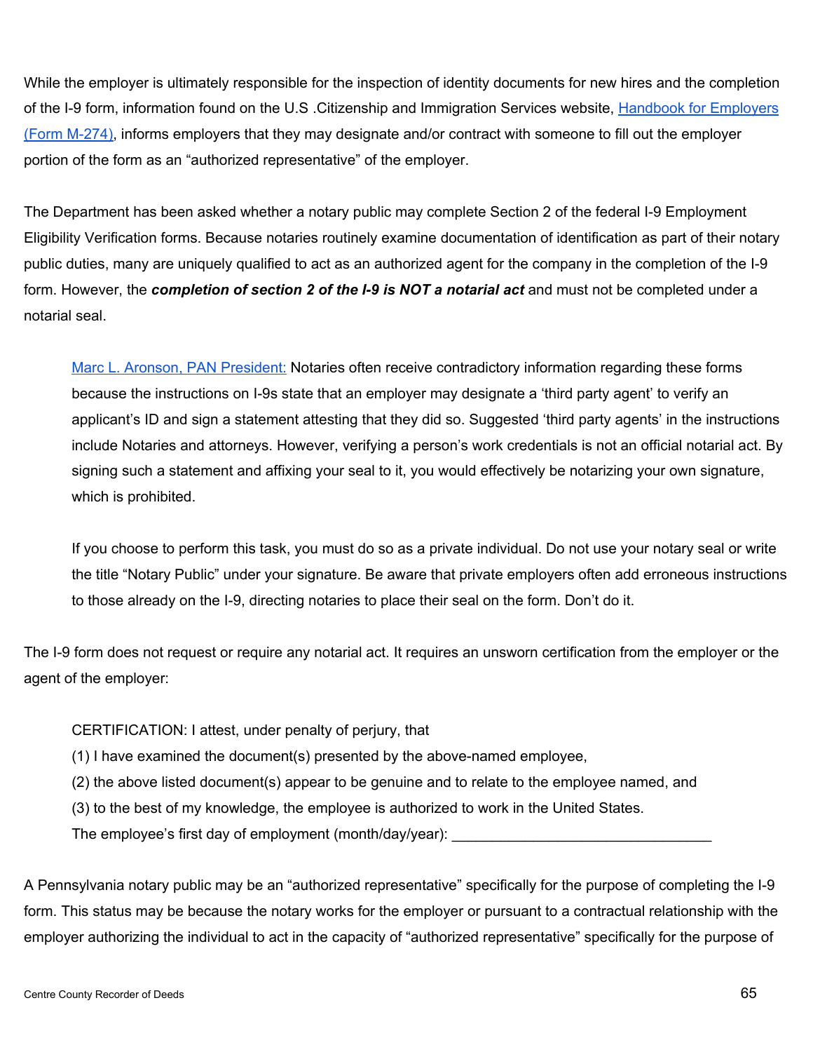While the employer is ultimately responsible for the inspection of identity documents for new hires and the completion of the I-9 form, information found on the U.S .Citizenship and Immigration Services website, [Handbook for Employers (Form M-274)](), informs employers that they may designate and/or contract with someone to fill out the employer portion of the form as an "authorized representative" of the employer.

The Department has been asked whether a notary public may complete Section 2 of the federal I-9 Employment Eligibility Verification forms. Because notaries routinely examine documentation of identification as part of their notary public duties, many are uniquely qualified to act as an authorized agent for the company in the completion of the I-9 form. However, the ***completion of section 2 of the I-9 is NOT a notarial act*** and must not be completed under a notarial seal.

> [Marc L. Aronson, PAN President:]() Notaries often receive contradictory information regarding these forms because the instructions on I-9s state that an employer may designate a 'third party agent' to verify an applicant's ID and sign a statement attesting that they did so. Suggested 'third party agents' in the instructions include Notaries and attorneys. However, verifying a person's work credentials is not an official notarial act. By signing such a statement and affixing your seal to it, you would effectively be notarizing your own signature, which is prohibited.
>
> If you choose to perform this task, you must do so as a private individual. Do not use your notary seal or write the title "Notary Public" under your signature. Be aware that private employers often add erroneous instructions to those already on the I-9, directing notaries to place their seal on the form. Don't do it.

The I-9 form does not request or require any notarial act. It requires an unsworn certification from the employer or the agent of the employer:

> CERTIFICATION: I attest, under penalty of perjury, that
> (1) I have examined the document(s) presented by the above-named employee,
> (2) the above listed document(s) appear to be genuine and to relate to the employee named, and
> (3) to the best of my knowledge, the employee is authorized to work in the United States.
> The employee's first day of employment (month/day/year): ________________________________

A Pennsylvania notary public may be an "authorized representative" specifically for the purpose of completing the I-9 form. This status may be because the notary works for the employer or pursuant to a contractual relationship with the employer authorizing the individual to act in the capacity of "authorized representative" specifically for the purpose of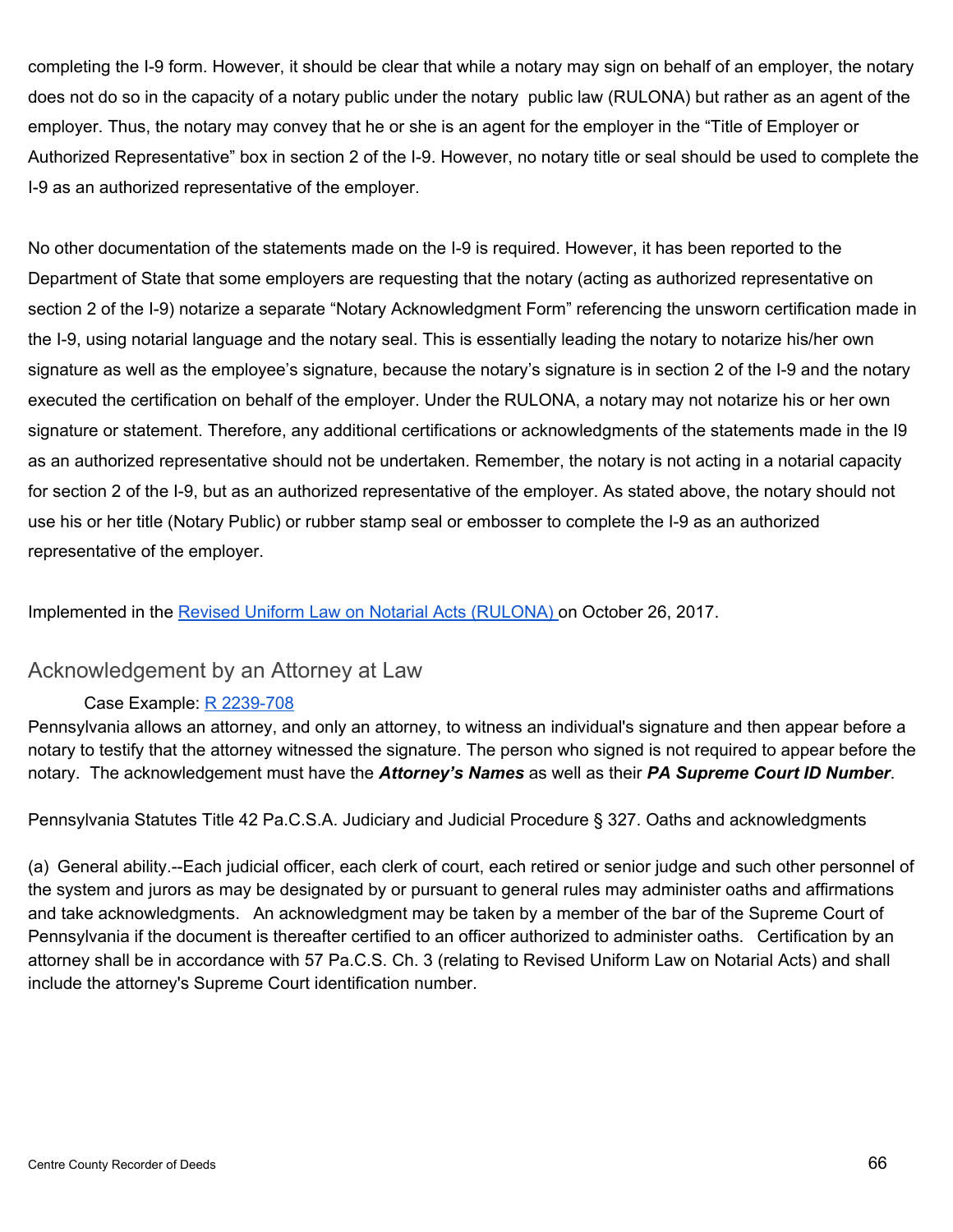completing the I-9 form. However, it should be clear that while a notary may sign on behalf of an employer, the notary does not do so in the capacity of a notary public under the notary public law (RULONA) but rather as an agent of the employer. Thus, the notary may convey that he or she is an agent for the employer in the "Title of Employer or Authorized Representative" box in section 2 of the I-9. However, no notary title or seal should be used to complete the I-9 as an authorized representative of the employer.

No other documentation of the statements made on the I-9 is required. However, it has been reported to the Department of State that some employers are requesting that the notary (acting as authorized representative on section 2 of the I-9) notarize a separate "Notary Acknowledgment Form" referencing the unsworn certification made in the I-9, using notarial language and the notary seal. This is essentially leading the notary to notarize his/her own signature as well as the employee's signature, because the notary's signature is in section 2 of the I-9 and the notary executed the certification on behalf of the employer. Under the RULONA, a notary may not notarize his or her own signature or statement. Therefore, any additional certifications or acknowledgments of the statements made in the I9 as an authorized representative should not be undertaken. Remember, the notary is not acting in a notarial capacity for section 2 of the I-9, but as an authorized representative of the employer. As stated above, the notary should not use his or her title (Notary Public) or rubber stamp seal or embosser to complete the I-9 as an authorized representative of the employer.

Implemented in the [Revised Uniform Law on Notarial Acts (RULONA)](#) on October 26, 2017.

## Acknowledgement by an Attorney at Law

Case Example: [R 2239-708](#)

Pennsylvania allows an attorney, and only an attorney, to witness an individual's signature and then appear before a notary to testify that the attorney witnessed the signature. The person who signed is not required to appear before the notary. The acknowledgement must have the ***Attorney's Names*** as well as their ***PA Supreme Court ID Number***.

Pennsylvania Statutes Title 42 Pa.C.S.A. Judiciary and Judicial Procedure § 327. Oaths and acknowledgments

(a) General ability.--Each judicial officer, each clerk of court, each retired or senior judge and such other personnel of the system and jurors as may be designated by or pursuant to general rules may administer oaths and affirmations and take acknowledgments. An acknowledgment may be taken by a member of the bar of the Supreme Court of Pennsylvania if the document is thereafter certified to an officer authorized to administer oaths. Certification by an attorney shall be in accordance with 57 Pa.C.S. Ch. 3 (relating to Revised Uniform Law on Notarial Acts) and shall include the attorney's Supreme Court identification number.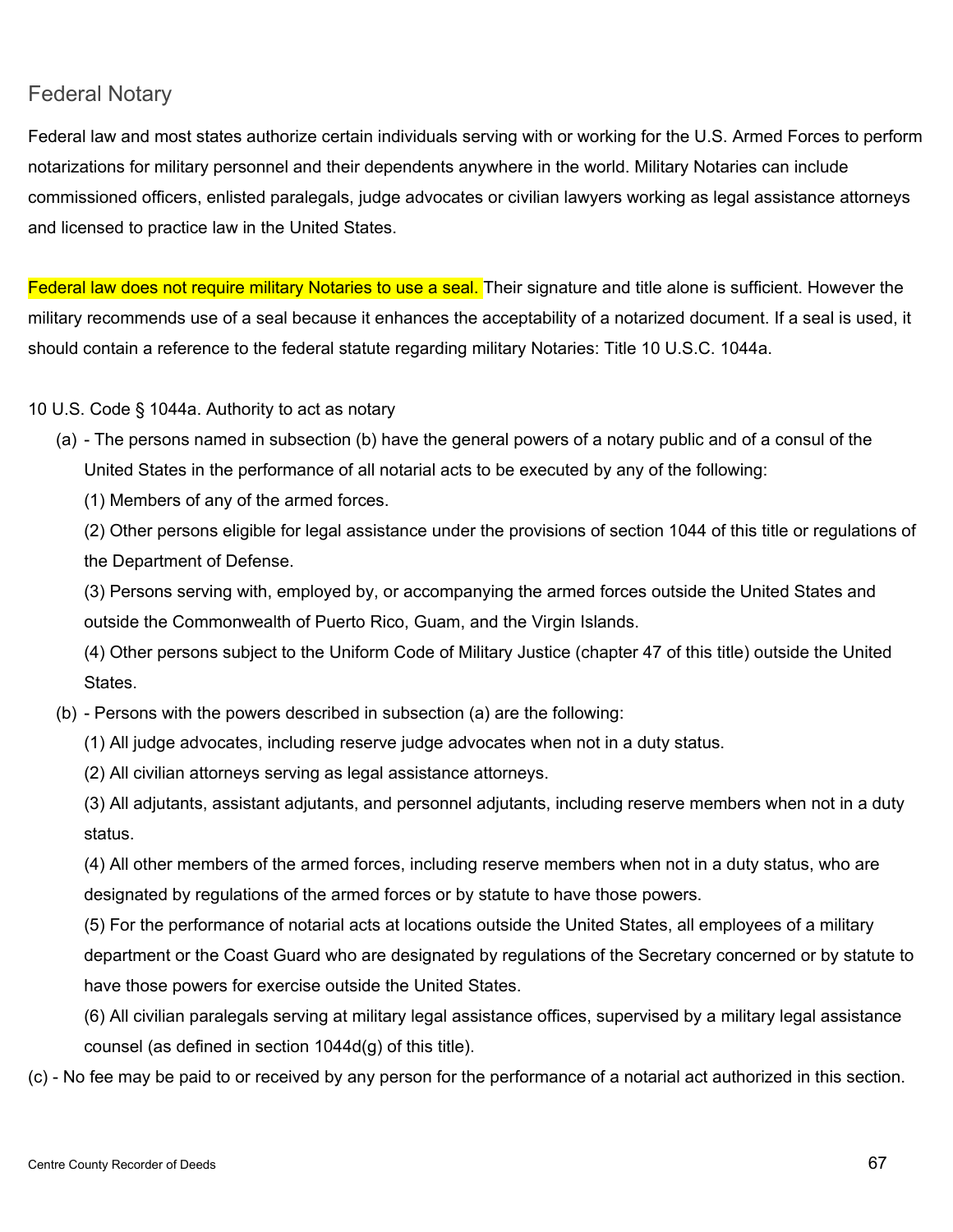## Federal Notary

Federal law and most states authorize certain individuals serving with or working for the U.S. Armed Forces to perform notarizations for military personnel and their dependents anywhere in the world. Military Notaries can include commissioned officers, enlisted paralegals, judge advocates or civilian lawyers working as legal assistance attorneys and licensed to practice law in the United States.

Federal law does not require military Notaries to use a seal. Their signature and title alone is sufficient. However the military recommends use of a seal because it enhances the acceptability of a notarized document. If a seal is used, it should contain a reference to the federal statute regarding military Notaries: Title 10 U.S.C. 1044a.

10 U.S. Code § 1044a. Authority to act as notary

(a) - The persons named in subsection (b) have the general powers of a notary public and of a consul of the United States in the performance of all notarial acts to be executed by any of the following:

(1) Members of any of the armed forces.

(2) Other persons eligible for legal assistance under the provisions of section 1044 of this title or regulations of the Department of Defense.

(3) Persons serving with, employed by, or accompanying the armed forces outside the United States and outside the Commonwealth of Puerto Rico, Guam, and the Virgin Islands.

(4) Other persons subject to the Uniform Code of Military Justice (chapter 47 of this title) outside the United States.

(b) - Persons with the powers described in subsection (a) are the following:

(1) All judge advocates, including reserve judge advocates when not in a duty status.

(2) All civilian attorneys serving as legal assistance attorneys.

(3) All adjutants, assistant adjutants, and personnel adjutants, including reserve members when not in a duty status.

(4) All other members of the armed forces, including reserve members when not in a duty status, who are designated by regulations of the armed forces or by statute to have those powers.

(5) For the performance of notarial acts at locations outside the United States, all employees of a military department or the Coast Guard who are designated by regulations of the Secretary concerned or by statute to have those powers for exercise outside the United States.

(6) All civilian paralegals serving at military legal assistance offices, supervised by a military legal assistance counsel (as defined in section 1044d(g) of this title).

(c) - No fee may be paid to or received by any person for the performance of a notarial act authorized in this section.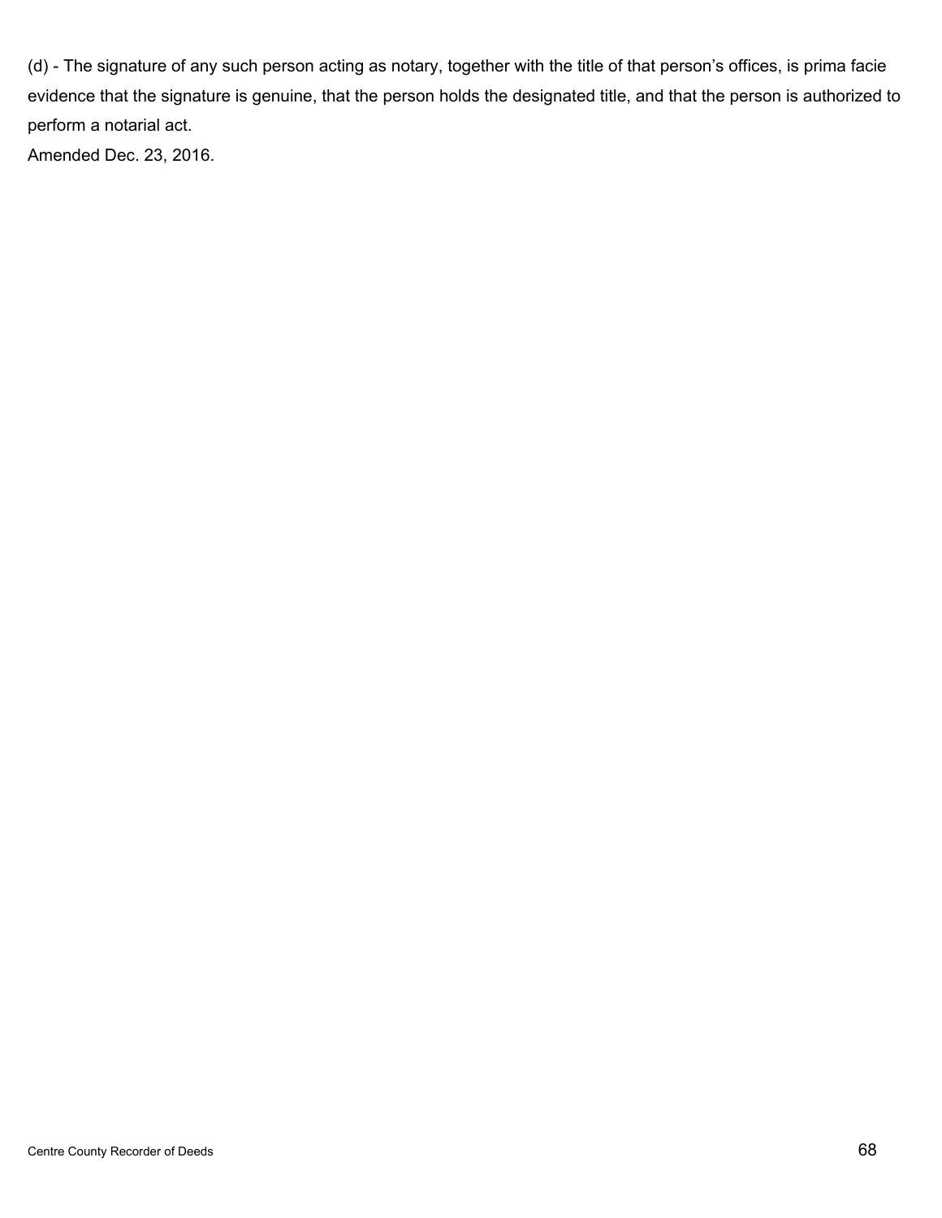(d) - The signature of any such person acting as notary, together with the title of that person's offices, is prima facie evidence that the signature is genuine, that the person holds the designated title, and that the person is authorized to perform a notarial act.

Amended Dec. 23, 2016.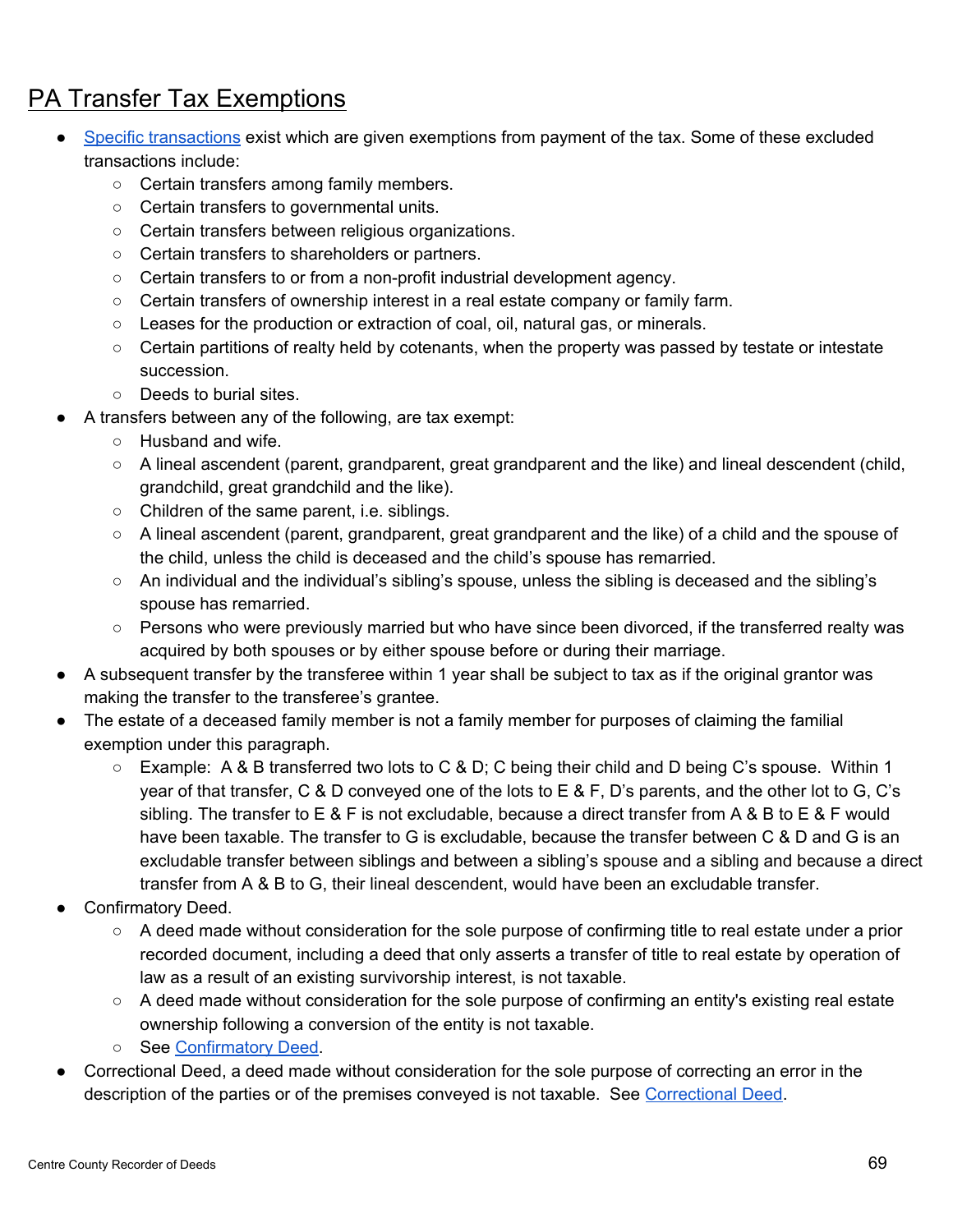# PA Transfer Tax Exemptions

- [Specific transactions](#) exist which are given exemptions from payment of the tax. Some of these excluded transactions include:
  - Certain transfers among family members.
  - Certain transfers to governmental units.
  - Certain transfers between religious organizations.
  - Certain transfers to shareholders or partners.
  - Certain transfers to or from a non-profit industrial development agency.
  - Certain transfers of ownership interest in a real estate company or family farm.
  - Leases for the production or extraction of coal, oil, natural gas, or minerals.
  - Certain partitions of realty held by cotenants, when the property was passed by testate or intestate succession.
  - Deeds to burial sites.
- A transfers between any of the following, are tax exempt:
  - Husband and wife.
  - A lineal ascendent (parent, grandparent, great grandparent and the like) and lineal descendent (child, grandchild, great grandchild and the like).
  - Children of the same parent, i.e. siblings.
  - A lineal ascendent (parent, grandparent, great grandparent and the like) of a child and the spouse of the child, unless the child is deceased and the child's spouse has remarried.
  - An individual and the individual's sibling's spouse, unless the sibling is deceased and the sibling's spouse has remarried.
  - Persons who were previously married but who have since been divorced, if the transferred realty was acquired by both spouses or by either spouse before or during their marriage.
- A subsequent transfer by the transferee within 1 year shall be subject to tax as if the original grantor was making the transfer to the transferee's grantee.
- The estate of a deceased family member is not a family member for purposes of claiming the familial exemption under this paragraph.
  - Example: A & B transferred two lots to C & D; C being their child and D being C's spouse. Within 1 year of that transfer, C & D conveyed one of the lots to E & F, D's parents, and the other lot to G, C's sibling. The transfer to E & F is not excludable, because a direct transfer from A & B to E & F would have been taxable. The transfer to G is excludable, because the transfer between C & D and G is an excludable transfer between siblings and between a sibling's spouse and a sibling and because a direct transfer from A & B to G, their lineal descendent, would have been an excludable transfer.
- Confirmatory Deed.
  - A deed made without consideration for the sole purpose of confirming title to real estate under a prior recorded document, including a deed that only asserts a transfer of title to real estate by operation of law as a result of an existing survivorship interest, is not taxable.
  - A deed made without consideration for the sole purpose of confirming an entity's existing real estate ownership following a conversion of the entity is not taxable.
  - See [Confirmatory Deed](#).
- Correctional Deed, a deed made without consideration for the sole purpose of correcting an error in the description of the parties or of the premises conveyed is not taxable. See [Correctional Deed](#).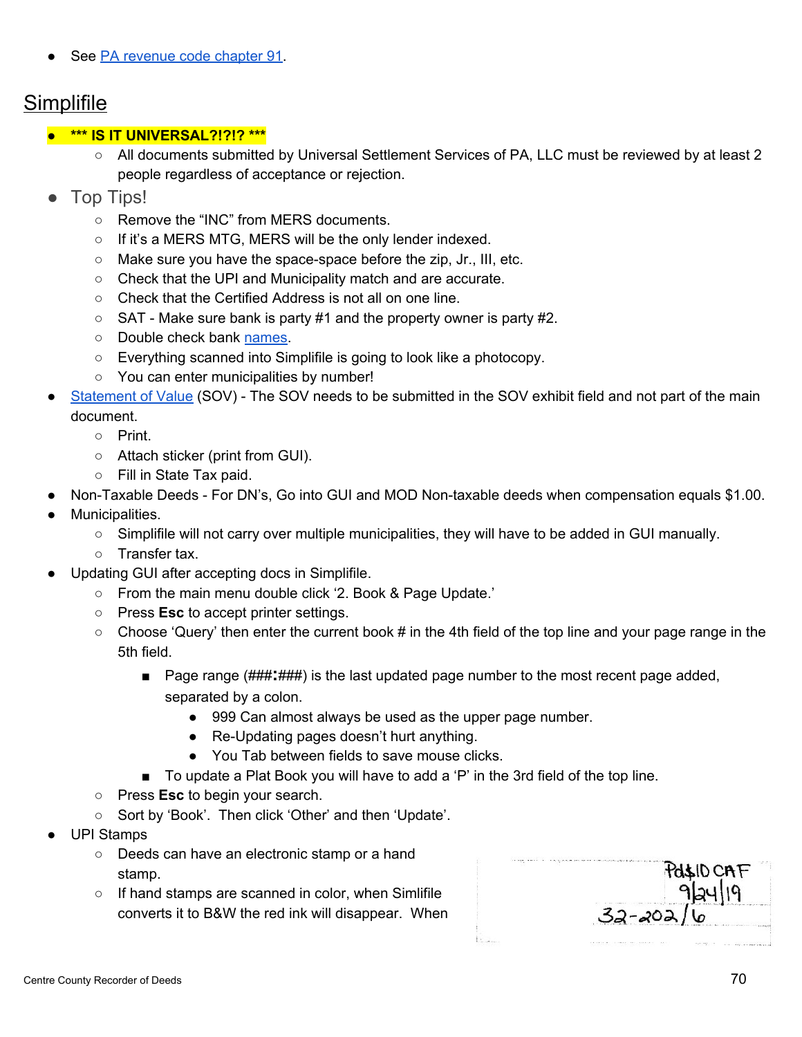- See PA revenue code chapter 91.

## Simplifile

- **\*\*\* IS IT UNIVERSAL?!?!? \*\*\***
  - All documents submitted by Universal Settlement Services of PA, LLC must be reviewed by at least 2 people regardless of acceptance or rejection.
- Top Tips!
  - Remove the "INC" from MERS documents.
  - If it's a MERS MTG, MERS will be the only lender indexed.
  - Make sure you have the space-space before the zip, Jr., III, etc.
  - Check that the UPI and Municipality match and are accurate.
  - Check that the Certified Address is not all on one line.
  - SAT - Make sure bank is party #1 and the property owner is party #2.
  - Double check bank names.
  - Everything scanned into Simplifile is going to look like a photocopy.
  - You can enter municipalities by number!
- Statement of Value (SOV) - The SOV needs to be submitted in the SOV exhibit field and not part of the main document.
  - Print.
  - Attach sticker (print from GUI).
  - Fill in State Tax paid.
- Non-Taxable Deeds - For DN's, Go into GUI and MOD Non-taxable deeds when compensation equals $1.00.
- Municipalities.
  - Simplifile will not carry over multiple municipalities, they will have to be added in GUI manually.
  - Transfer tax.
- Updating GUI after accepting docs in Simplifile.
  - From the main menu double click '2. Book & Page Update.'
  - Press **Esc** to accept printer settings.
  - Choose 'Query' then enter the current book # in the 4th field of the top line and your page range in the 5th field.
    - Page range (###**:**###) is the last updated page number to the most recent page added, separated by a colon.
      - 999 Can almost always be used as the upper page number.
      - Re-Updating pages doesn't hurt anything.
      - You Tab between fields to save mouse clicks.
    - To update a Plat Book you will have to add a 'P' in the 3rd field of the top line.
  - Press **Esc** to begin your search.
  - Sort by 'Book'. Then click 'Other' and then 'Update'.
- UPI Stamps
  - Deeds can have an electronic stamp or a hand stamp.
  - If hand stamps are scanned in color, when Simlifile converts it to B&W the red ink will disappear. When

Pd$10 CAF
9/24/19
32-202/6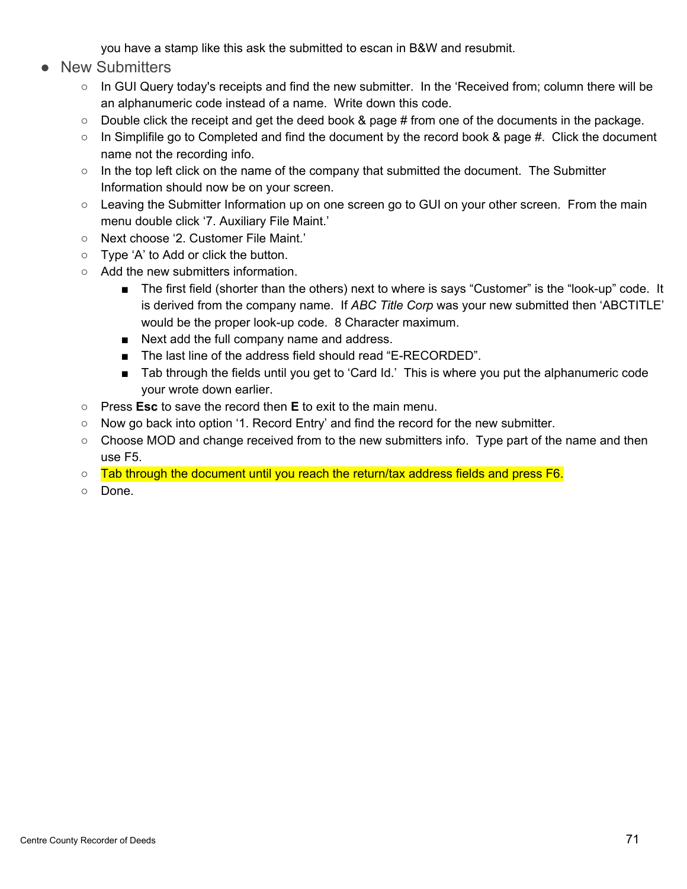you have a stamp like this ask the submitted to escan in B&W and resubmit.

- New Submitters
  - In GUI Query today's receipts and find the new submitter. In the 'Received from; column there will be an alphanumeric code instead of a name. Write down this code.
  - Double click the receipt and get the deed book & page # from one of the documents in the package.
  - In Simplifile go to Completed and find the document by the record book & page #. Click the document name not the recording info.
  - In the top left click on the name of the company that submitted the document. The Submitter Information should now be on your screen.
  - Leaving the Submitter Information up on one screen go to GUI on your other screen. From the main menu double click '7. Auxiliary File Maint.'
  - Next choose '2. Customer File Maint.'
  - Type 'A' to Add or click the button.
  - Add the new submitters information.
    - The first field (shorter than the others) next to where is says "Customer" is the "look-up" code. It is derived from the company name. If *ABC Title Corp* was your new submitted then 'ABCTITLE' would be the proper look-up code. 8 Character maximum.
    - Next add the full company name and address.
    - The last line of the address field should read "E-RECORDED".
    - Tab through the fields until you get to 'Card Id.' This is where you put the alphanumeric code your wrote down earlier.
  - Press **Esc** to save the record then **E** to exit to the main menu.
  - Now go back into option '1. Record Entry' and find the record for the new submitter.
  - Choose MOD and change received from to the new submitters info. Type part of the name and then use F5.
  - Tab through the document until you reach the return/tax address fields and press F6.
  - Done.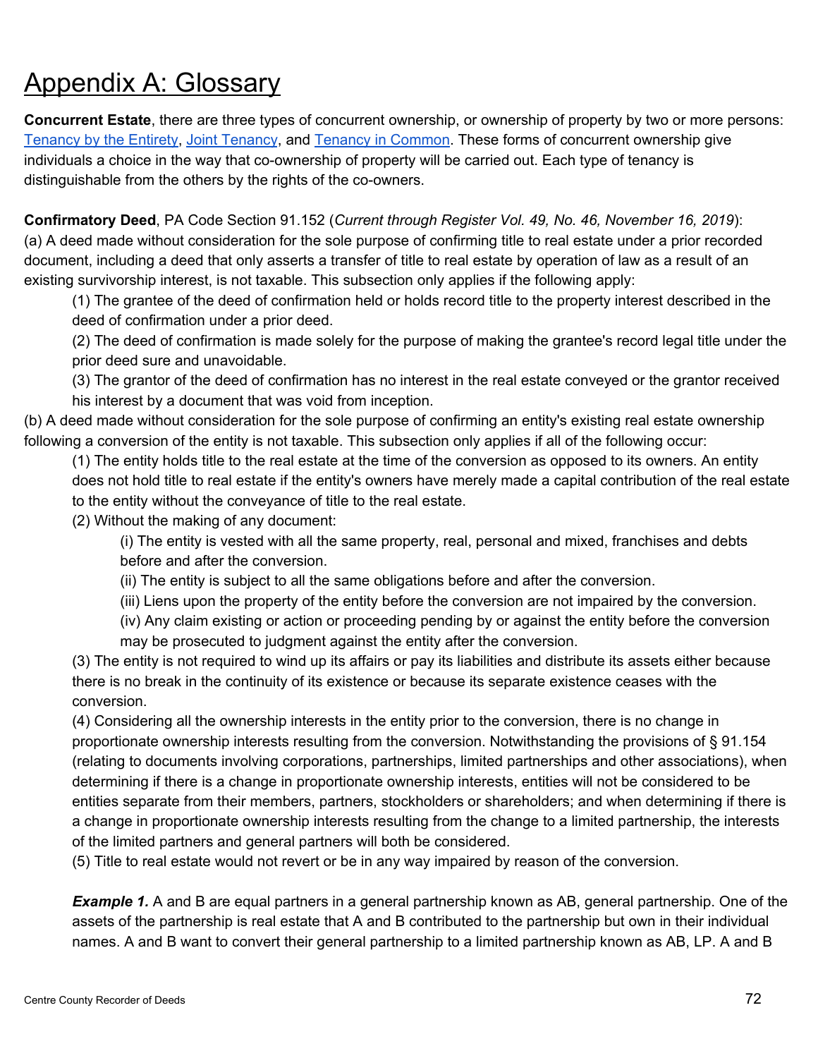# Appendix A: Glossary

**Concurrent Estate**, there are three types of concurrent ownership, or ownership of property by two or more persons: [Tenancy by the Entirety](), [Joint Tenancy](), and [Tenancy in Common](). These forms of concurrent ownership give individuals a choice in the way that co-ownership of property will be carried out. Each type of tenancy is distinguishable from the others by the rights of the co-owners.

**Confirmatory Deed**, PA Code Section 91.152 (*Current through Register Vol. 49, No. 46, November 16, 2019*):
(a) A deed made without consideration for the sole purpose of confirming title to real estate under a prior recorded document, including a deed that only asserts a transfer of title to real estate by operation of law as a result of an existing survivorship interest, is not taxable. This subsection only applies if the following apply:

> (1) The grantee of the deed of confirmation held or holds record title to the property interest described in the deed of confirmation under a prior deed.
>
> (2) The deed of confirmation is made solely for the purpose of making the grantee's record legal title under the prior deed sure and unavoidable.
>
> (3) The grantor of the deed of confirmation has no interest in the real estate conveyed or the grantor received his interest by a document that was void from inception.

(b) A deed made without consideration for the sole purpose of confirming an entity's existing real estate ownership following a conversion of the entity is not taxable. This subsection only applies if all of the following occur:

> (1) The entity holds title to the real estate at the time of the conversion as opposed to its owners. An entity does not hold title to real estate if the entity's owners have merely made a capital contribution of the real estate to the entity without the conveyance of title to the real estate.
>
> (2) Without the making of any document:
>
> > (i) The entity is vested with all the same property, real, personal and mixed, franchises and debts before and after the conversion.
> >
> > (ii) The entity is subject to all the same obligations before and after the conversion.
> >
> > (iii) Liens upon the property of the entity before the conversion are not impaired by the conversion.
> >
> > (iv) Any claim existing or action or proceeding pending by or against the entity before the conversion may be prosecuted to judgment against the entity after the conversion.
>
> (3) The entity is not required to wind up its affairs or pay its liabilities and distribute its assets either because there is no break in the continuity of its existence or because its separate existence ceases with the conversion.
>
> (4) Considering all the ownership interests in the entity prior to the conversion, there is no change in proportionate ownership interests resulting from the conversion. Notwithstanding the provisions of § 91.154 (relating to documents involving corporations, partnerships, limited partnerships and other associations), when determining if there is a change in proportionate ownership interests, entities will not be considered to be entities separate from their members, partners, stockholders or shareholders; and when determining if there is a change in proportionate ownership interests resulting from the change to a limited partnership, the interests of the limited partners and general partners will both be considered.
>
> (5) Title to real estate would not revert or be in any way impaired by reason of the conversion.
>
> ***Example 1.*** A and B are equal partners in a general partnership known as AB, general partnership. One of the assets of the partnership is real estate that A and B contributed to the partnership but own in their individual names. A and B want to convert their general partnership to a limited partnership known as AB, LP. A and B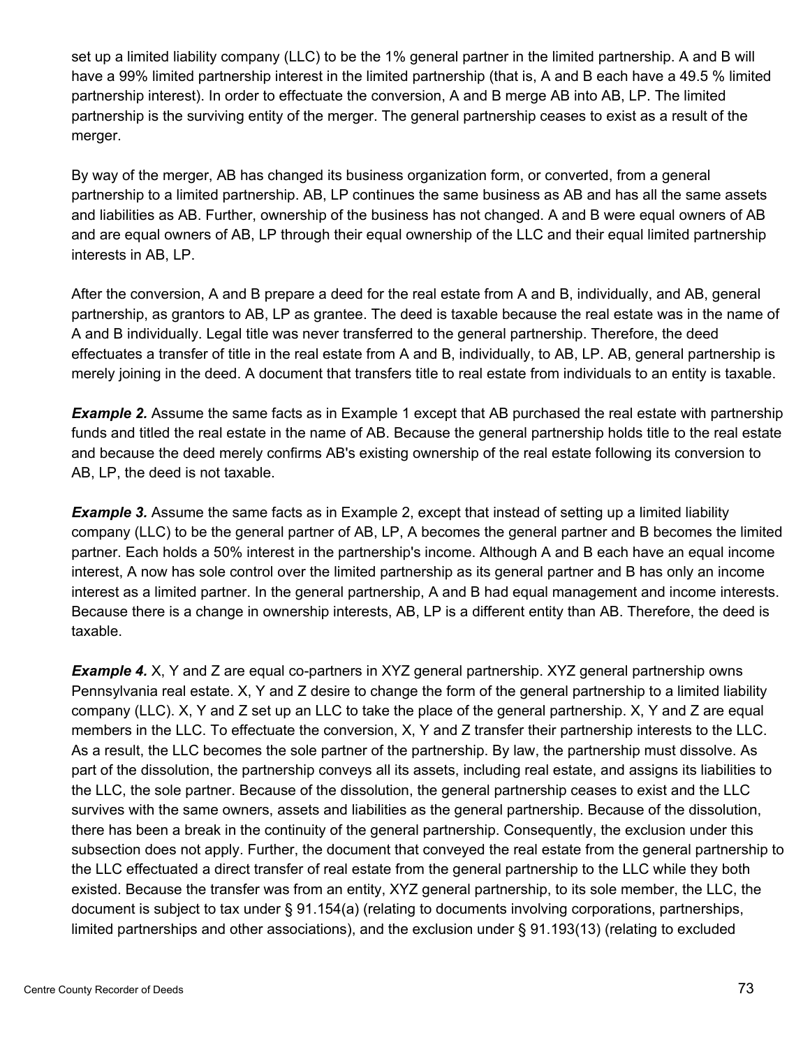set up a limited liability company (LLC) to be the 1% general partner in the limited partnership. A and B will have a 99% limited partnership interest in the limited partnership (that is, A and B each have a 49.5 % limited partnership interest). In order to effectuate the conversion, A and B merge AB into AB, LP. The limited partnership is the surviving entity of the merger. The general partnership ceases to exist as a result of the merger.

By way of the merger, AB has changed its business organization form, or converted, from a general partnership to a limited partnership. AB, LP continues the same business as AB and has all the same assets and liabilities as AB. Further, ownership of the business has not changed. A and B were equal owners of AB and are equal owners of AB, LP through their equal ownership of the LLC and their equal limited partnership interests in AB, LP.

After the conversion, A and B prepare a deed for the real estate from A and B, individually, and AB, general partnership, as grantors to AB, LP as grantee. The deed is taxable because the real estate was in the name of A and B individually. Legal title was never transferred to the general partnership. Therefore, the deed effectuates a transfer of title in the real estate from A and B, individually, to AB, LP. AB, general partnership is merely joining in the deed. A document that transfers title to real estate from individuals to an entity is taxable.

***Example 2.*** Assume the same facts as in Example 1 except that AB purchased the real estate with partnership funds and titled the real estate in the name of AB. Because the general partnership holds title to the real estate and because the deed merely confirms AB's existing ownership of the real estate following its conversion to AB, LP, the deed is not taxable.

***Example 3.*** Assume the same facts as in Example 2, except that instead of setting up a limited liability company (LLC) to be the general partner of AB, LP, A becomes the general partner and B becomes the limited partner. Each holds a 50% interest in the partnership's income. Although A and B each have an equal income interest, A now has sole control over the limited partnership as its general partner and B has only an income interest as a limited partner. In the general partnership, A and B had equal management and income interests. Because there is a change in ownership interests, AB, LP is a different entity than AB. Therefore, the deed is taxable.

***Example 4.*** X, Y and Z are equal co-partners in XYZ general partnership. XYZ general partnership owns Pennsylvania real estate. X, Y and Z desire to change the form of the general partnership to a limited liability company (LLC). X, Y and Z set up an LLC to take the place of the general partnership. X, Y and Z are equal members in the LLC. To effectuate the conversion, X, Y and Z transfer their partnership interests to the LLC. As a result, the LLC becomes the sole partner of the partnership. By law, the partnership must dissolve. As part of the dissolution, the partnership conveys all its assets, including real estate, and assigns its liabilities to the LLC, the sole partner. Because of the dissolution, the general partnership ceases to exist and the LLC survives with the same owners, assets and liabilities as the general partnership. Because of the dissolution, there has been a break in the continuity of the general partnership. Consequently, the exclusion under this subsection does not apply. Further, the document that conveyed the real estate from the general partnership to the LLC effectuated a direct transfer of real estate from the general partnership to the LLC while they both existed. Because the transfer was from an entity, XYZ general partnership, to its sole member, the LLC, the document is subject to tax under § 91.154(a) (relating to documents involving corporations, partnerships, limited partnerships and other associations), and the exclusion under § 91.193(13) (relating to excluded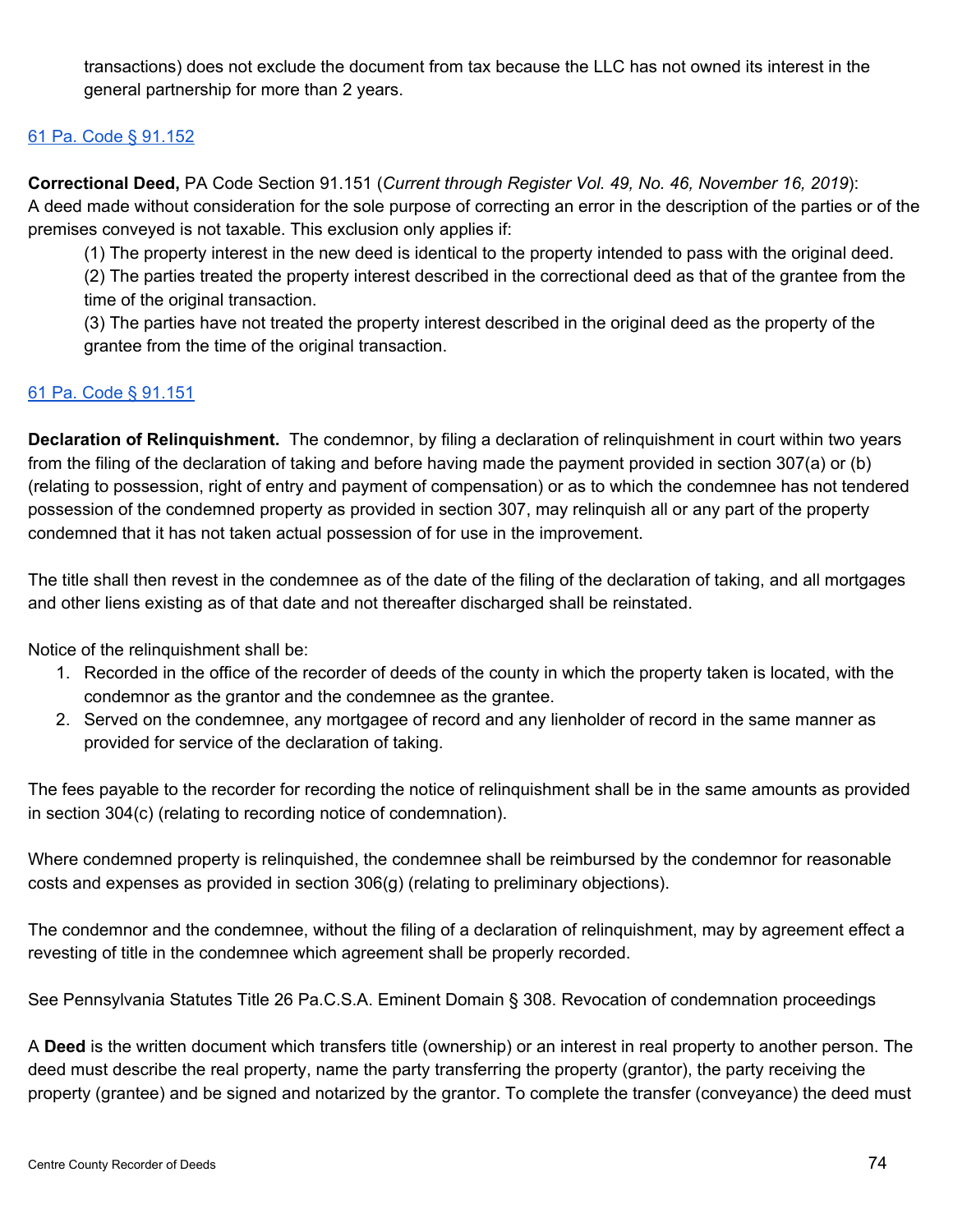transactions) does not exclude the document from tax because the LLC has not owned its interest in the general partnership for more than 2 years.

[61 Pa. Code § 91.152](#)

**Correctional Deed,** PA Code Section 91.151 (*Current through Register Vol. 49, No. 46, November 16, 2019*): A deed made without consideration for the sole purpose of correcting an error in the description of the parties or of the premises conveyed is not taxable. This exclusion only applies if:

(1) The property interest in the new deed is identical to the property intended to pass with the original deed.
(2) The parties treated the property interest described in the correctional deed as that of the grantee from the time of the original transaction.
(3) The parties have not treated the property interest described in the original deed as the property of the grantee from the time of the original transaction.

[61 Pa. Code § 91.151](#)

**Declaration of Relinquishment.** The condemnor, by filing a declaration of relinquishment in court within two years from the filing of the declaration of taking and before having made the payment provided in section 307(a) or (b) (relating to possession, right of entry and payment of compensation) or as to which the condemnee has not tendered possession of the condemned property as provided in section 307, may relinquish all or any part of the property condemned that it has not taken actual possession of for use in the improvement.

The title shall then revest in the condemnee as of the date of the filing of the declaration of taking, and all mortgages and other liens existing as of that date and not thereafter discharged shall be reinstated.

Notice of the relinquishment shall be:

1. Recorded in the office of the recorder of deeds of the county in which the property taken is located, with the condemnor as the grantor and the condemnee as the grantee.
2. Served on the condemnee, any mortgagee of record and any lienholder of record in the same manner as provided for service of the declaration of taking.

The fees payable to the recorder for recording the notice of relinquishment shall be in the same amounts as provided in section 304(c) (relating to recording notice of condemnation).

Where condemned property is relinquished, the condemnee shall be reimbursed by the condemnor for reasonable costs and expenses as provided in section 306(g) (relating to preliminary objections).

The condemnor and the condemnee, without the filing of a declaration of relinquishment, may by agreement effect a revesting of title in the condemnee which agreement shall be properly recorded.

See Pennsylvania Statutes Title 26 Pa.C.S.A. Eminent Domain § 308. Revocation of condemnation proceedings

A **Deed** is the written document which transfers title (ownership) or an interest in real property to another person. The deed must describe the real property, name the party transferring the property (grantor), the party receiving the property (grantee) and be signed and notarized by the grantor. To complete the transfer (conveyance) the deed must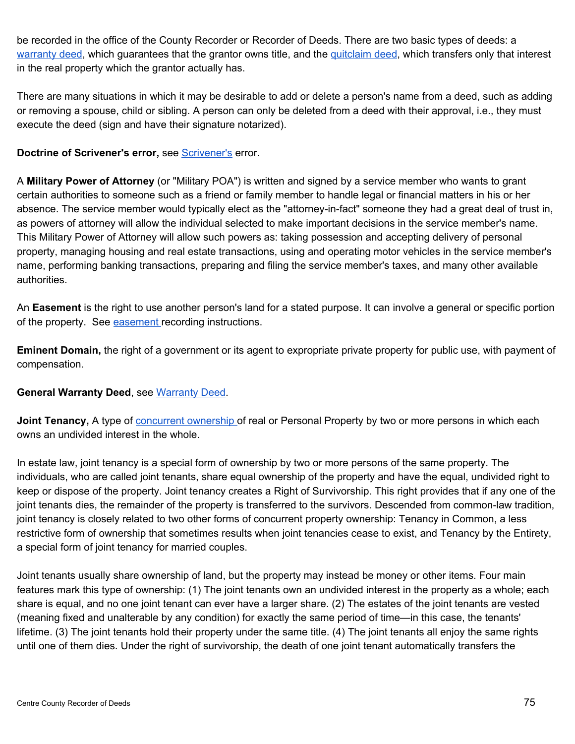be recorded in the office of the County Recorder or Recorder of Deeds. There are two basic types of deeds: a warranty deed, which guarantees that the grantor owns title, and the quitclaim deed, which transfers only that interest in the real property which the grantor actually has.

There are many situations in which it may be desirable to add or delete a person's name from a deed, such as adding or removing a spouse, child or sibling. A person can only be deleted from a deed with their approval, i.e., they must execute the deed (sign and have their signature notarized).

**Doctrine of Scrivener's error,** see Scrivener's error.

A **Military Power of Attorney** (or "Military POA") is written and signed by a service member who wants to grant certain authorities to someone such as a friend or family member to handle legal or financial matters in his or her absence. The service member would typically elect as the "attorney-in-fact" someone they had a great deal of trust in, as powers of attorney will allow the individual selected to make important decisions in the service member's name. This Military Power of Attorney will allow such powers as: taking possession and accepting delivery of personal property, managing housing and real estate transactions, using and operating motor vehicles in the service member's name, performing banking transactions, preparing and filing the service member's taxes, and many other available authorities.

An **Easement** is the right to use another person's land for a stated purpose. It can involve a general or specific portion of the property.  See easement recording instructions.

**Eminent Domain,** the right of a government or its agent to expropriate private property for public use, with payment of compensation.

**General Warranty Deed**, see Warranty Deed.

**Joint Tenancy,** A type of concurrent ownership of real or Personal Property by two or more persons in which each owns an undivided interest in the whole.

In estate law, joint tenancy is a special form of ownership by two or more persons of the same property. The individuals, who are called joint tenants, share equal ownership of the property and have the equal, undivided right to keep or dispose of the property. Joint tenancy creates a Right of Survivorship. This right provides that if any one of the joint tenants dies, the remainder of the property is transferred to the survivors. Descended from common-law tradition, joint tenancy is closely related to two other forms of concurrent property ownership: Tenancy in Common, a less restrictive form of ownership that sometimes results when joint tenancies cease to exist, and Tenancy by the Entirety, a special form of joint tenancy for married couples.

Joint tenants usually share ownership of land, but the property may instead be money or other items. Four main features mark this type of ownership: (1) The joint tenants own an undivided interest in the property as a whole; each share is equal, and no one joint tenant can ever have a larger share. (2) The estates of the joint tenants are vested (meaning fixed and unalterable by any condition) for exactly the same period of time—in this case, the tenants' lifetime. (3) The joint tenants hold their property under the same title. (4) The joint tenants all enjoy the same rights until one of them dies. Under the right of survivorship, the death of one joint tenant automatically transfers the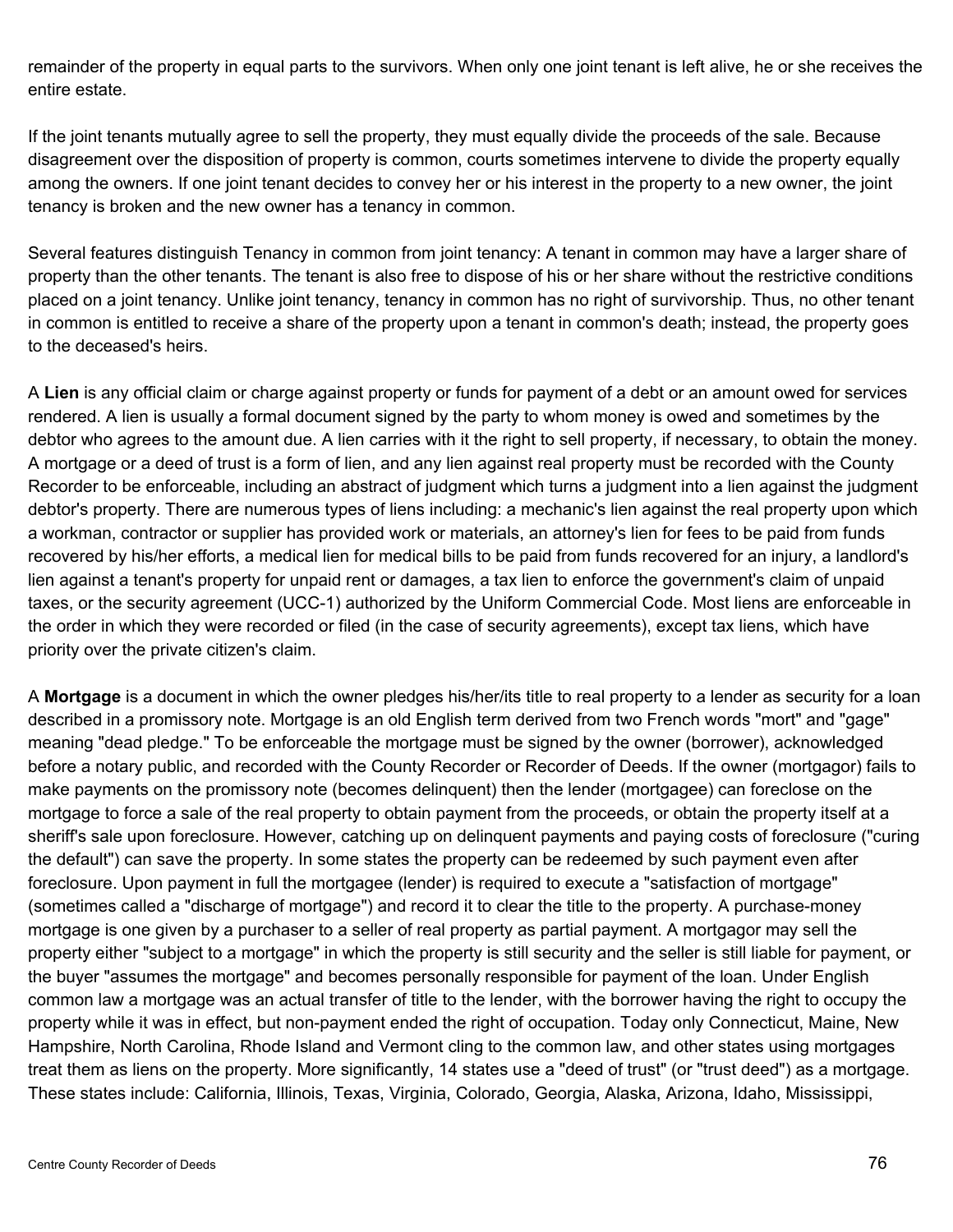remainder of the property in equal parts to the survivors. When only one joint tenant is left alive, he or she receives the entire estate.

If the joint tenants mutually agree to sell the property, they must equally divide the proceeds of the sale. Because disagreement over the disposition of property is common, courts sometimes intervene to divide the property equally among the owners. If one joint tenant decides to convey her or his interest in the property to a new owner, the joint tenancy is broken and the new owner has a tenancy in common.

Several features distinguish Tenancy in common from joint tenancy: A tenant in common may have a larger share of property than the other tenants. The tenant is also free to dispose of his or her share without the restrictive conditions placed on a joint tenancy. Unlike joint tenancy, tenancy in common has no right of survivorship. Thus, no other tenant in common is entitled to receive a share of the property upon a tenant in common's death; instead, the property goes to the deceased's heirs.

A **Lien** is any official claim or charge against property or funds for payment of a debt or an amount owed for services rendered. A lien is usually a formal document signed by the party to whom money is owed and sometimes by the debtor who agrees to the amount due. A lien carries with it the right to sell property, if necessary, to obtain the money. A mortgage or a deed of trust is a form of lien, and any lien against real property must be recorded with the County Recorder to be enforceable, including an abstract of judgment which turns a judgment into a lien against the judgment debtor's property. There are numerous types of liens including: a mechanic's lien against the real property upon which a workman, contractor or supplier has provided work or materials, an attorney's lien for fees to be paid from funds recovered by his/her efforts, a medical lien for medical bills to be paid from funds recovered for an injury, a landlord's lien against a tenant's property for unpaid rent or damages, a tax lien to enforce the government's claim of unpaid taxes, or the security agreement (UCC-1) authorized by the Uniform Commercial Code. Most liens are enforceable in the order in which they were recorded or filed (in the case of security agreements), except tax liens, which have priority over the private citizen's claim.

A **Mortgage** is a document in which the owner pledges his/her/its title to real property to a lender as security for a loan described in a promissory note. Mortgage is an old English term derived from two French words "mort" and "gage" meaning "dead pledge." To be enforceable the mortgage must be signed by the owner (borrower), acknowledged before a notary public, and recorded with the County Recorder or Recorder of Deeds. If the owner (mortgagor) fails to make payments on the promissory note (becomes delinquent) then the lender (mortgagee) can foreclose on the mortgage to force a sale of the real property to obtain payment from the proceeds, or obtain the property itself at a sheriff's sale upon foreclosure. However, catching up on delinquent payments and paying costs of foreclosure ("curing the default") can save the property. In some states the property can be redeemed by such payment even after foreclosure. Upon payment in full the mortgagee (lender) is required to execute a "satisfaction of mortgage" (sometimes called a "discharge of mortgage") and record it to clear the title to the property. A purchase-money mortgage is one given by a purchaser to a seller of real property as partial payment. A mortgagor may sell the property either "subject to a mortgage" in which the property is still security and the seller is still liable for payment, or the buyer "assumes the mortgage" and becomes personally responsible for payment of the loan. Under English common law a mortgage was an actual transfer of title to the lender, with the borrower having the right to occupy the property while it was in effect, but non-payment ended the right of occupation. Today only Connecticut, Maine, New Hampshire, North Carolina, Rhode Island and Vermont cling to the common law, and other states using mortgages treat them as liens on the property. More significantly, 14 states use a "deed of trust" (or "trust deed") as a mortgage. These states include: California, Illinois, Texas, Virginia, Colorado, Georgia, Alaska, Arizona, Idaho, Mississippi,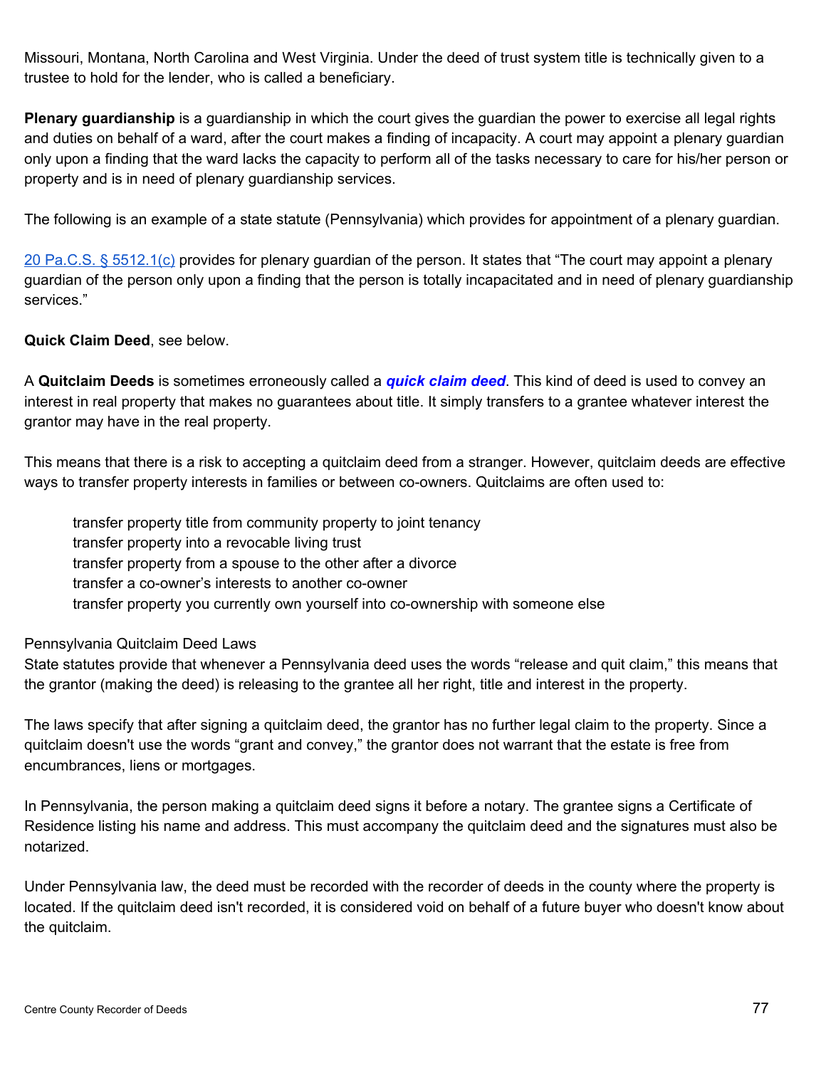Missouri, Montana, North Carolina and West Virginia. Under the deed of trust system title is technically given to a trustee to hold for the lender, who is called a beneficiary.

**Plenary guardianship** is a guardianship in which the court gives the guardian the power to exercise all legal rights and duties on behalf of a ward, after the court makes a finding of incapacity. A court may appoint a plenary guardian only upon a finding that the ward lacks the capacity to perform all of the tasks necessary to care for his/her person or property and is in need of plenary guardianship services.

The following is an example of a state statute (Pennsylvania) which provides for appointment of a plenary guardian.

20 Pa.C.S. § 5512.1(c) provides for plenary guardian of the person. It states that "The court may appoint a plenary guardian of the person only upon a finding that the person is totally incapacitated and in need of plenary guardianship services."

**Quick Claim Deed**, see below.

A **Quitclaim Deeds** is sometimes erroneously called a ***quick claim deed***. This kind of deed is used to convey an interest in real property that makes no guarantees about title. It simply transfers to a grantee whatever interest the grantor may have in the real property.

This means that there is a risk to accepting a quitclaim deed from a stranger. However, quitclaim deeds are effective ways to transfer property interests in families or between co-owners. Quitclaims are often used to:

- transfer property title from community property to joint tenancy
- transfer property into a revocable living trust
- transfer property from a spouse to the other after a divorce
- transfer a co-owner's interests to another co-owner
- transfer property you currently own yourself into co-ownership with someone else

Pennsylvania Quitclaim Deed Laws

State statutes provide that whenever a Pennsylvania deed uses the words "release and quit claim," this means that the grantor (making the deed) is releasing to the grantee all her right, title and interest in the property.

The laws specify that after signing a quitclaim deed, the grantor has no further legal claim to the property. Since a quitclaim doesn't use the words "grant and convey," the grantor does not warrant that the estate is free from encumbrances, liens or mortgages.

In Pennsylvania, the person making a quitclaim deed signs it before a notary. The grantee signs a Certificate of Residence listing his name and address. This must accompany the quitclaim deed and the signatures must also be notarized.

Under Pennsylvania law, the deed must be recorded with the recorder of deeds in the county where the property is located. If the quitclaim deed isn't recorded, it is considered void on behalf of a future buyer who doesn't know about the quitclaim.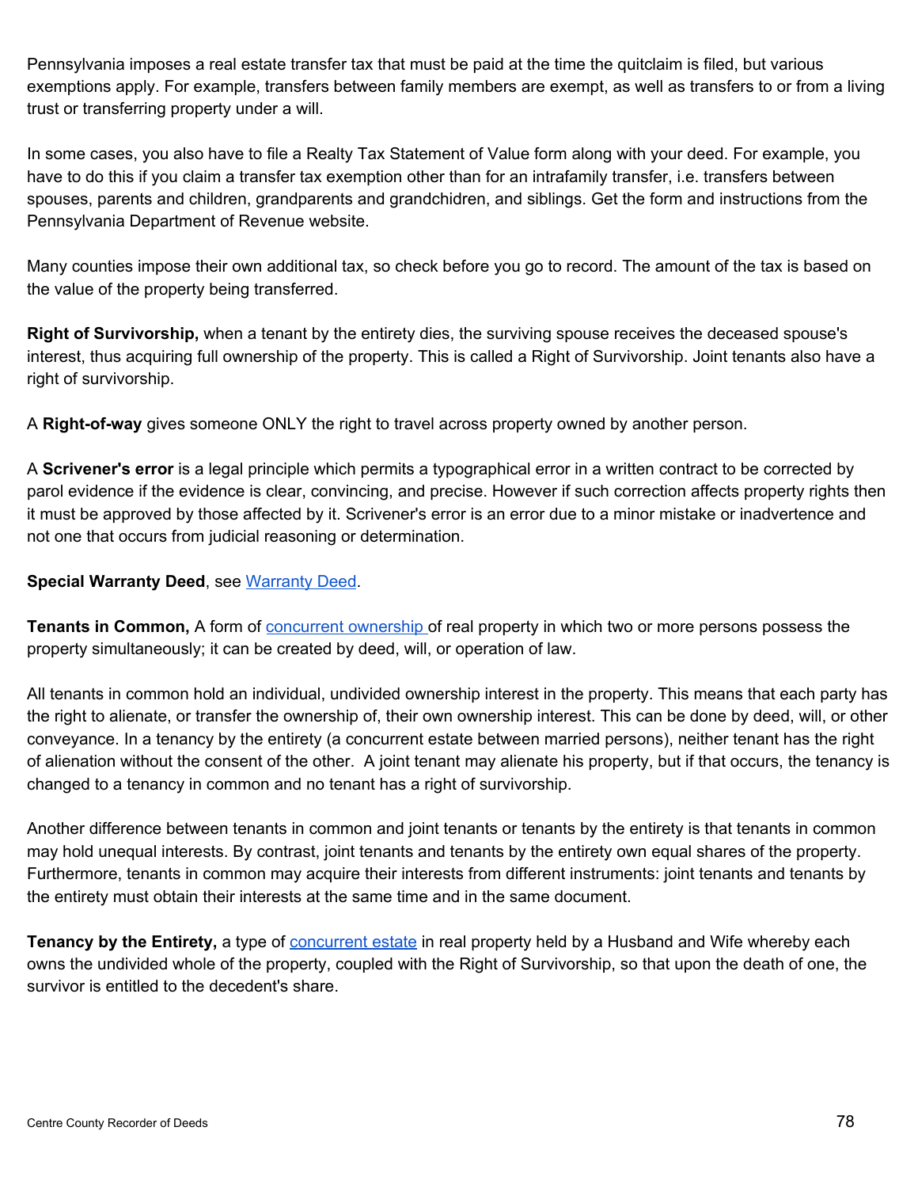Pennsylvania imposes a real estate transfer tax that must be paid at the time the quitclaim is filed, but various exemptions apply. For example, transfers between family members are exempt, as well as transfers to or from a living trust or transferring property under a will.

In some cases, you also have to file a Realty Tax Statement of Value form along with your deed. For example, you have to do this if you claim a transfer tax exemption other than for an intrafamily transfer, i.e. transfers between spouses, parents and children, grandparents and grandchidren, and siblings. Get the form and instructions from the Pennsylvania Department of Revenue website.

Many counties impose their own additional tax, so check before you go to record. The amount of the tax is based on the value of the property being transferred.

**Right of Survivorship,** when a tenant by the entirety dies, the surviving spouse receives the deceased spouse's interest, thus acquiring full ownership of the property. This is called a Right of Survivorship. Joint tenants also have a right of survivorship.

A **Right-of-way** gives someone ONLY the right to travel across property owned by another person.

A **Scrivener's error** is a legal principle which permits a typographical error in a written contract to be corrected by parol evidence if the evidence is clear, convincing, and precise. However if such correction affects property rights then it must be approved by those affected by it. Scrivener's error is an error due to a minor mistake or inadvertence and not one that occurs from judicial reasoning or determination.

**Special Warranty Deed**, see [Warranty Deed].

**Tenants in Common,** A form of [concurrent ownership] of real property in which two or more persons possess the property simultaneously; it can be created by deed, will, or operation of law.

All tenants in common hold an individual, undivided ownership interest in the property. This means that each party has the right to alienate, or transfer the ownership of, their own ownership interest. This can be done by deed, will, or other conveyance. In a tenancy by the entirety (a concurrent estate between married persons), neither tenant has the right of alienation without the consent of the other. A joint tenant may alienate his property, but if that occurs, the tenancy is changed to a tenancy in common and no tenant has a right of survivorship.

Another difference between tenants in common and joint tenants or tenants by the entirety is that tenants in common may hold unequal interests. By contrast, joint tenants and tenants by the entirety own equal shares of the property. Furthermore, tenants in common may acquire their interests from different instruments: joint tenants and tenants by the entirety must obtain their interests at the same time and in the same document.

**Tenancy by the Entirety,** a type of [concurrent estate] in real property held by a Husband and Wife whereby each owns the undivided whole of the property, coupled with the Right of Survivorship, so that upon the death of one, the survivor is entitled to the decedent's share.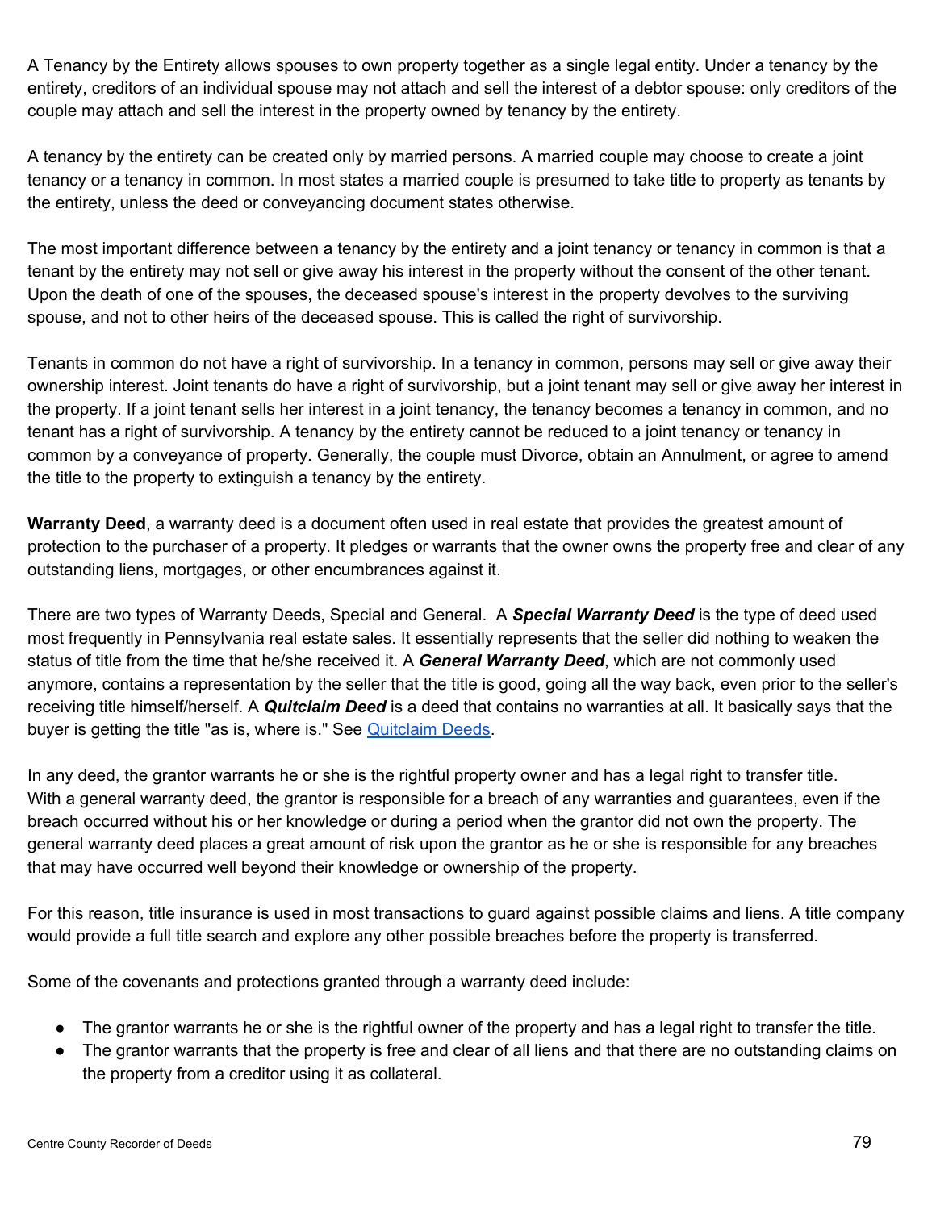A Tenancy by the Entirety allows spouses to own property together as a single legal entity. Under a tenancy by the entirety, creditors of an individual spouse may not attach and sell the interest of a debtor spouse: only creditors of the couple may attach and sell the interest in the property owned by tenancy by the entirety.

A tenancy by the entirety can be created only by married persons. A married couple may choose to create a joint tenancy or a tenancy in common. In most states a married couple is presumed to take title to property as tenants by the entirety, unless the deed or conveyancing document states otherwise.

The most important difference between a tenancy by the entirety and a joint tenancy or tenancy in common is that a tenant by the entirety may not sell or give away his interest in the property without the consent of the other tenant. Upon the death of one of the spouses, the deceased spouse's interest in the property devolves to the surviving spouse, and not to other heirs of the deceased spouse. This is called the right of survivorship.

Tenants in common do not have a right of survivorship. In a tenancy in common, persons may sell or give away their ownership interest. Joint tenants do have a right of survivorship, but a joint tenant may sell or give away her interest in the property. If a joint tenant sells her interest in a joint tenancy, the tenancy becomes a tenancy in common, and no tenant has a right of survivorship. A tenancy by the entirety cannot be reduced to a joint tenancy or tenancy in common by a conveyance of property. Generally, the couple must Divorce, obtain an Annulment, or agree to amend the title to the property to extinguish a tenancy by the entirety.

**Warranty Deed**, a warranty deed is a document often used in real estate that provides the greatest amount of protection to the purchaser of a property. It pledges or warrants that the owner owns the property free and clear of any outstanding liens, mortgages, or other encumbrances against it.

There are two types of Warranty Deeds, Special and General. A ***Special Warranty Deed*** is the type of deed used most frequently in Pennsylvania real estate sales. It essentially represents that the seller did nothing to weaken the status of title from the time that he/she received it. A ***General Warranty Deed***, which are not commonly used anymore, contains a representation by the seller that the title is good, going all the way back, even prior to the seller's receiving title himself/herself. A ***Quitclaim Deed*** is a deed that contains no warranties at all. It basically says that the buyer is getting the title "as is, where is." See Quitclaim Deeds.

In any deed, the grantor warrants he or she is the rightful property owner and has a legal right to transfer title. With a general warranty deed, the grantor is responsible for a breach of any warranties and guarantees, even if the breach occurred without his or her knowledge or during a period when the grantor did not own the property. The general warranty deed places a great amount of risk upon the grantor as he or she is responsible for any breaches that may have occurred well beyond their knowledge or ownership of the property.

For this reason, title insurance is used in most transactions to guard against possible claims and liens. A title company would provide a full title search and explore any other possible breaches before the property is transferred.

Some of the covenants and protections granted through a warranty deed include:

- The grantor warrants he or she is the rightful owner of the property and has a legal right to transfer the title.
- The grantor warrants that the property is free and clear of all liens and that there are no outstanding claims on the property from a creditor using it as collateral.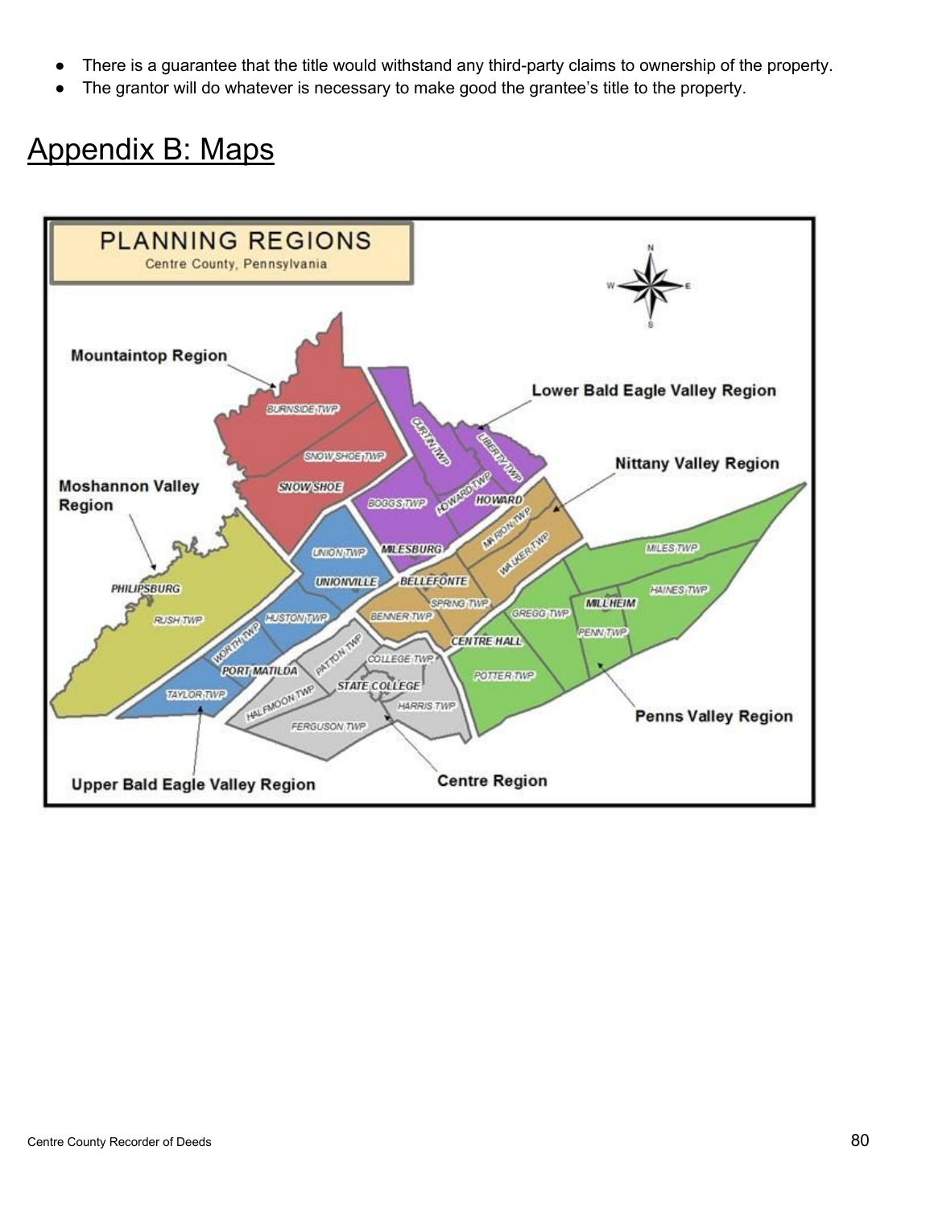- There is a guarantee that the title would withstand any third-party claims to ownership of the property.
- The grantor will do whatever is necessary to make good the grantee's title to the property.

# Appendix B: Maps

PLANNING REGIONS
Centre County, Pennsylvania

Mountaintop Region
Lower Bald Eagle Valley Region
Nittany Valley Region
Moshannon Valley Region
Penns Valley Region
Upper Bald Eagle Valley Region
Centre Region

BURNSIDE TWP
SNOW SHOE TWP
SNOW SHOE
CURTIN TWP
LIBERTY TWP
HOWARD TWP
HOWARD
BOGGS TWP
MILESBURG
UNION TWP
UNIONVILLE
BELLEFONTE
MARION TWP
WALKER TWP
SPRING TWP
BENNER TWP
MILES TWP
HAINES TWP
MILLHEIM
GREGG TWP
PENN TWP
CENTRE HALL
POTTER TWP
PHILIPSBURG
RUSH TWP
HUSTON TWP
WORTH TWP
PORT MATILDA
TAYLOR TWP
PATTON TWP
COLLEGE TWP
STATE COLLEGE
HALFMOON TWP
HARRIS TWP
FERGUSON TWP